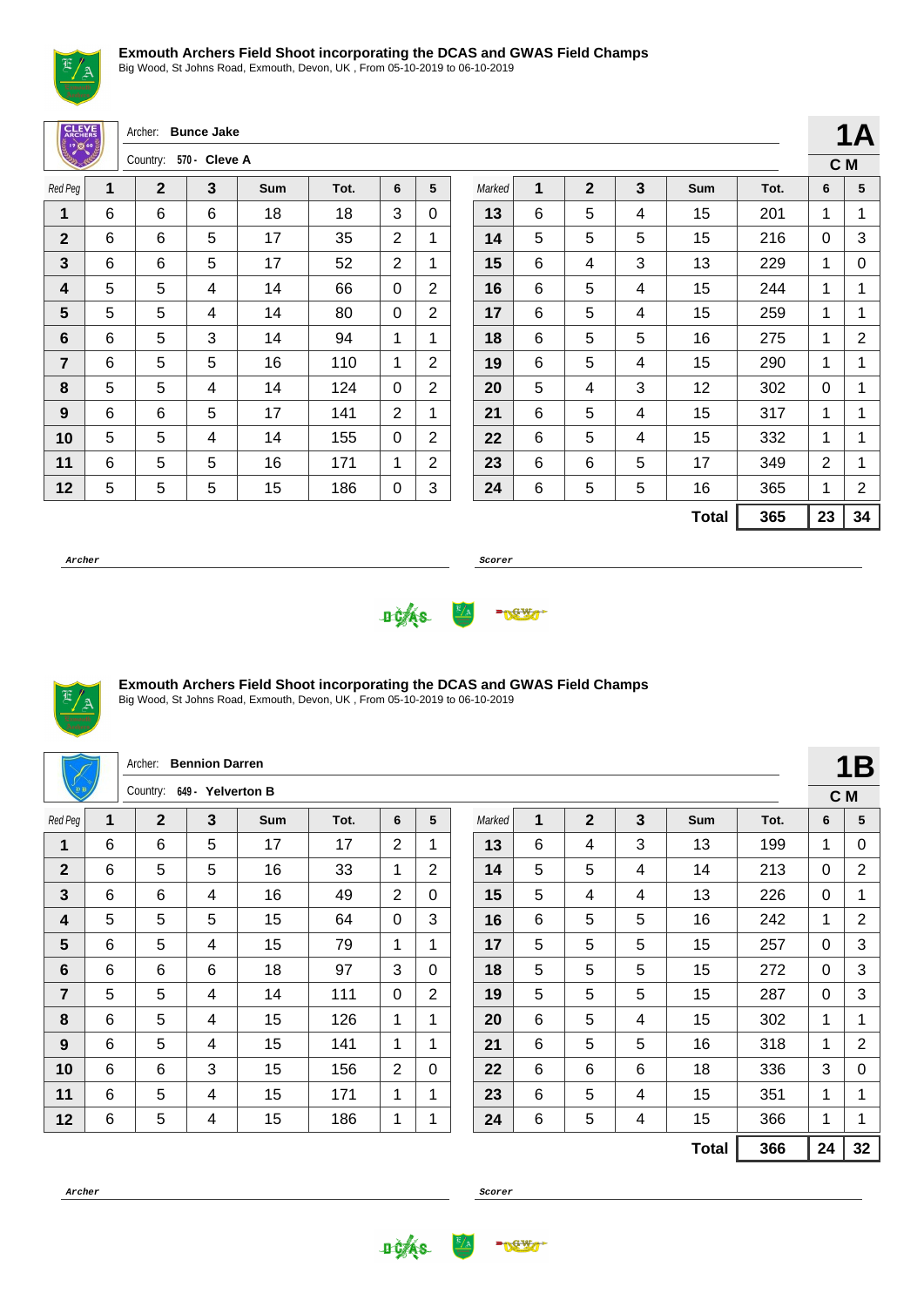**Exmouth Archers Field Shoot incorporating the DCAS and GWAS Field Champs**
Big Wood, St Johns Road, Exmouth, Devon, UK , From 05-10-2019 to 06-10-2019

Archer: **Bunce Jake**
Country: **570 - Cleve A**

**1A**
**C M**

| Red Peg | 1 | 2 | 3 | Sum | Tot. | 6 | 5 | Marked | 1 | 2 | 3 | Sum | Tot. | 6 | 5 |
|---|---|---|---|---|---|---|---|---|---|---|---|---|---|---|---|
| 1 | 6 | 6 | 6 | 18 | 18 | 3 | 0 | 13 | 6 | 5 | 4 | 15 | 201 | 1 | 1 |
| 2 | 6 | 6 | 5 | 17 | 35 | 2 | 1 | 14 | 5 | 5 | 5 | 15 | 216 | 0 | 3 |
| 3 | 6 | 6 | 5 | 17 | 52 | 2 | 1 | 15 | 6 | 4 | 3 | 13 | 229 | 1 | 0 |
| 4 | 5 | 5 | 4 | 14 | 66 | 0 | 2 | 16 | 6 | 5 | 4 | 15 | 244 | 1 | 1 |
| 5 | 5 | 5 | 4 | 14 | 80 | 0 | 2 | 17 | 6 | 5 | 4 | 15 | 259 | 1 | 1 |
| 6 | 6 | 5 | 3 | 14 | 94 | 1 | 1 | 18 | 6 | 5 | 5 | 16 | 275 | 1 | 2 |
| 7 | 6 | 5 | 5 | 16 | 110 | 1 | 2 | 19 | 6 | 5 | 4 | 15 | 290 | 1 | 1 |
| 8 | 5 | 5 | 4 | 14 | 124 | 0 | 2 | 20 | 5 | 4 | 3 | 12 | 302 | 0 | 1 |
| 9 | 6 | 6 | 5 | 17 | 141 | 2 | 1 | 21 | 6 | 5 | 4 | 15 | 317 | 1 | 1 |
| 10 | 5 | 5 | 4 | 14 | 155 | 0 | 2 | 22 | 6 | 5 | 4 | 15 | 332 | 1 | 1 |
| 11 | 6 | 5 | 5 | 16 | 171 | 1 | 2 | 23 | 6 | 6 | 5 | 17 | 349 | 2 | 1 |
| 12 | 5 | 5 | 5 | 15 | 186 | 0 | 3 | 24 | 6 | 5 | 5 | 16 | 365 | 1 | 2 |
| | | | | | | | | | | | | **Total** | **365** | **23** | **34** |

*Archer* ____________________ *Scorer* ____________________

**Exmouth Archers Field Shoot incorporating the DCAS and GWAS Field Champs**
Big Wood, St Johns Road, Exmouth, Devon, UK , From 05-10-2019 to 06-10-2019

Archer: **Bennion Darren**
Country: **649 - Yelverton B**

**1B**
**C M**

| Red Peg | 1 | 2 | 3 | Sum | Tot. | 6 | 5 | Marked | 1 | 2 | 3 | Sum | Tot. | 6 | 5 |
|---|---|---|---|---|---|---|---|---|---|---|---|---|---|---|---|
| 1 | 6 | 6 | 5 | 17 | 17 | 2 | 1 | 13 | 6 | 4 | 3 | 13 | 199 | 1 | 0 |
| 2 | 6 | 5 | 5 | 16 | 33 | 1 | 2 | 14 | 5 | 5 | 4 | 14 | 213 | 0 | 2 |
| 3 | 6 | 6 | 4 | 16 | 49 | 2 | 0 | 15 | 5 | 4 | 4 | 13 | 226 | 0 | 1 |
| 4 | 5 | 5 | 5 | 15 | 64 | 0 | 3 | 16 | 6 | 5 | 5 | 16 | 242 | 1 | 2 |
| 5 | 6 | 5 | 4 | 15 | 79 | 1 | 1 | 17 | 5 | 5 | 5 | 15 | 257 | 0 | 3 |
| 6 | 6 | 6 | 6 | 18 | 97 | 3 | 0 | 18 | 5 | 5 | 5 | 15 | 272 | 0 | 3 |
| 7 | 5 | 5 | 4 | 14 | 111 | 0 | 2 | 19 | 5 | 5 | 5 | 15 | 287 | 0 | 3 |
| 8 | 6 | 5 | 4 | 15 | 126 | 1 | 1 | 20 | 6 | 5 | 4 | 15 | 302 | 1 | 1 |
| 9 | 6 | 5 | 4 | 15 | 141 | 1 | 1 | 21 | 6 | 5 | 5 | 16 | 318 | 1 | 2 |
| 10 | 6 | 6 | 3 | 15 | 156 | 2 | 0 | 22 | 6 | 6 | 6 | 18 | 336 | 3 | 0 |
| 11 | 6 | 5 | 4 | 15 | 171 | 1 | 1 | 23 | 6 | 5 | 4 | 15 | 351 | 1 | 1 |
| 12 | 6 | 5 | 4 | 15 | 186 | 1 | 1 | 24 | 6 | 5 | 4 | 15 | 366 | 1 | 1 |
| | | | | | | | | | | | | **Total** | **366** | **24** | **32** |

*Archer* ____________________ *Scorer* ____________________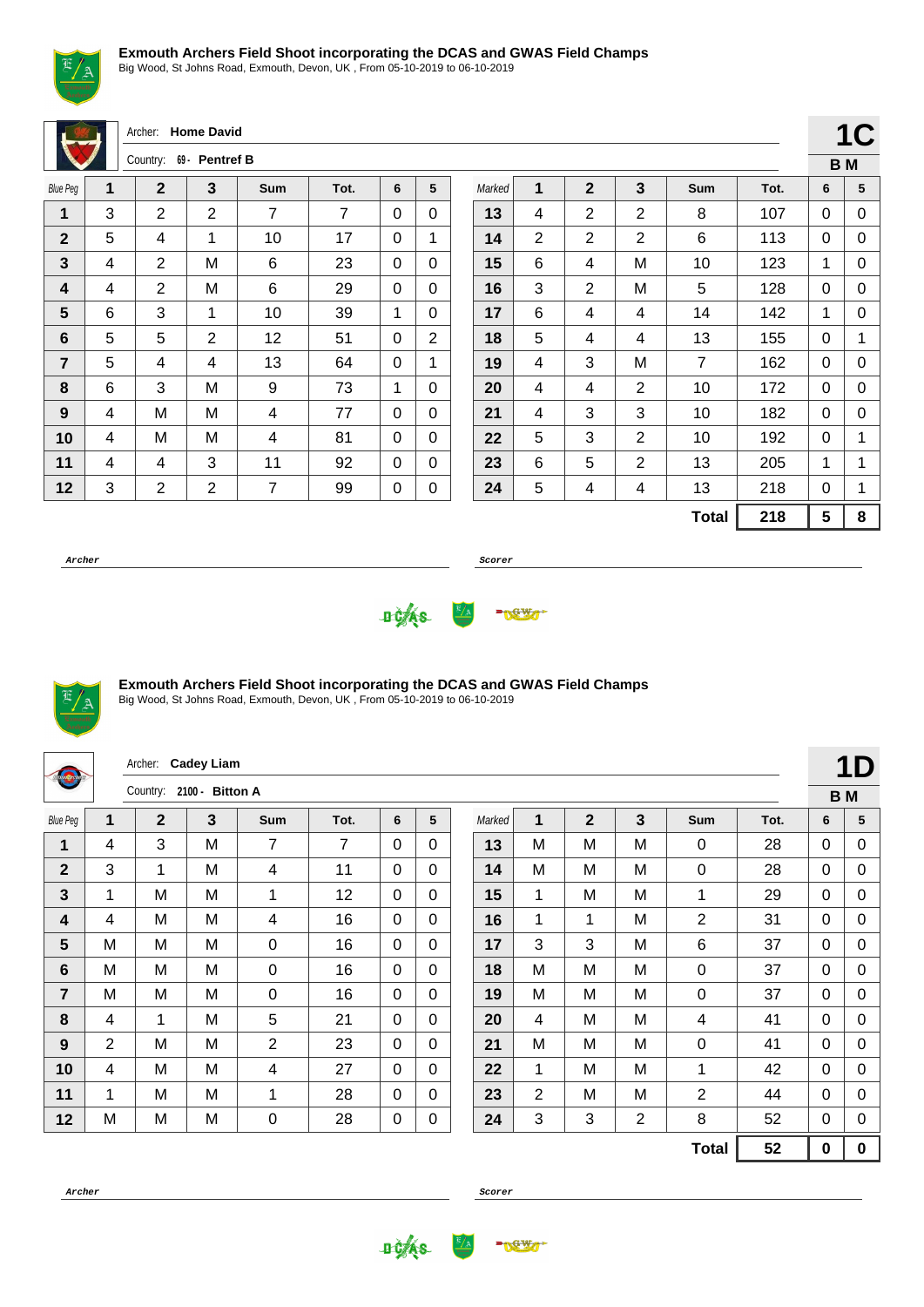**Exmouth Archers Field Shoot incorporating the DCAS and GWAS Field Champs**

Big Wood, St Johns Road, Exmouth, Devon, UK , From 05-10-2019 to 06-10-2019

Archer: **Home David**

Country: 69 - **Pentref B**

**1C**

**B M**

| Blue Peg | 1 | 2 | 3 | Sum | Tot. | 6 | 5 | Marked | 1 | 2 | 3 | Sum | Tot. | 6 | 5 |
|---|---|---|---|---|---|---|---|---|---|---|---|---|---|---|---|
| **1** | 3 | 2 | 2 | 7 | 7 | 0 | 0 | **13** | 4 | 2 | 2 | 8 | 107 | 0 | 0 |
| **2** | 5 | 4 | 1 | 10 | 17 | 0 | 1 | **14** | 2 | 2 | 2 | 6 | 113 | 0 | 0 |
| **3** | 4 | 2 | M | 6 | 23 | 0 | 0 | **15** | 6 | 4 | M | 10 | 123 | 1 | 0 |
| **4** | 4 | 2 | M | 6 | 29 | 0 | 0 | **16** | 3 | 2 | M | 5 | 128 | 0 | 0 |
| **5** | 6 | 3 | 1 | 10 | 39 | 1 | 0 | **17** | 6 | 4 | 4 | 14 | 142 | 1 | 0 |
| **6** | 5 | 5 | 2 | 12 | 51 | 0 | 2 | **18** | 5 | 4 | 4 | 13 | 155 | 0 | 1 |
| **7** | 5 | 4 | 4 | 13 | 64 | 0 | 1 | **19** | 4 | 3 | M | 7 | 162 | 0 | 0 |
| **8** | 6 | 3 | M | 9 | 73 | 1 | 0 | **20** | 4 | 4 | 2 | 10 | 172 | 0 | 0 |
| **9** | 4 | M | M | 4 | 77 | 0 | 0 | **21** | 4 | 3 | 3 | 10 | 182 | 0 | 0 |
| **10** | 4 | M | M | 4 | 81 | 0 | 0 | **22** | 5 | 3 | 2 | 10 | 192 | 0 | 1 |
| **11** | 4 | 4 | 3 | 11 | 92 | 0 | 0 | **23** | 6 | 5 | 2 | 13 | 205 | 1 | 1 |
| **12** | 3 | 2 | 2 | 7 | 99 | 0 | 0 | **24** | 5 | 4 | 4 | 13 | 218 | 0 | 1 |
| | | | | | | | | | | | | **Total** | **218** | **5** | **8** |

*Archer* | *Scorer*

**Exmouth Archers Field Shoot incorporating the DCAS and GWAS Field Champs**

Big Wood, St Johns Road, Exmouth, Devon, UK , From 05-10-2019 to 06-10-2019

Archer: **Cadey Liam**

Country: 2100 - **Bitton A**

**1D**

**B M**

| Blue Peg | 1 | 2 | 3 | Sum | Tot. | 6 | 5 | Marked | 1 | 2 | 3 | Sum | Tot. | 6 | 5 |
|---|---|---|---|---|---|---|---|---|---|---|---|---|---|---|---|
| **1** | 4 | 3 | M | 7 | 7 | 0 | 0 | **13** | M | M | M | 0 | 28 | 0 | 0 |
| **2** | 3 | 1 | M | 4 | 11 | 0 | 0 | **14** | M | M | M | 0 | 28 | 0 | 0 |
| **3** | 1 | M | M | 1 | 12 | 0 | 0 | **15** | 1 | M | M | 1 | 29 | 0 | 0 |
| **4** | 4 | M | M | 4 | 16 | 0 | 0 | **16** | 1 | 1 | M | 2 | 31 | 0 | 0 |
| **5** | M | M | M | 0 | 16 | 0 | 0 | **17** | 3 | 3 | M | 6 | 37 | 0 | 0 |
| **6** | M | M | M | 0 | 16 | 0 | 0 | **18** | M | M | M | 0 | 37 | 0 | 0 |
| **7** | M | M | M | 0 | 16 | 0 | 0 | **19** | M | M | M | 0 | 37 | 0 | 0 |
| **8** | 4 | 1 | M | 5 | 21 | 0 | 0 | **20** | 4 | M | M | 4 | 41 | 0 | 0 |
| **9** | 2 | M | M | 2 | 23 | 0 | 0 | **21** | M | M | M | 0 | 41 | 0 | 0 |
| **10** | 4 | M | M | 4 | 27 | 0 | 0 | **22** | 1 | M | M | 1 | 42 | 0 | 0 |
| **11** | 1 | M | M | 1 | 28 | 0 | 0 | **23** | 2 | M | M | 2 | 44 | 0 | 0 |
| **12** | M | M | M | 0 | 28 | 0 | 0 | **24** | 3 | 3 | 2 | 8 | 52 | 0 | 0 |
| | | | | | | | | | | | | **Total** | **52** | **0** | **0** |

*Archer* | *Scorer*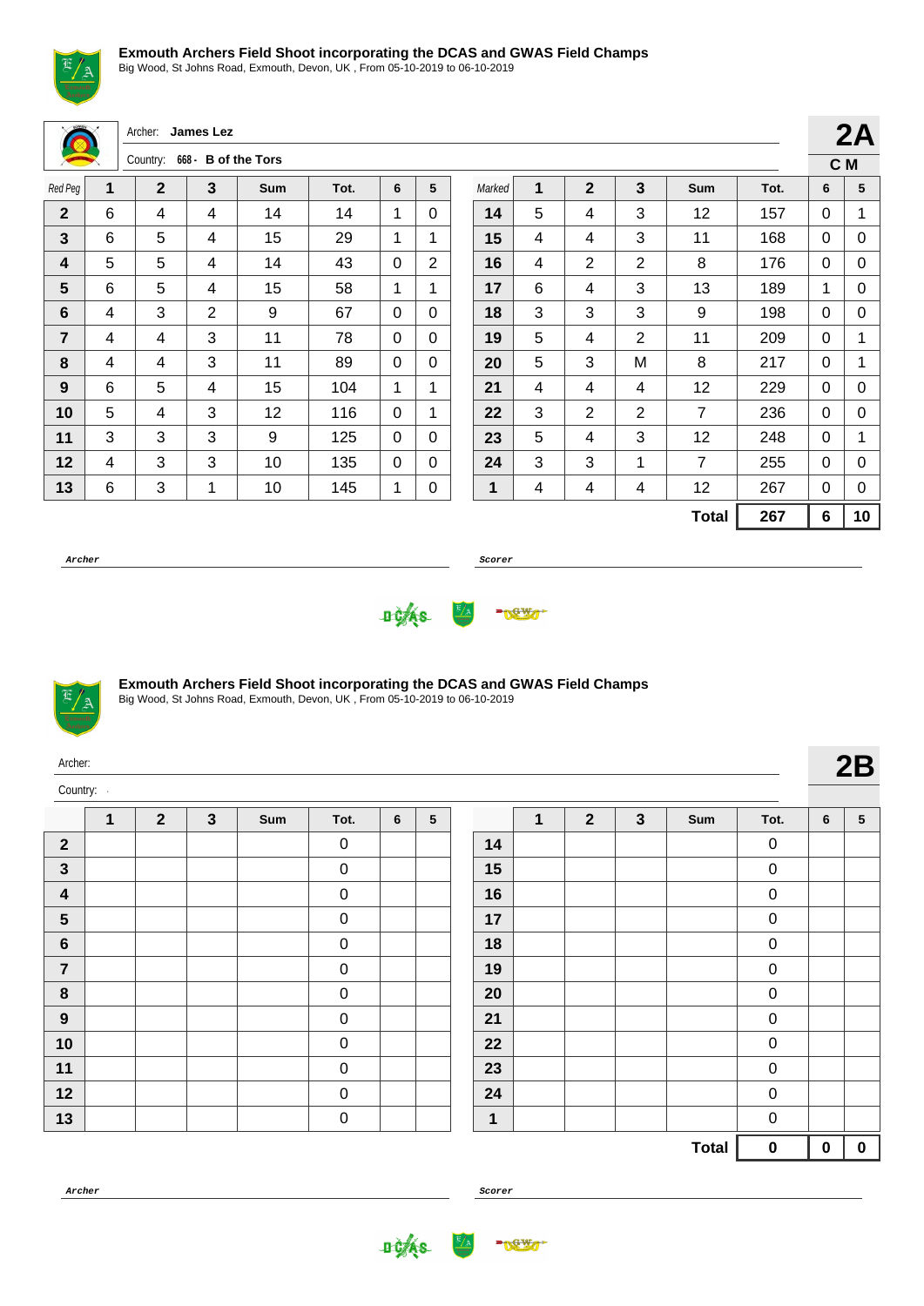## Exmouth Archers Field Shoot incorporating the DCAS and GWAS Field Champs

Big Wood, St Johns Road, Exmouth, Devon, UK , From 05-10-2019 to 06-10-2019

Archer: **James Lez**

Country: 668 - **B of the Tors**

**2A**

**C M**

| Red Peg | 1 | 2 | 3 | Sum | Tot. | 6 | 5 | Marked | 1 | 2 | 3 | Sum | Tot. | 6 | 5 |
|---|---|---|---|---|---|---|---|---|---|---|---|---|---|---|---|
| **2** | 6 | 4 | 4 | 14 | 14 | 1 | 0 | **14** | 5 | 4 | 3 | 12 | 157 | 0 | 1 |
| **3** | 6 | 5 | 4 | 15 | 29 | 1 | 1 | **15** | 4 | 4 | 3 | 11 | 168 | 0 | 0 |
| **4** | 5 | 5 | 4 | 14 | 43 | 0 | 2 | **16** | 4 | 2 | 2 | 8 | 176 | 0 | 0 |
| **5** | 6 | 5 | 4 | 15 | 58 | 1 | 1 | **17** | 6 | 4 | 3 | 13 | 189 | 1 | 0 |
| **6** | 4 | 3 | 2 | 9 | 67 | 0 | 0 | **18** | 3 | 3 | 3 | 9 | 198 | 0 | 0 |
| **7** | 4 | 4 | 3 | 11 | 78 | 0 | 0 | **19** | 5 | 4 | 2 | 11 | 209 | 0 | 1 |
| **8** | 4 | 4 | 3 | 11 | 89 | 0 | 0 | **20** | 5 | 3 | M | 8 | 217 | 0 | 1 |
| **9** | 6 | 5 | 4 | 15 | 104 | 1 | 1 | **21** | 4 | 4 | 4 | 12 | 229 | 0 | 0 |
| **10** | 5 | 4 | 3 | 12 | 116 | 0 | 1 | **22** | 3 | 2 | 2 | 7 | 236 | 0 | 0 |
| **11** | 3 | 3 | 3 | 9 | 125 | 0 | 0 | **23** | 5 | 4 | 3 | 12 | 248 | 0 | 1 |
| **12** | 4 | 3 | 3 | 10 | 135 | 0 | 0 | **24** | 3 | 3 | 1 | 7 | 255 | 0 | 0 |
| **13** | 6 | 3 | 1 | 10 | 145 | 1 | 0 | **1** | 4 | 4 | 4 | 12 | 267 | 0 | 0 |
| | | | | | | | | | | | | **Total** | **267** | **6** | **10** |

*Archer* 

*Scorer*

## Exmouth Archers Field Shoot incorporating the DCAS and GWAS Field Champs

Big Wood, St Johns Road, Exmouth, Devon, UK , From 05-10-2019 to 06-10-2019

Archer:

Country: -

**2B**

| | 1 | 2 | 3 | Sum | Tot. | 6 | 5 | | 1 | 2 | 3 | Sum | Tot. | 6 | 5 |
|---|---|---|---|---|---|---|---|---|---|---|---|---|---|---|---|
| **2** | | | | | 0 | | | **14** | | | | | 0 | | |
| **3** | | | | | 0 | | | **15** | | | | | 0 | | |
| **4** | | | | | 0 | | | **16** | | | | | 0 | | |
| **5** | | | | | 0 | | | **17** | | | | | 0 | | |
| **6** | | | | | 0 | | | **18** | | | | | 0 | | |
| **7** | | | | | 0 | | | **19** | | | | | 0 | | |
| **8** | | | | | 0 | | | **20** | | | | | 0 | | |
| **9** | | | | | 0 | | | **21** | | | | | 0 | | |
| **10** | | | | | 0 | | | **22** | | | | | 0 | | |
| **11** | | | | | 0 | | | **23** | | | | | 0 | | |
| **12** | | | | | 0 | | | **24** | | | | | 0 | | |
| **13** | | | | | 0 | | | **1** | | | | | 0 | | |
| | | | | | | | | | | | | **Total** | **0** | **0** | **0** |

*Archer* 

*Scorer*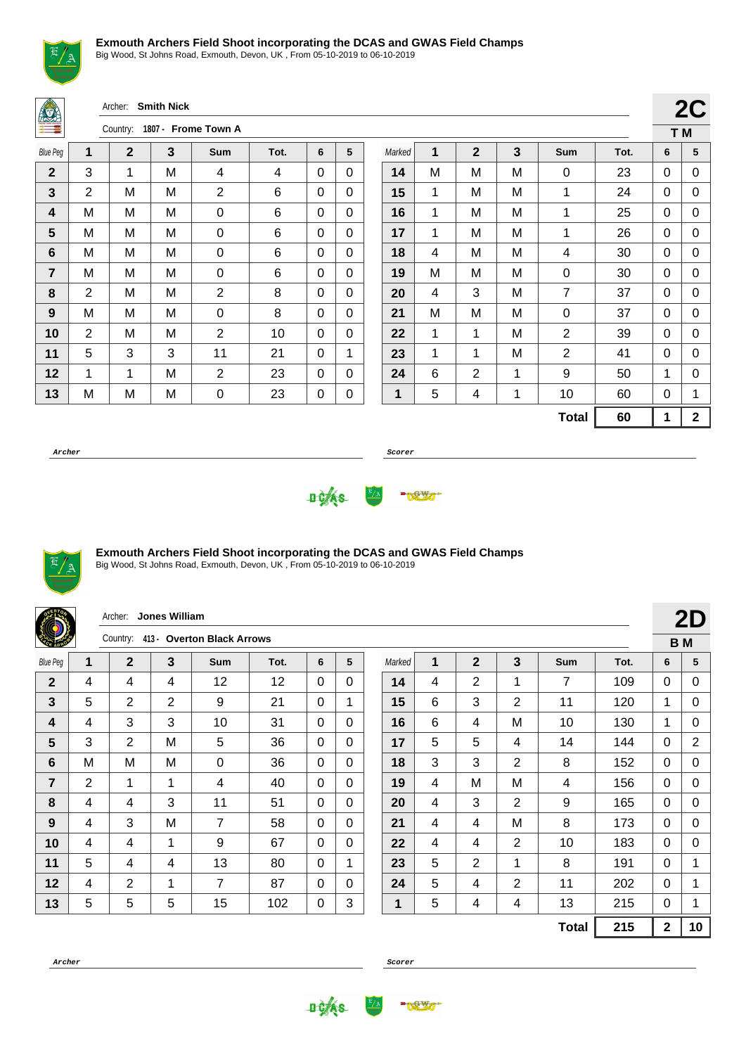### Exmouth Archers Field Shoot incorporating the DCAS and GWAS Field Champs

Big Wood, St Johns Road, Exmouth, Devon, UK , From 05-10-2019 to 06-10-2019

Archer: **Smith Nick**

Country: **1807 - Frome Town A**

**2C**

**T M**

| Blue Peg | 1 | 2 | 3 | Sum | Tot. | 6 | 5 | Marked | 1 | 2 | 3 | Sum | Tot. | 6 | 5 |
|---|---|---|---|---|---|---|---|---|---|---|---|---|---|---|---|
| 2 | 3 | 1 | M | 4 | 4 | 0 | 0 | 14 | M | M | M | 0 | 23 | 0 | 0 |
| 3 | 2 | M | M | 2 | 6 | 0 | 0 | 15 | 1 | M | M | 1 | 24 | 0 | 0 |
| 4 | M | M | M | 0 | 6 | 0 | 0 | 16 | 1 | M | M | 1 | 25 | 0 | 0 |
| 5 | M | M | M | 0 | 6 | 0 | 0 | 17 | 1 | M | M | 1 | 26 | 0 | 0 |
| 6 | M | M | M | 0 | 6 | 0 | 0 | 18 | 4 | M | M | 4 | 30 | 0 | 0 |
| 7 | M | M | M | 0 | 6 | 0 | 0 | 19 | M | M | M | 0 | 30 | 0 | 0 |
| 8 | 2 | M | M | 2 | 8 | 0 | 0 | 20 | 4 | 3 | M | 7 | 37 | 0 | 0 |
| 9 | M | M | M | 0 | 8 | 0 | 0 | 21 | M | M | M | 0 | 37 | 0 | 0 |
| 10 | 2 | M | M | 2 | 10 | 0 | 0 | 22 | 1 | 1 | M | 2 | 39 | 0 | 0 |
| 11 | 5 | 3 | 3 | 11 | 21 | 0 | 1 | 23 | 1 | 1 | M | 2 | 41 | 0 | 0 |
| 12 | 1 | 1 | M | 2 | 23 | 0 | 0 | 24 | 6 | 2 | 1 | 9 | 50 | 1 | 0 |
| 13 | M | M | M | 0 | 23 | 0 | 0 | 1 | 5 | 4 | 1 | 10 | 60 | 0 | 1 |
| | | | | | | | | | | | | **Total** | **60** | **1** | **2** |

***Archer*** ***Scorer***

### Exmouth Archers Field Shoot incorporating the DCAS and GWAS Field Champs

Big Wood, St Johns Road, Exmouth, Devon, UK , From 05-10-2019 to 06-10-2019

Archer: **Jones William**

Country: **413 - Overton Black Arrows**

**2D**

**B M**

| Blue Peg | 1 | 2 | 3 | Sum | Tot. | 6 | 5 | Marked | 1 | 2 | 3 | Sum | Tot. | 6 | 5 |
|---|---|---|---|---|---|---|---|---|---|---|---|---|---|---|---|
| 2 | 4 | 4 | 4 | 12 | 12 | 0 | 0 | 14 | 4 | 2 | 1 | 7 | 109 | 0 | 0 |
| 3 | 5 | 2 | 2 | 9 | 21 | 0 | 1 | 15 | 6 | 3 | 2 | 11 | 120 | 1 | 0 |
| 4 | 4 | 3 | 3 | 10 | 31 | 0 | 0 | 16 | 6 | 4 | M | 10 | 130 | 1 | 0 |
| 5 | 3 | 2 | M | 5 | 36 | 0 | 0 | 17 | 5 | 5 | 4 | 14 | 144 | 0 | 2 |
| 6 | M | M | M | 0 | 36 | 0 | 0 | 18 | 3 | 3 | 2 | 8 | 152 | 0 | 0 |
| 7 | 2 | 1 | 1 | 4 | 40 | 0 | 0 | 19 | 4 | M | M | 4 | 156 | 0 | 0 |
| 8 | 4 | 4 | 3 | 11 | 51 | 0 | 0 | 20 | 4 | 3 | 2 | 9 | 165 | 0 | 0 |
| 9 | 4 | 3 | M | 7 | 58 | 0 | 0 | 21 | 4 | 4 | M | 8 | 173 | 0 | 0 |
| 10 | 4 | 4 | 1 | 9 | 67 | 0 | 0 | 22 | 4 | 4 | 2 | 10 | 183 | 0 | 0 |
| 11 | 5 | 4 | 4 | 13 | 80 | 0 | 1 | 23 | 5 | 2 | 1 | 8 | 191 | 0 | 1 |
| 12 | 4 | 2 | 1 | 7 | 87 | 0 | 0 | 24 | 5 | 4 | 2 | 11 | 202 | 0 | 1 |
| 13 | 5 | 5 | 5 | 15 | 102 | 0 | 3 | 1 | 5 | 4 | 4 | 13 | 215 | 0 | 1 |
| | | | | | | | | | | | | **Total** | **215** | **2** | **10** |

***Archer*** ***Scorer***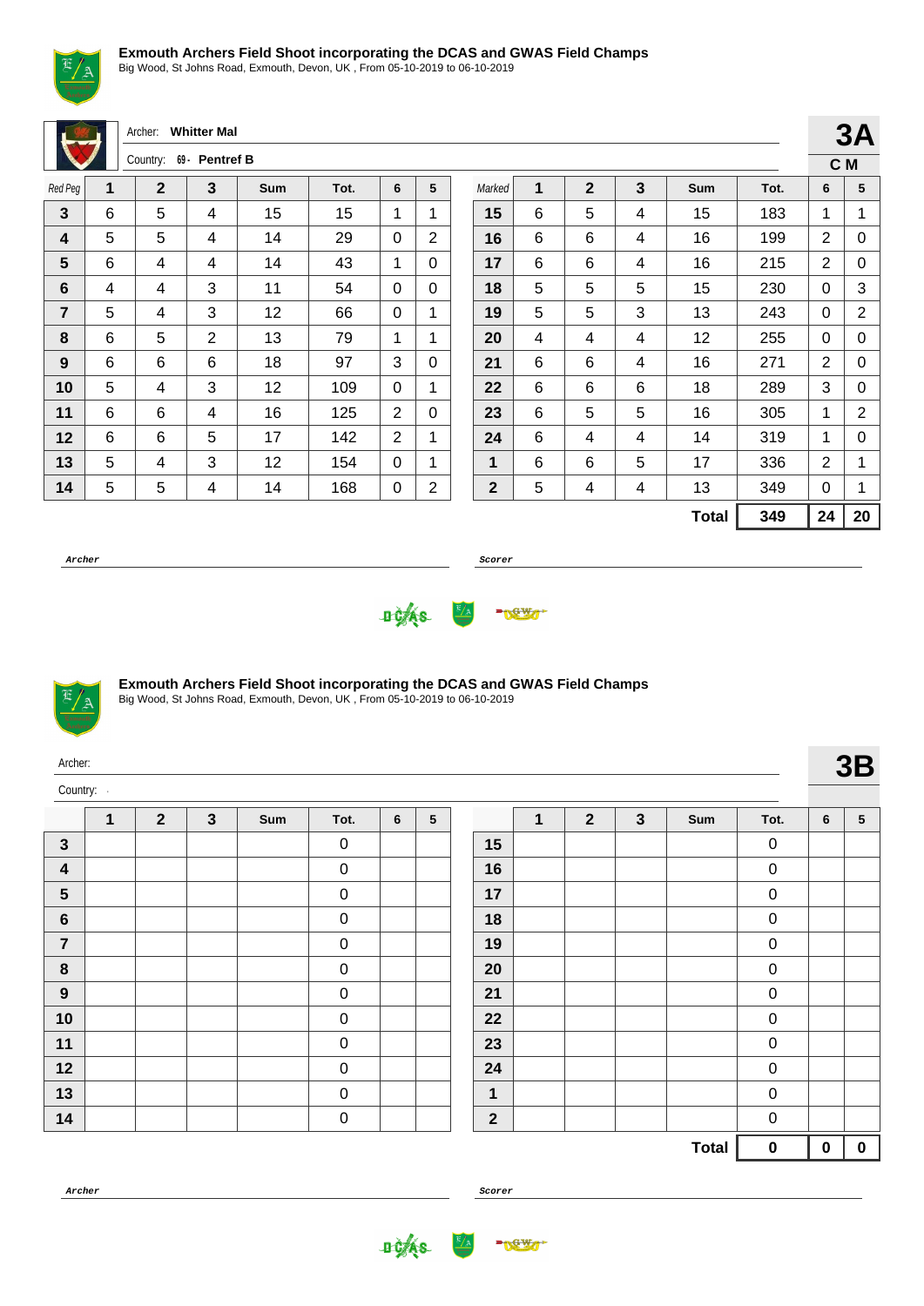**Exmouth Archers Field Shoot incorporating the DCAS and GWAS Field Champs**
Big Wood, St Johns Road, Exmouth, Devon, UK , From 05-10-2019 to 06-10-2019

Archer: **Whitter Mal**

Country: 69 - **Pentref B**

**3A**
**C M**

| Red Peg | 1 | 2 | 3 | Sum | Tot. | 6 | 5 | Marked | 1 | 2 | 3 | Sum | Tot. | 6 | 5 |
|---|---|---|---|---|---|---|---|---|---|---|---|---|---|---|---|
| **3** | 6 | 5 | 4 | 15 | 15 | 1 | 1 | **15** | 6 | 5 | 4 | 15 | 183 | 1 | 1 |
| **4** | 5 | 5 | 4 | 14 | 29 | 0 | 2 | **16** | 6 | 6 | 4 | 16 | 199 | 2 | 0 |
| **5** | 6 | 4 | 4 | 14 | 43 | 1 | 0 | **17** | 6 | 6 | 4 | 16 | 215 | 2 | 0 |
| **6** | 4 | 4 | 3 | 11 | 54 | 0 | 0 | **18** | 5 | 5 | 5 | 15 | 230 | 0 | 3 |
| **7** | 5 | 4 | 3 | 12 | 66 | 0 | 1 | **19** | 5 | 5 | 3 | 13 | 243 | 0 | 2 |
| **8** | 6 | 5 | 2 | 13 | 79 | 1 | 1 | **20** | 4 | 4 | 4 | 12 | 255 | 0 | 0 |
| **9** | 6 | 6 | 6 | 18 | 97 | 3 | 0 | **21** | 6 | 6 | 4 | 16 | 271 | 2 | 0 |
| **10** | 5 | 4 | 3 | 12 | 109 | 0 | 1 | **22** | 6 | 6 | 6 | 18 | 289 | 3 | 0 |
| **11** | 6 | 6 | 4 | 16 | 125 | 2 | 0 | **23** | 6 | 5 | 5 | 16 | 305 | 1 | 2 |
| **12** | 6 | 6 | 5 | 17 | 142 | 2 | 1 | **24** | 6 | 4 | 4 | 14 | 319 | 1 | 0 |
| **13** | 5 | 4 | 3 | 12 | 154 | 0 | 1 | **1** | 6 | 6 | 5 | 17 | 336 | 2 | 1 |
| **14** | 5 | 5 | 4 | 14 | 168 | 0 | 2 | **2** | 5 | 4 | 4 | 13 | 349 | 0 | 1 |
| | | | | | | | | | | | | **Total** | **349** | **24** | **20** |

***Archer*** ***Scorer***

**Exmouth Archers Field Shoot incorporating the DCAS and GWAS Field Champs**
Big Wood, St Johns Road, Exmouth, Devon, UK , From 05-10-2019 to 06-10-2019

Archer:

Country: -

**3B**

| | 1 | 2 | 3 | Sum | Tot. | 6 | 5 | | 1 | 2 | 3 | Sum | Tot. | 6 | 5 |
|---|---|---|---|---|---|---|---|---|---|---|---|---|---|---|---|
| **3** | | | | | 0 | | | **15** | | | | | 0 | | |
| **4** | | | | | 0 | | | **16** | | | | | 0 | | |
| **5** | | | | | 0 | | | **17** | | | | | 0 | | |
| **6** | | | | | 0 | | | **18** | | | | | 0 | | |
| **7** | | | | | 0 | | | **19** | | | | | 0 | | |
| **8** | | | | | 0 | | | **20** | | | | | 0 | | |
| **9** | | | | | 0 | | | **21** | | | | | 0 | | |
| **10** | | | | | 0 | | | **22** | | | | | 0 | | |
| **11** | | | | | 0 | | | **23** | | | | | 0 | | |
| **12** | | | | | 0 | | | **24** | | | | | 0 | | |
| **13** | | | | | 0 | | | **1** | | | | | 0 | | |
| **14** | | | | | 0 | | | **2** | | | | | 0 | | |
| | | | | | | | | | | | | **Total** | **0** | **0** | **0** |

***Archer*** ***Scorer***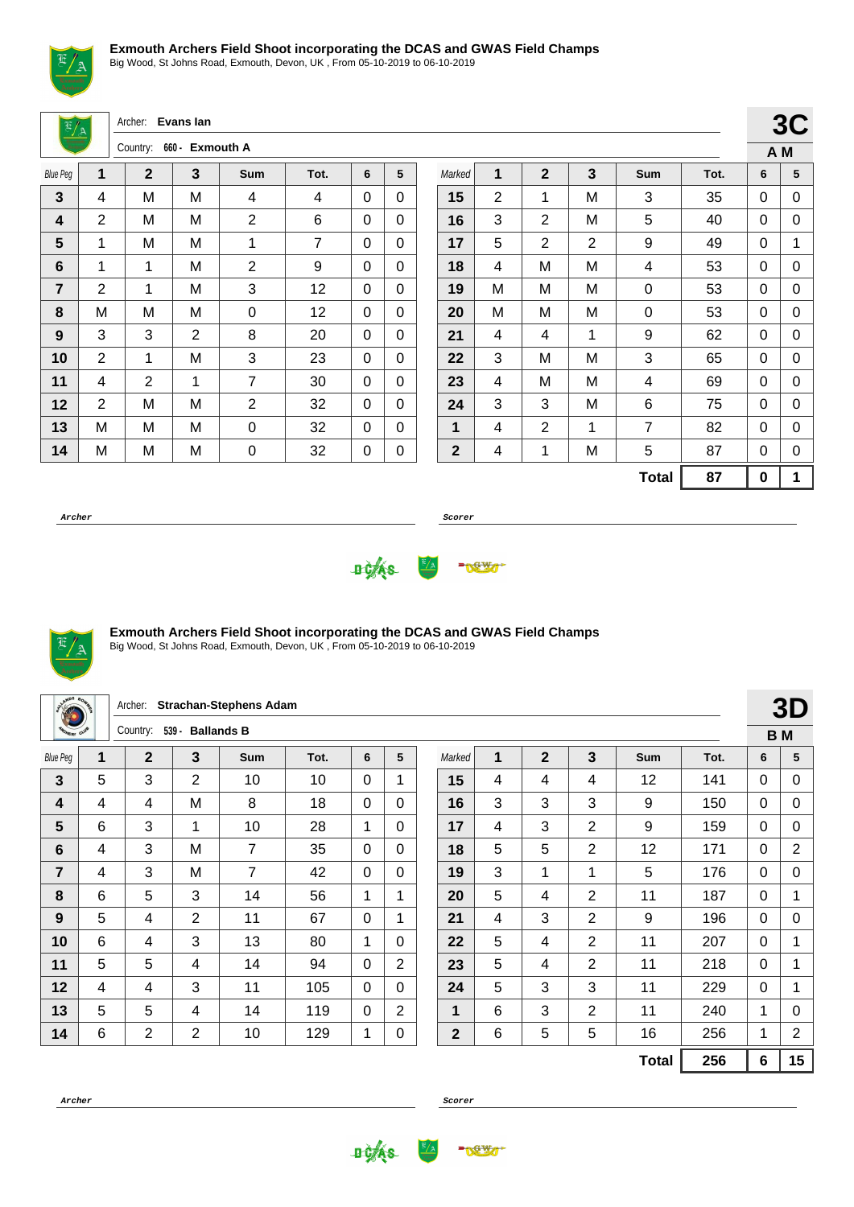## Exmouth Archers Field Shoot incorporating the DCAS and GWAS Field Champs

Big Wood, St Johns Road, Exmouth, Devon, UK , From 05-10-2019 to 06-10-2019

Archer: **Evans Ian**

Country: 660 - **Exmouth A**

**3C**

**A M**

| Blue Peg | 1 | 2 | 3 | Sum | Tot. | 6 | 5 | Marked | 1 | 2 | 3 | Sum | Tot. | 6 | 5 |
|---|---|---|---|---|---|---|---|---|---|---|---|---|---|---|---|
| **3** | 4 | M | M | 4 | 4 | 0 | 0 | **15** | 2 | 1 | M | 3 | 35 | 0 | 0 |
| **4** | 2 | M | M | 2 | 6 | 0 | 0 | **16** | 3 | 2 | M | 5 | 40 | 0 | 0 |
| **5** | 1 | M | M | 1 | 7 | 0 | 0 | **17** | 5 | 2 | 2 | 9 | 49 | 0 | 1 |
| **6** | 1 | 1 | M | 2 | 9 | 0 | 0 | **18** | 4 | M | M | 4 | 53 | 0 | 0 |
| **7** | 2 | 1 | M | 3 | 12 | 0 | 0 | **19** | M | M | M | 0 | 53 | 0 | 0 |
| **8** | M | M | M | 0 | 12 | 0 | 0 | **20** | M | M | M | 0 | 53 | 0 | 0 |
| **9** | 3 | 3 | 2 | 8 | 20 | 0 | 0 | **21** | 4 | 4 | 1 | 9 | 62 | 0 | 0 |
| **10** | 2 | 1 | M | 3 | 23 | 0 | 0 | **22** | 3 | M | M | 3 | 65 | 0 | 0 |
| **11** | 4 | 2 | 1 | 7 | 30 | 0 | 0 | **23** | 4 | M | M | 4 | 69 | 0 | 0 |
| **12** | 2 | M | M | 2 | 32 | 0 | 0 | **24** | 3 | 3 | M | 6 | 75 | 0 | 0 |
| **13** | M | M | M | 0 | 32 | 0 | 0 | **1** | 4 | 2 | 1 | 7 | 82 | 0 | 0 |
| **14** | M | M | M | 0 | 32 | 0 | 0 | **2** | 4 | 1 | M | 5 | 87 | 0 | 0 |
| | | | | | | | | | | | | **Total** | **87** | **0** | **1** |

*Archer* *Scorer*

## Exmouth Archers Field Shoot incorporating the DCAS and GWAS Field Champs

Big Wood, St Johns Road, Exmouth, Devon, UK , From 05-10-2019 to 06-10-2019

Archer: **Strachan-Stephens Adam**

Country: 539 - **Ballands B**

**3D**

**B M**

| Blue Peg | 1 | 2 | 3 | Sum | Tot. | 6 | 5 | Marked | 1 | 2 | 3 | Sum | Tot. | 6 | 5 |
|---|---|---|---|---|---|---|---|---|---|---|---|---|---|---|---|
| **3** | 5 | 3 | 2 | 10 | 10 | 0 | 1 | **15** | 4 | 4 | 4 | 12 | 141 | 0 | 0 |
| **4** | 4 | 4 | M | 8 | 18 | 0 | 0 | **16** | 3 | 3 | 3 | 9 | 150 | 0 | 0 |
| **5** | 6 | 3 | 1 | 10 | 28 | 1 | 0 | **17** | 4 | 3 | 2 | 9 | 159 | 0 | 0 |
| **6** | 4 | 3 | M | 7 | 35 | 0 | 0 | **18** | 5 | 5 | 2 | 12 | 171 | 0 | 2 |
| **7** | 4 | 3 | M | 7 | 42 | 0 | 0 | **19** | 3 | 1 | 1 | 5 | 176 | 0 | 0 |
| **8** | 6 | 5 | 3 | 14 | 56 | 1 | 1 | **20** | 5 | 4 | 2 | 11 | 187 | 0 | 1 |
| **9** | 5 | 4 | 2 | 11 | 67 | 0 | 1 | **21** | 4 | 3 | 2 | 9 | 196 | 0 | 0 |
| **10** | 6 | 4 | 3 | 13 | 80 | 1 | 0 | **22** | 5 | 4 | 2 | 11 | 207 | 0 | 1 |
| **11** | 5 | 5 | 4 | 14 | 94 | 0 | 2 | **23** | 5 | 4 | 2 | 11 | 218 | 0 | 1 |
| **12** | 4 | 4 | 3 | 11 | 105 | 0 | 0 | **24** | 5 | 3 | 3 | 11 | 229 | 0 | 1 |
| **13** | 5 | 5 | 4 | 14 | 119 | 0 | 2 | **1** | 6 | 3 | 2 | 11 | 240 | 1 | 0 |
| **14** | 6 | 2 | 2 | 10 | 129 | 1 | 0 | **2** | 6 | 5 | 5 | 16 | 256 | 1 | 2 |
| | | | | | | | | | | | | **Total** | **256** | **6** | **15** |

*Archer* *Scorer*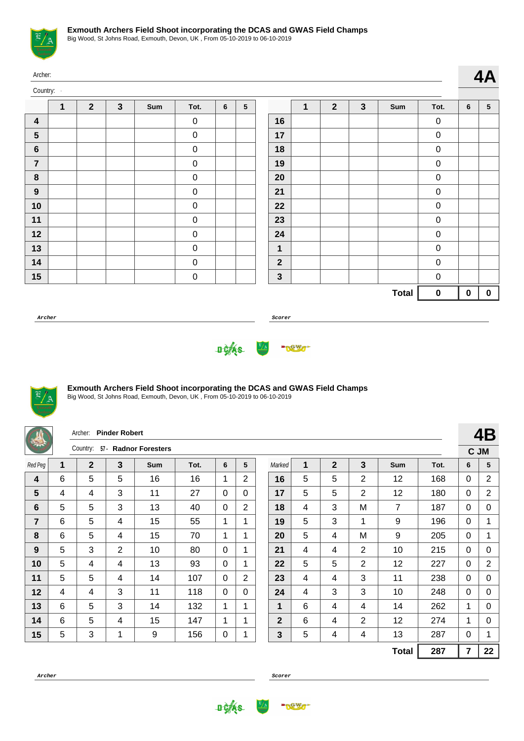## Exmouth Archers Field Shoot incorporating the DCAS and GWAS Field Champs

Big Wood, St Johns Road, Exmouth, Devon, UK , From 05-10-2019 to 06-10-2019

Archer:

Country: -

**4A**

| | 1 | 2 | 3 | Sum | Tot. | 6 | 5 | | 1 | 2 | 3 | Sum | Tot. | 6 | 5 |
|---|---|---|---|---|---|---|---|---|---|---|---|---|---|---|---|
| **4** | | | | | 0 | | | **16** | | | | | 0 | | |
| **5** | | | | | 0 | | | **17** | | | | | 0 | | |
| **6** | | | | | 0 | | | **18** | | | | | 0 | | |
| **7** | | | | | 0 | | | **19** | | | | | 0 | | |
| **8** | | | | | 0 | | | **20** | | | | | 0 | | |
| **9** | | | | | 0 | | | **21** | | | | | 0 | | |
| **10** | | | | | 0 | | | **22** | | | | | 0 | | |
| **11** | | | | | 0 | | | **23** | | | | | 0 | | |
| **12** | | | | | 0 | | | **24** | | | | | 0 | | |
| **13** | | | | | 0 | | | **1** | | | | | 0 | | |
| **14** | | | | | 0 | | | **2** | | | | | 0 | | |
| **15** | | | | | 0 | | | **3** | | | | | 0 | | |
| | | | | | | | | | | | | **Total** | **0** | **0** | **0** |

*Archer* *Scorer*

## Exmouth Archers Field Shoot incorporating the DCAS and GWAS Field Champs

Big Wood, St Johns Road, Exmouth, Devon, UK , From 05-10-2019 to 06-10-2019

Archer: **Pinder Robert**

Country: 57 - **Radnor Foresters**

**4B**

**C JM**

| Red Peg | 1 | 2 | 3 | Sum | Tot. | 6 | 5 | Marked | 1 | 2 | 3 | Sum | Tot. | 6 | 5 |
|---|---|---|---|---|---|---|---|---|---|---|---|---|---|---|---|
| **4** | 6 | 5 | 5 | 16 | 16 | 1 | 2 | **16** | 5 | 5 | 2 | 12 | 168 | 0 | 2 |
| **5** | 4 | 4 | 3 | 11 | 27 | 0 | 0 | **17** | 5 | 5 | 2 | 12 | 180 | 0 | 2 |
| **6** | 5 | 5 | 3 | 13 | 40 | 0 | 2 | **18** | 4 | 3 | M | 7 | 187 | 0 | 0 |
| **7** | 6 | 5 | 4 | 15 | 55 | 1 | 1 | **19** | 5 | 3 | 1 | 9 | 196 | 0 | 1 |
| **8** | 6 | 5 | 4 | 15 | 70 | 1 | 1 | **20** | 5 | 4 | M | 9 | 205 | 0 | 1 |
| **9** | 5 | 3 | 2 | 10 | 80 | 0 | 1 | **21** | 4 | 4 | 2 | 10 | 215 | 0 | 0 |
| **10** | 5 | 4 | 4 | 13 | 93 | 0 | 1 | **22** | 5 | 5 | 2 | 12 | 227 | 0 | 2 |
| **11** | 5 | 5 | 4 | 14 | 107 | 0 | 2 | **23** | 4 | 4 | 3 | 11 | 238 | 0 | 0 |
| **12** | 4 | 4 | 3 | 11 | 118 | 0 | 0 | **24** | 4 | 3 | 3 | 10 | 248 | 0 | 0 |
| **13** | 6 | 5 | 3 | 14 | 132 | 1 | 1 | **1** | 6 | 4 | 4 | 14 | 262 | 1 | 0 |
| **14** | 6 | 5 | 4 | 15 | 147 | 1 | 1 | **2** | 6 | 4 | 2 | 12 | 274 | 1 | 0 |
| **15** | 5 | 3 | 1 | 9 | 156 | 0 | 1 | **3** | 5 | 4 | 4 | 13 | 287 | 0 | 1 |
| | | | | | | | | | | | | **Total** | **287** | **7** | **22** |

*Archer* *Scorer*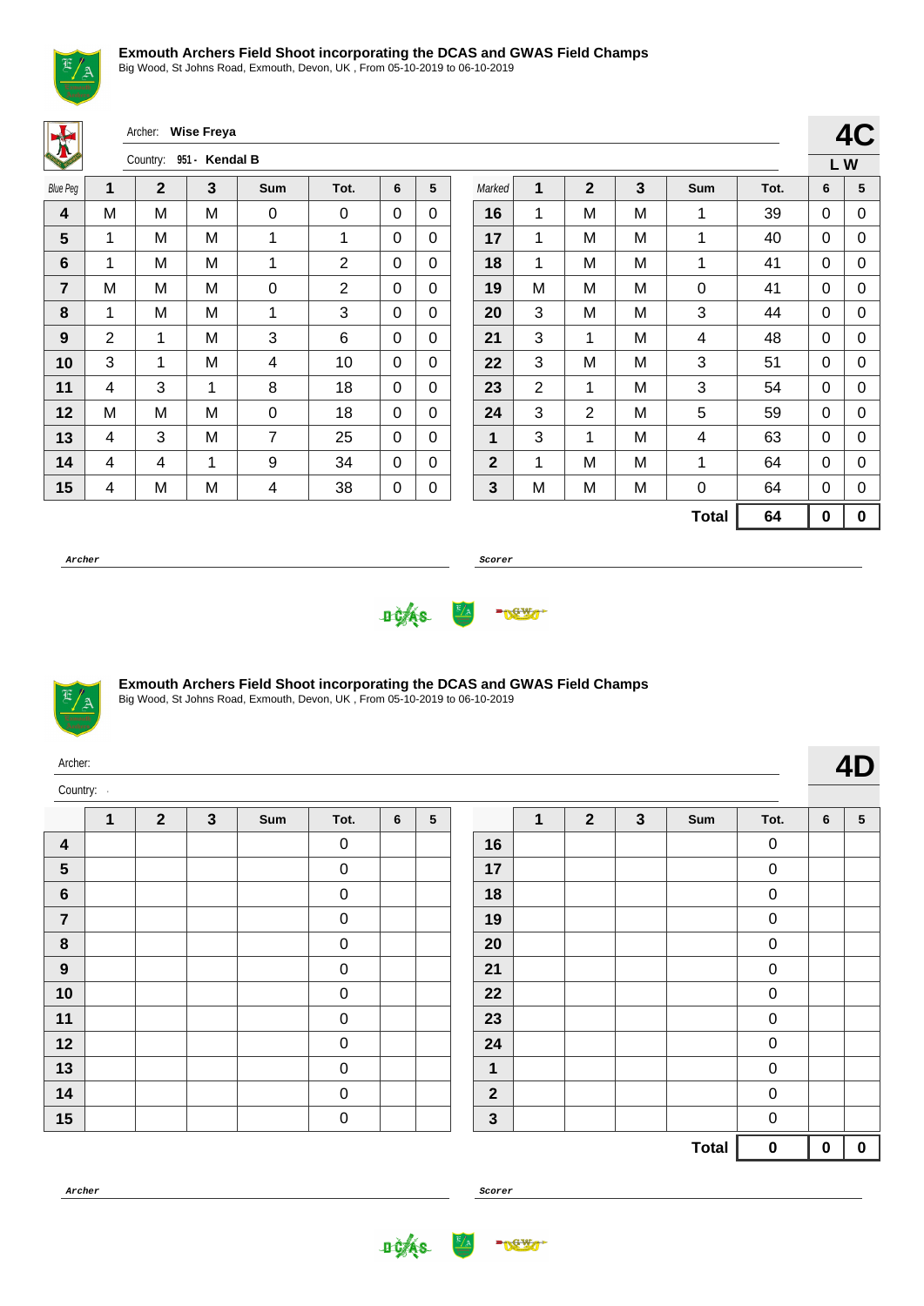**Exmouth Archers Field Shoot incorporating the DCAS and GWAS Field Champs**
Big Wood, St Johns Road, Exmouth, Devon, UK , From 05-10-2019 to 06-10-2019

Archer: **Wise Freya**

Country: **951 - Kendal B**

**4C**

**L W**

| Blue Peg | 1 | 2 | 3 | Sum | Tot. | 6 | 5 | Marked | 1 | 2 | 3 | Sum | Tot. | 6 | 5 |
|---|---|---|---|---|---|---|---|---|---|---|---|---|---|---|---|
| **4** | M | M | M | 0 | 0 | 0 | 0 | **16** | 1 | M | M | 1 | 39 | 0 | 0 |
| **5** | 1 | M | M | 1 | 1 | 0 | 0 | **17** | 1 | M | M | 1 | 40 | 0 | 0 |
| **6** | 1 | M | M | 1 | 2 | 0 | 0 | **18** | 1 | M | M | 1 | 41 | 0 | 0 |
| **7** | M | M | M | 0 | 2 | 0 | 0 | **19** | M | M | M | 0 | 41 | 0 | 0 |
| **8** | 1 | M | M | 1 | 3 | 0 | 0 | **20** | 3 | M | M | 3 | 44 | 0 | 0 |
| **9** | 2 | 1 | M | 3 | 6 | 0 | 0 | **21** | 3 | 1 | M | 4 | 48 | 0 | 0 |
| **10** | 3 | 1 | M | 4 | 10 | 0 | 0 | **22** | 3 | M | M | 3 | 51 | 0 | 0 |
| **11** | 4 | 3 | 1 | 8 | 18 | 0 | 0 | **23** | 2 | 1 | M | 3 | 54 | 0 | 0 |
| **12** | M | M | M | 0 | 18 | 0 | 0 | **24** | 3 | 2 | M | 5 | 59 | 0 | 0 |
| **13** | 4 | 3 | M | 7 | 25 | 0 | 0 | **1** | 3 | 1 | M | 4 | 63 | 0 | 0 |
| **14** | 4 | 4 | 1 | 9 | 34 | 0 | 0 | **2** | 1 | M | M | 1 | 64 | 0 | 0 |
| **15** | 4 | M | M | 4 | 38 | 0 | 0 | **3** | M | M | M | 0 | 64 | 0 | 0 |
| | | | | | | | | | | | | **Total** | **64** | **0** | **0** |

***Archer*** ______________________ ***Scorer*** ______________________

**Exmouth Archers Field Shoot incorporating the DCAS and GWAS Field Champs**
Big Wood, St Johns Road, Exmouth, Devon, UK , From 05-10-2019 to 06-10-2019

Archer:

Country: -

**4D**

| | 1 | 2 | 3 | Sum | Tot. | 6 | 5 | | 1 | 2 | 3 | Sum | Tot. | 6 | 5 |
|---|---|---|---|---|---|---|---|---|---|---|---|---|---|---|---|
| **4** | | | | | 0 | | | **16** | | | | | 0 | | |
| **5** | | | | | 0 | | | **17** | | | | | 0 | | |
| **6** | | | | | 0 | | | **18** | | | | | 0 | | |
| **7** | | | | | 0 | | | **19** | | | | | 0 | | |
| **8** | | | | | 0 | | | **20** | | | | | 0 | | |
| **9** | | | | | 0 | | | **21** | | | | | 0 | | |
| **10** | | | | | 0 | | | **22** | | | | | 0 | | |
| **11** | | | | | 0 | | | **23** | | | | | 0 | | |
| **12** | | | | | 0 | | | **24** | | | | | 0 | | |
| **13** | | | | | 0 | | | **1** | | | | | 0 | | |
| **14** | | | | | 0 | | | **2** | | | | | 0 | | |
| **15** | | | | | 0 | | | **3** | | | | | 0 | | |
| | | | | | | | | | | | | **Total** | **0** | **0** | **0** |

***Archer*** ______________________ ***Scorer*** ______________________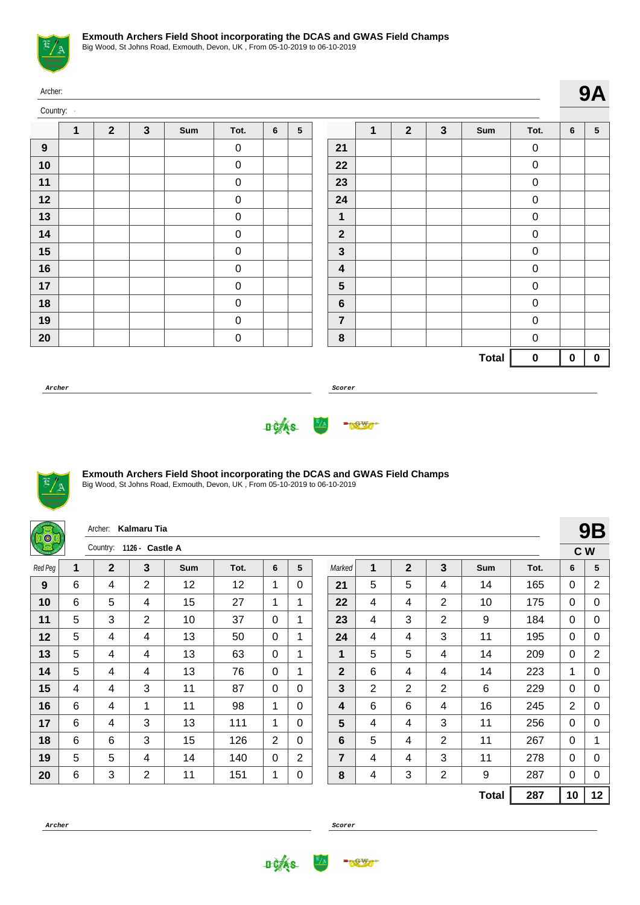## Exmouth Archers Field Shoot incorporating the DCAS and GWAS Field Champs

Big Wood, St Johns Road, Exmouth, Devon, UK , From 05-10-2019 to 06-10-2019

Archer:

Country: -

**9A**

| | 1 | 2 | 3 | Sum | Tot. | 6 | 5 | | 1 | 2 | 3 | Sum | Tot. | 6 | 5 |
|---|---|---|---|---|---|---|---|---|---|---|---|---|---|---|---|
| **9** | | | | | 0 | | | **21** | | | | | 0 | | |
| **10** | | | | | 0 | | | **22** | | | | | 0 | | |
| **11** | | | | | 0 | | | **23** | | | | | 0 | | |
| **12** | | | | | 0 | | | **24** | | | | | 0 | | |
| **13** | | | | | 0 | | | **1** | | | | | 0 | | |
| **14** | | | | | 0 | | | **2** | | | | | 0 | | |
| **15** | | | | | 0 | | | **3** | | | | | 0 | | |
| **16** | | | | | 0 | | | **4** | | | | | 0 | | |
| **17** | | | | | 0 | | | **5** | | | | | 0 | | |
| **18** | | | | | 0 | | | **6** | | | | | 0 | | |
| **19** | | | | | 0 | | | **7** | | | | | 0 | | |
| **20** | | | | | 0 | | | **8** | | | | | 0 | | |
| | | | | | | | | | | | | **Total** | **0** | **0** | **0** |

***Archer*** ***Scorer***

## Exmouth Archers Field Shoot incorporating the DCAS and GWAS Field Champs

Big Wood, St Johns Road, Exmouth, Devon, UK , From 05-10-2019 to 06-10-2019

Archer: **Kalmaru Tia**

Country: 1126 - **Castle A**

**9B**

**C W**

| *Red Peg* | 1 | 2 | 3 | Sum | Tot. | 6 | 5 | *Marked* | 1 | 2 | 3 | Sum | Tot. | 6 | 5 |
|---|---|---|---|---|---|---|---|---|---|---|---|---|---|---|---|
| **9** | 6 | 4 | 2 | 12 | 12 | 1 | 0 | **21** | 5 | 5 | 4 | 14 | 165 | 0 | 2 |
| **10** | 6 | 5 | 4 | 15 | 27 | 1 | 1 | **22** | 4 | 4 | 2 | 10 | 175 | 0 | 0 |
| **11** | 5 | 3 | 2 | 10 | 37 | 0 | 1 | **23** | 4 | 3 | 2 | 9 | 184 | 0 | 0 |
| **12** | 5 | 4 | 4 | 13 | 50 | 0 | 1 | **24** | 4 | 4 | 3 | 11 | 195 | 0 | 0 |
| **13** | 5 | 4 | 4 | 13 | 63 | 0 | 1 | **1** | 5 | 5 | 4 | 14 | 209 | 0 | 2 |
| **14** | 5 | 4 | 4 | 13 | 76 | 0 | 1 | **2** | 6 | 4 | 4 | 14 | 223 | 1 | 0 |
| **15** | 4 | 4 | 3 | 11 | 87 | 0 | 0 | **3** | 2 | 2 | 2 | 6 | 229 | 0 | 0 |
| **16** | 6 | 4 | 1 | 11 | 98 | 1 | 0 | **4** | 6 | 6 | 4 | 16 | 245 | 2 | 0 |
| **17** | 6 | 4 | 3 | 13 | 111 | 1 | 0 | **5** | 4 | 4 | 3 | 11 | 256 | 0 | 0 |
| **18** | 6 | 6 | 3 | 15 | 126 | 2 | 0 | **6** | 5 | 4 | 2 | 11 | 267 | 0 | 1 |
| **19** | 5 | 5 | 4 | 14 | 140 | 0 | 2 | **7** | 4 | 4 | 3 | 11 | 278 | 0 | 0 |
| **20** | 6 | 3 | 2 | 11 | 151 | 1 | 0 | **8** | 4 | 3 | 2 | 9 | 287 | 0 | 0 |
| | | | | | | | | | | | | **Total** | **287** | **10** | **12** |

***Archer*** ***Scorer***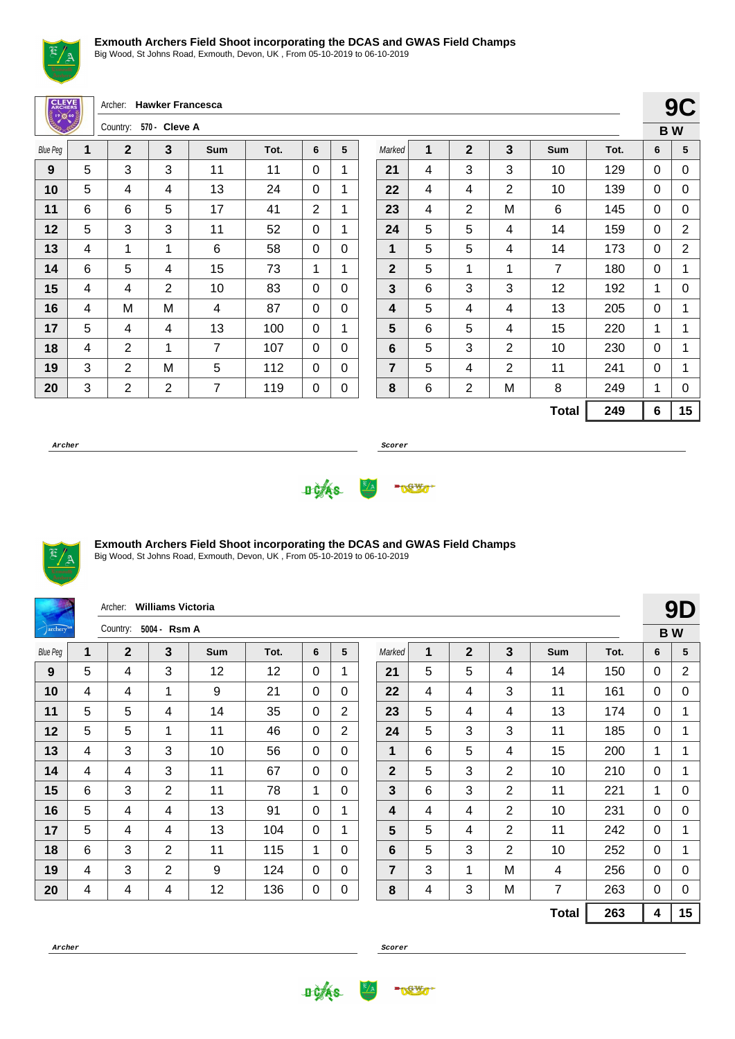### Exmouth Archers Field Shoot incorporating the DCAS and GWAS Field Champs

Big Wood, St Johns Road, Exmouth, Devon, UK , From 05-10-2019 to 06-10-2019

Archer: **Hawker Francesca**

Country: **570 - Cleve A**

**9C**

**B W**

| Blue Peg | 1 | 2 | 3 | Sum | Tot. | 6 | 5 | Marked | 1 | 2 | 3 | Sum | Tot. | 6 | 5 |
|---|---|---|---|---|---|---|---|---|---|---|---|---|---|---|---|
| 9 | 5 | 3 | 3 | 11 | 11 | 0 | 1 | 21 | 4 | 3 | 3 | 10 | 129 | 0 | 0 |
| 10 | 5 | 4 | 4 | 13 | 24 | 0 | 1 | 22 | 4 | 4 | 2 | 10 | 139 | 0 | 0 |
| 11 | 6 | 6 | 5 | 17 | 41 | 2 | 1 | 23 | 4 | 2 | M | 6 | 145 | 0 | 0 |
| 12 | 5 | 3 | 3 | 11 | 52 | 0 | 1 | 24 | 5 | 5 | 4 | 14 | 159 | 0 | 2 |
| 13 | 4 | 1 | 1 | 6 | 58 | 0 | 0 | 1 | 5 | 5 | 4 | 14 | 173 | 0 | 2 |
| 14 | 6 | 5 | 4 | 15 | 73 | 1 | 1 | 2 | 5 | 1 | 1 | 7 | 180 | 0 | 1 |
| 15 | 4 | 4 | 2 | 10 | 83 | 0 | 0 | 3 | 6 | 3 | 3 | 12 | 192 | 1 | 0 |
| 16 | 4 | M | M | 4 | 87 | 0 | 0 | 4 | 5 | 4 | 4 | 13 | 205 | 0 | 1 |
| 17 | 5 | 4 | 4 | 13 | 100 | 0 | 1 | 5 | 6 | 5 | 4 | 15 | 220 | 1 | 1 |
| 18 | 4 | 2 | 1 | 7 | 107 | 0 | 0 | 6 | 5 | 3 | 2 | 10 | 230 | 0 | 1 |
| 19 | 3 | 2 | M | 5 | 112 | 0 | 0 | 7 | 5 | 4 | 2 | 11 | 241 | 0 | 1 |
| 20 | 3 | 2 | 2 | 7 | 119 | 0 | 0 | 8 | 6 | 2 | M | 8 | 249 | 1 | 0 |
| | | | | | | | | | | | | **Total** | **249** | **6** | **15** |

*Archer* *Scorer*

### Exmouth Archers Field Shoot incorporating the DCAS and GWAS Field Champs

Big Wood, St Johns Road, Exmouth, Devon, UK , From 05-10-2019 to 06-10-2019

Archer: **Williams Victoria**

Country: **5004 - Rsm A**

**9D**

**B W**

| Blue Peg | 1 | 2 | 3 | Sum | Tot. | 6 | 5 | Marked | 1 | 2 | 3 | Sum | Tot. | 6 | 5 |
|---|---|---|---|---|---|---|---|---|---|---|---|---|---|---|---|
| 9 | 5 | 4 | 3 | 12 | 12 | 0 | 1 | 21 | 5 | 5 | 4 | 14 | 150 | 0 | 2 |
| 10 | 4 | 4 | 1 | 9 | 21 | 0 | 0 | 22 | 4 | 4 | 3 | 11 | 161 | 0 | 0 |
| 11 | 5 | 5 | 4 | 14 | 35 | 0 | 2 | 23 | 5 | 4 | 4 | 13 | 174 | 0 | 1 |
| 12 | 5 | 5 | 1 | 11 | 46 | 0 | 2 | 24 | 5 | 3 | 3 | 11 | 185 | 0 | 1 |
| 13 | 4 | 3 | 3 | 10 | 56 | 0 | 0 | 1 | 6 | 5 | 4 | 15 | 200 | 1 | 1 |
| 14 | 4 | 4 | 3 | 11 | 67 | 0 | 0 | 2 | 5 | 3 | 2 | 10 | 210 | 0 | 1 |
| 15 | 6 | 3 | 2 | 11 | 78 | 1 | 0 | 3 | 6 | 3 | 2 | 11 | 221 | 1 | 0 |
| 16 | 5 | 4 | 4 | 13 | 91 | 0 | 1 | 4 | 4 | 4 | 2 | 10 | 231 | 0 | 0 |
| 17 | 5 | 4 | 4 | 13 | 104 | 0 | 1 | 5 | 5 | 4 | 2 | 11 | 242 | 0 | 1 |
| 18 | 6 | 3 | 2 | 11 | 115 | 1 | 0 | 6 | 5 | 3 | 2 | 10 | 252 | 0 | 1 |
| 19 | 4 | 3 | 2 | 9 | 124 | 0 | 0 | 7 | 3 | 1 | M | 4 | 256 | 0 | 0 |
| 20 | 4 | 4 | 4 | 12 | 136 | 0 | 0 | 8 | 4 | 3 | M | 7 | 263 | 0 | 0 |
| | | | | | | | | | | | | **Total** | **263** | **4** | **15** |

*Archer* *Scorer*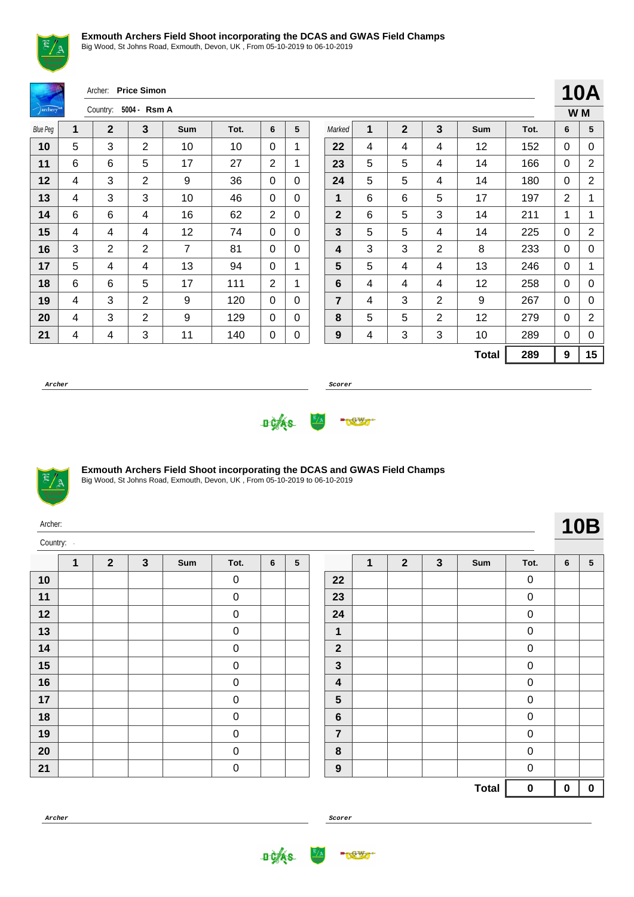## Exmouth Archers Field Shoot incorporating the DCAS and GWAS Field Champs

Big Wood, St Johns Road, Exmouth, Devon, UK , From 05-10-2019 to 06-10-2019

Archer: **Price Simon**

Country: **5004 - Rsm A**

**10A**

**W M**

| Blue Peg | 1 | 2 | 3 | Sum | Tot. | 6 | 5 | Marked | 1 | 2 | 3 | Sum | Tot. | 6 | 5 |
|---|---|---|---|---|---|---|---|---|---|---|---|---|---|---|---|
| **10** | 5 | 3 | 2 | 10 | 10 | 0 | 1 | **22** | 4 | 4 | 4 | 12 | 152 | 0 | 0 |
| **11** | 6 | 6 | 5 | 17 | 27 | 2 | 1 | **23** | 5 | 5 | 4 | 14 | 166 | 0 | 2 |
| **12** | 4 | 3 | 2 | 9 | 36 | 0 | 0 | **24** | 5 | 5 | 4 | 14 | 180 | 0 | 2 |
| **13** | 4 | 3 | 3 | 10 | 46 | 0 | 0 | **1** | 6 | 6 | 5 | 17 | 197 | 2 | 1 |
| **14** | 6 | 6 | 4 | 16 | 62 | 2 | 0 | **2** | 6 | 5 | 3 | 14 | 211 | 1 | 1 |
| **15** | 4 | 4 | 4 | 12 | 74 | 0 | 0 | **3** | 5 | 5 | 4 | 14 | 225 | 0 | 2 |
| **16** | 3 | 2 | 2 | 7 | 81 | 0 | 0 | **4** | 3 | 3 | 2 | 8 | 233 | 0 | 0 |
| **17** | 5 | 4 | 4 | 13 | 94 | 0 | 1 | **5** | 5 | 4 | 4 | 13 | 246 | 0 | 1 |
| **18** | 6 | 6 | 5 | 17 | 111 | 2 | 1 | **6** | 4 | 4 | 4 | 12 | 258 | 0 | 0 |
| **19** | 4 | 3 | 2 | 9 | 120 | 0 | 0 | **7** | 4 | 3 | 2 | 9 | 267 | 0 | 0 |
| **20** | 4 | 3 | 2 | 9 | 129 | 0 | 0 | **8** | 5 | 5 | 2 | 12 | 279 | 0 | 2 |
| **21** | 4 | 4 | 3 | 11 | 140 | 0 | 0 | **9** | 4 | 3 | 3 | 10 | 289 | 0 | 0 |
| | | | | | | | | | | | | **Total** | **289** | **9** | **15** |

***Archer*** ***Scorer***

## Exmouth Archers Field Shoot incorporating the DCAS and GWAS Field Champs

Big Wood, St Johns Road, Exmouth, Devon, UK , From 05-10-2019 to 06-10-2019

Archer:

Country: -

**10B**

| | 1 | 2 | 3 | Sum | Tot. | 6 | 5 | | 1 | 2 | 3 | Sum | Tot. | 6 | 5 |
|---|---|---|---|---|---|---|---|---|---|---|---|---|---|---|---|
| **10** | | | | | 0 | | | **22** | | | | | 0 | | |
| **11** | | | | | 0 | | | **23** | | | | | 0 | | |
| **12** | | | | | 0 | | | **24** | | | | | 0 | | |
| **13** | | | | | 0 | | | **1** | | | | | 0 | | |
| **14** | | | | | 0 | | | **2** | | | | | 0 | | |
| **15** | | | | | 0 | | | **3** | | | | | 0 | | |
| **16** | | | | | 0 | | | **4** | | | | | 0 | | |
| **17** | | | | | 0 | | | **5** | | | | | 0 | | |
| **18** | | | | | 0 | | | **6** | | | | | 0 | | |
| **19** | | | | | 0 | | | **7** | | | | | 0 | | |
| **20** | | | | | 0 | | | **8** | | | | | 0 | | |
| **21** | | | | | 0 | | | **9** | | | | | 0 | | |
| | | | | | | | | | | | | **Total** | **0** | **0** | **0** |

***Archer*** ***Scorer***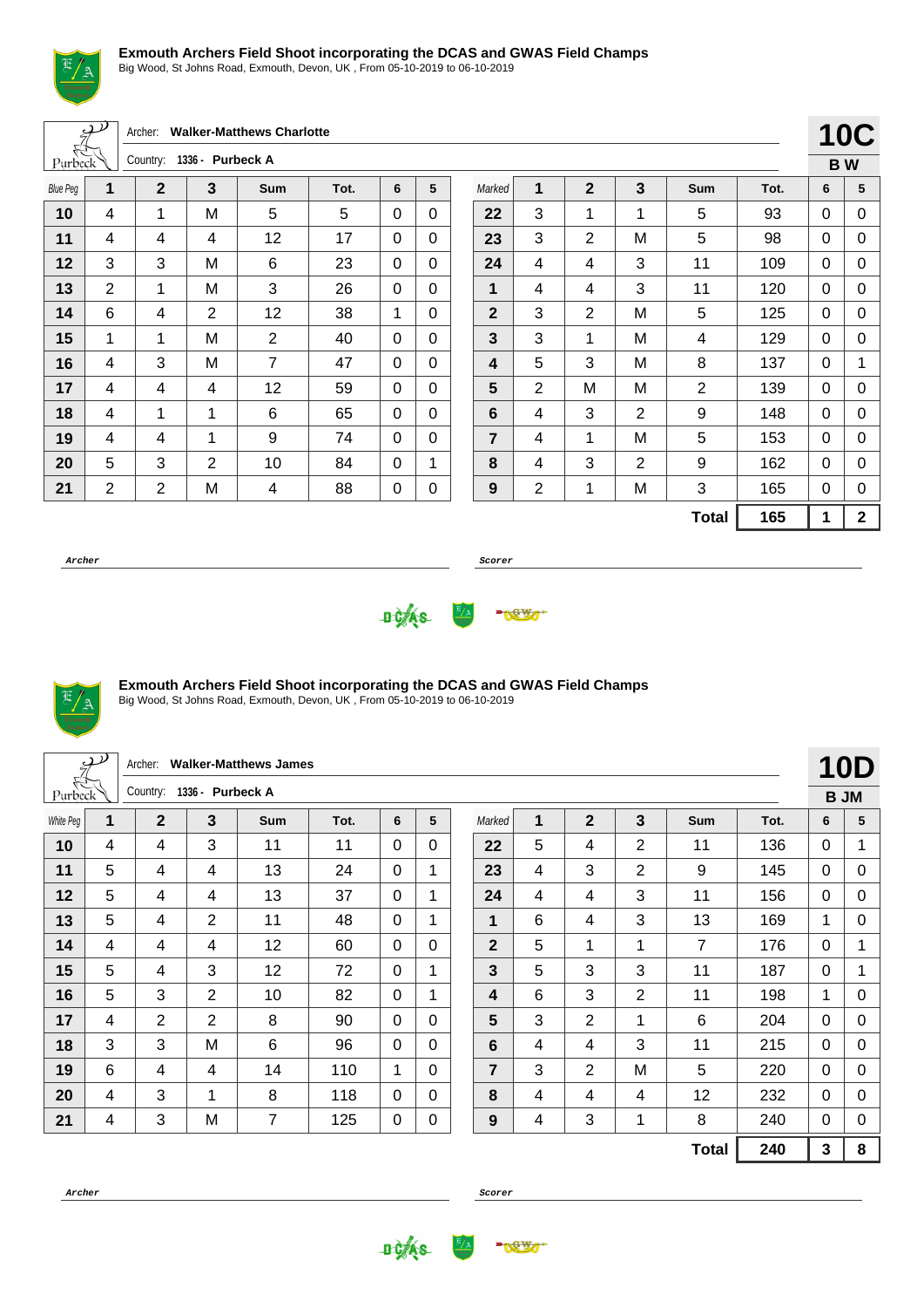**Exmouth Archers Field Shoot incorporating the DCAS and GWAS Field Champs**

Big Wood, St Johns Road, Exmouth, Devon, UK , From 05-10-2019 to 06-10-2019

Archer: **Walker-Matthews Charlotte**

Country: **1336 - Purbeck A**

**10C**

**B W**

| Blue Peg | 1 | 2 | 3 | Sum | Tot. | 6 | 5 | Marked | 1 | 2 | 3 | Sum | Tot. | 6 | 5 |
|---|---|---|---|---|---|---|---|---|---|---|---|---|---|---|---|
| 10 | 4 | 1 | M | 5 | 5 | 0 | 0 | 22 | 3 | 1 | 1 | 5 | 93 | 0 | 0 |
| 11 | 4 | 4 | 4 | 12 | 17 | 0 | 0 | 23 | 3 | 2 | M | 5 | 98 | 0 | 0 |
| 12 | 3 | 3 | M | 6 | 23 | 0 | 0 | 24 | 4 | 4 | 3 | 11 | 109 | 0 | 0 |
| 13 | 2 | 1 | M | 3 | 26 | 0 | 0 | 1 | 4 | 4 | 3 | 11 | 120 | 0 | 0 |
| 14 | 6 | 4 | 2 | 12 | 38 | 1 | 0 | 2 | 3 | 2 | M | 5 | 125 | 0 | 0 |
| 15 | 1 | 1 | M | 2 | 40 | 0 | 0 | 3 | 3 | 1 | M | 4 | 129 | 0 | 0 |
| 16 | 4 | 3 | M | 7 | 47 | 0 | 0 | 4 | 5 | 3 | M | 8 | 137 | 0 | 1 |
| 17 | 4 | 4 | 4 | 12 | 59 | 0 | 0 | 5 | 2 | M | M | 2 | 139 | 0 | 0 |
| 18 | 4 | 1 | 1 | 6 | 65 | 0 | 0 | 6 | 4 | 3 | 2 | 9 | 148 | 0 | 0 |
| 19 | 4 | 4 | 1 | 9 | 74 | 0 | 0 | 7 | 4 | 1 | M | 5 | 153 | 0 | 0 |
| 20 | 5 | 3 | 2 | 10 | 84 | 0 | 1 | 8 | 4 | 3 | 2 | 9 | 162 | 0 | 0 |
| 21 | 2 | 2 | M | 4 | 88 | 0 | 0 | 9 | 2 | 1 | M | 3 | 165 | 0 | 0 |
| | | | | | | | | | | | | **Total** | **165** | **1** | **2** |

**Archer** **Scorer**

**Exmouth Archers Field Shoot incorporating the DCAS and GWAS Field Champs**

Big Wood, St Johns Road, Exmouth, Devon, UK , From 05-10-2019 to 06-10-2019

Archer: **Walker-Matthews James**

Country: **1336 - Purbeck A**

**10D**

**B JM**

| White Peg | 1 | 2 | 3 | Sum | Tot. | 6 | 5 | Marked | 1 | 2 | 3 | Sum | Tot. | 6 | 5 |
|---|---|---|---|---|---|---|---|---|---|---|---|---|---|---|---|
| 10 | 4 | 4 | 3 | 11 | 11 | 0 | 0 | 22 | 5 | 4 | 2 | 11 | 136 | 0 | 1 |
| 11 | 5 | 4 | 4 | 13 | 24 | 0 | 1 | 23 | 4 | 3 | 2 | 9 | 145 | 0 | 0 |
| 12 | 5 | 4 | 4 | 13 | 37 | 0 | 1 | 24 | 4 | 4 | 3 | 11 | 156 | 0 | 0 |
| 13 | 5 | 4 | 2 | 11 | 48 | 0 | 1 | 1 | 6 | 4 | 3 | 13 | 169 | 1 | 0 |
| 14 | 4 | 4 | 4 | 12 | 60 | 0 | 0 | 2 | 5 | 1 | 1 | 7 | 176 | 0 | 1 |
| 15 | 5 | 4 | 3 | 12 | 72 | 0 | 1 | 3 | 5 | 3 | 3 | 11 | 187 | 0 | 1 |
| 16 | 5 | 3 | 2 | 10 | 82 | 0 | 1 | 4 | 6 | 3 | 2 | 11 | 198 | 1 | 0 |
| 17 | 4 | 2 | 2 | 8 | 90 | 0 | 0 | 5 | 3 | 2 | 1 | 6 | 204 | 0 | 0 |
| 18 | 3 | 3 | M | 6 | 96 | 0 | 0 | 6 | 4 | 4 | 3 | 11 | 215 | 0 | 0 |
| 19 | 6 | 4 | 4 | 14 | 110 | 1 | 0 | 7 | 3 | 2 | M | 5 | 220 | 0 | 0 |
| 20 | 4 | 3 | 1 | 8 | 118 | 0 | 0 | 8 | 4 | 4 | 4 | 12 | 232 | 0 | 0 |
| 21 | 4 | 3 | M | 7 | 125 | 0 | 0 | 9 | 4 | 3 | 1 | 8 | 240 | 0 | 0 |
| | | | | | | | | | | | | **Total** | **240** | **3** | **8** |

**Archer** **Scorer**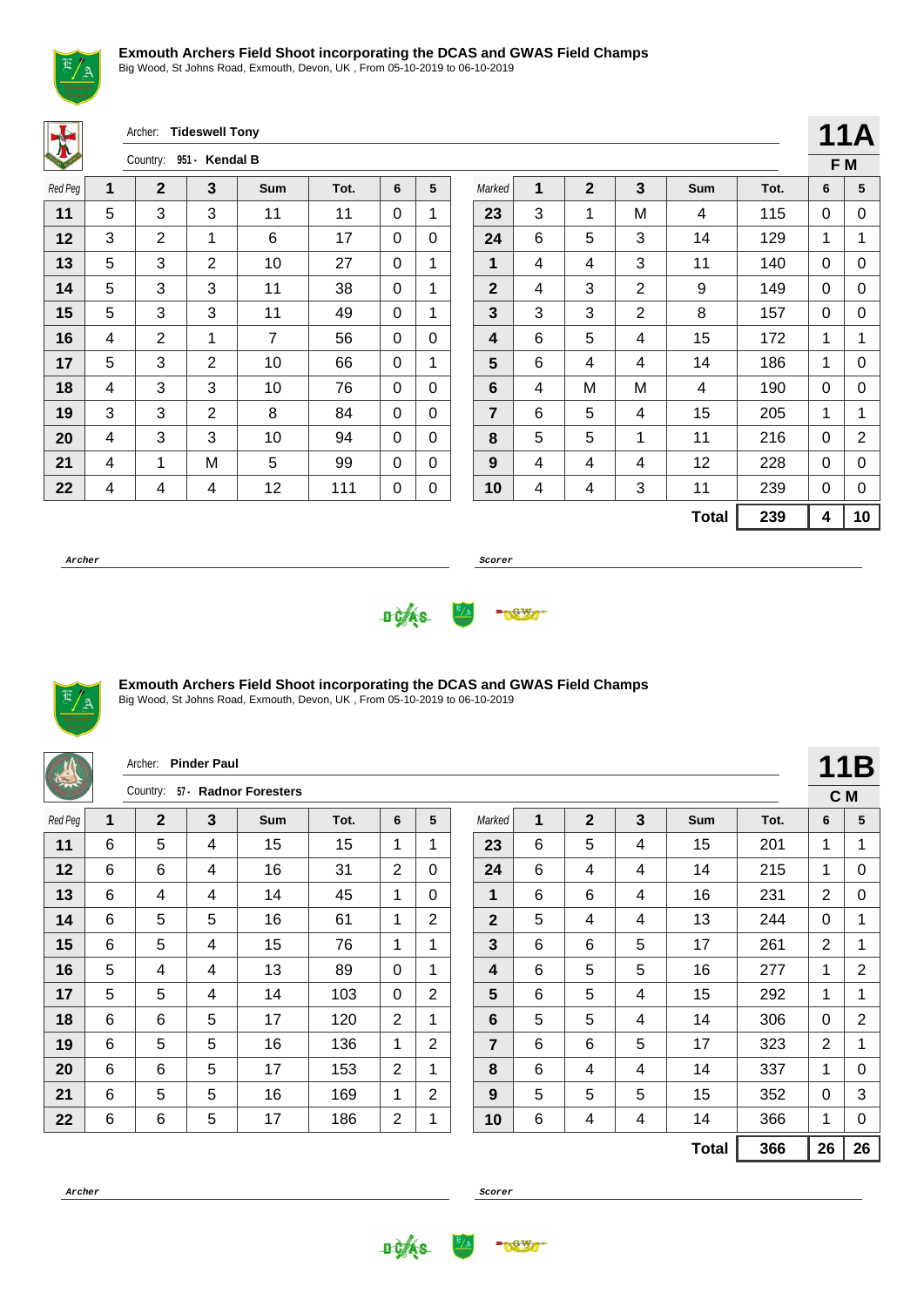## Exmouth Archers Field Shoot incorporating the DCAS and GWAS Field Champs

Big Wood, St Johns Road, Exmouth, Devon, UK , From 05-10-2019 to 06-10-2019

Archer: **Tideswell Tony**

Country: **951 - Kendal B**

**11A**

**F M**

| Red Peg | 1 | 2 | 3 | Sum | Tot. | 6 | 5 | Marked | 1 | 2 | 3 | Sum | Tot. | 6 | 5 |
|---|---|---|---|---|---|---|---|---|---|---|---|---|---|---|---|
| **11** | 5 | 3 | 3 | 11 | 11 | 0 | 1 | **23** | 3 | 1 | M | 4 | 115 | 0 | 0 |
| **12** | 3 | 2 | 1 | 6 | 17 | 0 | 0 | **24** | 6 | 5 | 3 | 14 | 129 | 1 | 1 |
| **13** | 5 | 3 | 2 | 10 | 27 | 0 | 1 | **1** | 4 | 4 | 3 | 11 | 140 | 0 | 0 |
| **14** | 5 | 3 | 3 | 11 | 38 | 0 | 1 | **2** | 4 | 3 | 2 | 9 | 149 | 0 | 0 |
| **15** | 5 | 3 | 3 | 11 | 49 | 0 | 1 | **3** | 3 | 3 | 2 | 8 | 157 | 0 | 0 |
| **16** | 4 | 2 | 1 | 7 | 56 | 0 | 0 | **4** | 6 | 5 | 4 | 15 | 172 | 1 | 1 |
| **17** | 5 | 3 | 2 | 10 | 66 | 0 | 1 | **5** | 6 | 4 | 4 | 14 | 186 | 1 | 0 |
| **18** | 4 | 3 | 3 | 10 | 76 | 0 | 0 | **6** | 4 | M | M | 4 | 190 | 0 | 0 |
| **19** | 3 | 3 | 2 | 8 | 84 | 0 | 0 | **7** | 6 | 5 | 4 | 15 | 205 | 1 | 1 |
| **20** | 4 | 3 | 3 | 10 | 94 | 0 | 0 | **8** | 5 | 5 | 1 | 11 | 216 | 0 | 2 |
| **21** | 4 | 1 | M | 5 | 99 | 0 | 0 | **9** | 4 | 4 | 4 | 12 | 228 | 0 | 0 |
| **22** | 4 | 4 | 4 | 12 | 111 | 0 | 0 | **10** | 4 | 4 | 3 | 11 | 239 | 0 | 0 |
| | | | | | | | | | | | | **Total** | **239** | **4** | **10** |

*Archer* ________________ *Scorer* ________________

## Exmouth Archers Field Shoot incorporating the DCAS and GWAS Field Champs

Big Wood, St Johns Road, Exmouth, Devon, UK , From 05-10-2019 to 06-10-2019

Archer: **Pinder Paul**

Country: **57 - Radnor Foresters**

**11B**

**C M**

| Red Peg | 1 | 2 | 3 | Sum | Tot. | 6 | 5 | Marked | 1 | 2 | 3 | Sum | Tot. | 6 | 5 |
|---|---|---|---|---|---|---|---|---|---|---|---|---|---|---|---|
| **11** | 6 | 5 | 4 | 15 | 15 | 1 | 1 | **23** | 6 | 5 | 4 | 15 | 201 | 1 | 1 |
| **12** | 6 | 6 | 4 | 16 | 31 | 2 | 0 | **24** | 6 | 4 | 4 | 14 | 215 | 1 | 0 |
| **13** | 6 | 4 | 4 | 14 | 45 | 1 | 0 | **1** | 6 | 6 | 4 | 16 | 231 | 2 | 0 |
| **14** | 6 | 5 | 5 | 16 | 61 | 1 | 2 | **2** | 5 | 4 | 4 | 13 | 244 | 0 | 1 |
| **15** | 6 | 5 | 4 | 15 | 76 | 1 | 1 | **3** | 6 | 6 | 5 | 17 | 261 | 2 | 1 |
| **16** | 5 | 4 | 4 | 13 | 89 | 0 | 1 | **4** | 6 | 5 | 5 | 16 | 277 | 1 | 2 |
| **17** | 5 | 5 | 4 | 14 | 103 | 0 | 2 | **5** | 6 | 5 | 4 | 15 | 292 | 1 | 1 |
| **18** | 6 | 6 | 5 | 17 | 120 | 2 | 1 | **6** | 5 | 5 | 4 | 14 | 306 | 0 | 2 |
| **19** | 6 | 5 | 5 | 16 | 136 | 1 | 2 | **7** | 6 | 6 | 5 | 17 | 323 | 2 | 1 |
| **20** | 6 | 6 | 5 | 17 | 153 | 2 | 1 | **8** | 6 | 4 | 4 | 14 | 337 | 1 | 0 |
| **21** | 6 | 5 | 5 | 16 | 169 | 1 | 2 | **9** | 5 | 5 | 5 | 15 | 352 | 0 | 3 |
| **22** | 6 | 6 | 5 | 17 | 186 | 2 | 1 | **10** | 6 | 4 | 4 | 14 | 366 | 1 | 0 |
| | | | | | | | | | | | | **Total** | **366** | **26** | **26** |

*Archer* ________________ *Scorer* ________________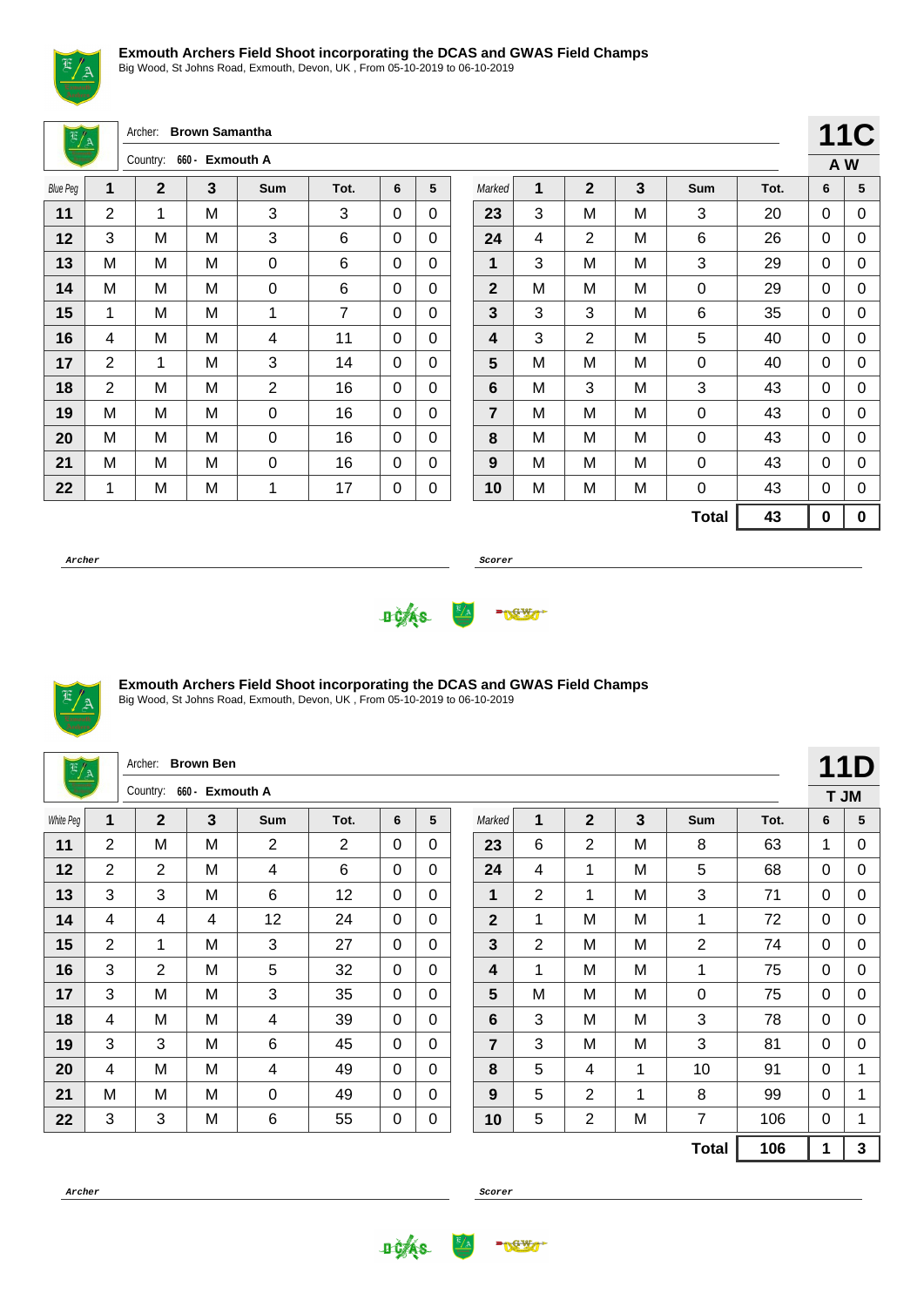**Exmouth Archers Field Shoot incorporating the DCAS and GWAS Field Champs**
Big Wood, St Johns Road, Exmouth, Devon, UK , From 05-10-2019 to 06-10-2019

Archer: **Brown Samantha**
Country: 660 - **Exmouth A**

**11C**
**A W**

| Blue Peg | 1 | 2 | 3 | Sum | Tot. | 6 | 5 | Marked | 1 | 2 | 3 | Sum | Tot. | 6 | 5 |
|---|---|---|---|---|---|---|---|---|---|---|---|---|---|---|---|
| 11 | 2 | 1 | M | 3 | 3 | 0 | 0 | 23 | 3 | M | M | 3 | 20 | 0 | 0 |
| 12 | 3 | M | M | 3 | 6 | 0 | 0 | 24 | 4 | 2 | M | 6 | 26 | 0 | 0 |
| 13 | M | M | M | 0 | 6 | 0 | 0 | 1 | 3 | M | M | 3 | 29 | 0 | 0 |
| 14 | M | M | M | 0 | 6 | 0 | 0 | 2 | M | M | M | 0 | 29 | 0 | 0 |
| 15 | 1 | M | M | 1 | 7 | 0 | 0 | 3 | 3 | 3 | M | 6 | 35 | 0 | 0 |
| 16 | 4 | M | M | 4 | 11 | 0 | 0 | 4 | 3 | 2 | M | 5 | 40 | 0 | 0 |
| 17 | 2 | 1 | M | 3 | 14 | 0 | 0 | 5 | M | M | M | 0 | 40 | 0 | 0 |
| 18 | 2 | M | M | 2 | 16 | 0 | 0 | 6 | M | 3 | M | 3 | 43 | 0 | 0 |
| 19 | M | M | M | 0 | 16 | 0 | 0 | 7 | M | M | M | 0 | 43 | 0 | 0 |
| 20 | M | M | M | 0 | 16 | 0 | 0 | 8 | M | M | M | 0 | 43 | 0 | 0 |
| 21 | M | M | M | 0 | 16 | 0 | 0 | 9 | M | M | M | 0 | 43 | 0 | 0 |
| 22 | 1 | M | M | 1 | 17 | 0 | 0 | 10 | M | M | M | 0 | 43 | 0 | 0 |
| | | | | | | | | | | | | **Total** | **43** | **0** | **0** |

***Archer*** ***Scorer***

**Exmouth Archers Field Shoot incorporating the DCAS and GWAS Field Champs**
Big Wood, St Johns Road, Exmouth, Devon, UK , From 05-10-2019 to 06-10-2019

Archer: **Brown Ben**
Country: 660 - **Exmouth A**

**11D**
**T JM**

| White Peg | 1 | 2 | 3 | Sum | Tot. | 6 | 5 | Marked | 1 | 2 | 3 | Sum | Tot. | 6 | 5 |
|---|---|---|---|---|---|---|---|---|---|---|---|---|---|---|---|
| 11 | 2 | M | M | 2 | 2 | 0 | 0 | 23 | 6 | 2 | M | 8 | 63 | 1 | 0 |
| 12 | 2 | 2 | M | 4 | 6 | 0 | 0 | 24 | 4 | 1 | M | 5 | 68 | 0 | 0 |
| 13 | 3 | 3 | M | 6 | 12 | 0 | 0 | 1 | 2 | 1 | M | 3 | 71 | 0 | 0 |
| 14 | 4 | 4 | 4 | 12 | 24 | 0 | 0 | 2 | 1 | M | M | 1 | 72 | 0 | 0 |
| 15 | 2 | 1 | M | 3 | 27 | 0 | 0 | 3 | 2 | M | M | 2 | 74 | 0 | 0 |
| 16 | 3 | 2 | M | 5 | 32 | 0 | 0 | 4 | 1 | M | M | 1 | 75 | 0 | 0 |
| 17 | 3 | M | M | 3 | 35 | 0 | 0 | 5 | M | M | M | 0 | 75 | 0 | 0 |
| 18 | 4 | M | M | 4 | 39 | 0 | 0 | 6 | 3 | M | M | 3 | 78 | 0 | 0 |
| 19 | 3 | 3 | M | 6 | 45 | 0 | 0 | 7 | 3 | M | M | 3 | 81 | 0 | 0 |
| 20 | 4 | M | M | 4 | 49 | 0 | 0 | 8 | 5 | 4 | 1 | 10 | 91 | 0 | 1 |
| 21 | M | M | M | 0 | 49 | 0 | 0 | 9 | 5 | 2 | 1 | 8 | 99 | 0 | 1 |
| 22 | 3 | 3 | M | 6 | 55 | 0 | 0 | 10 | 5 | 2 | M | 7 | 106 | 0 | 1 |
| | | | | | | | | | | | | **Total** | **106** | **1** | **3** |

***Archer*** ***Scorer***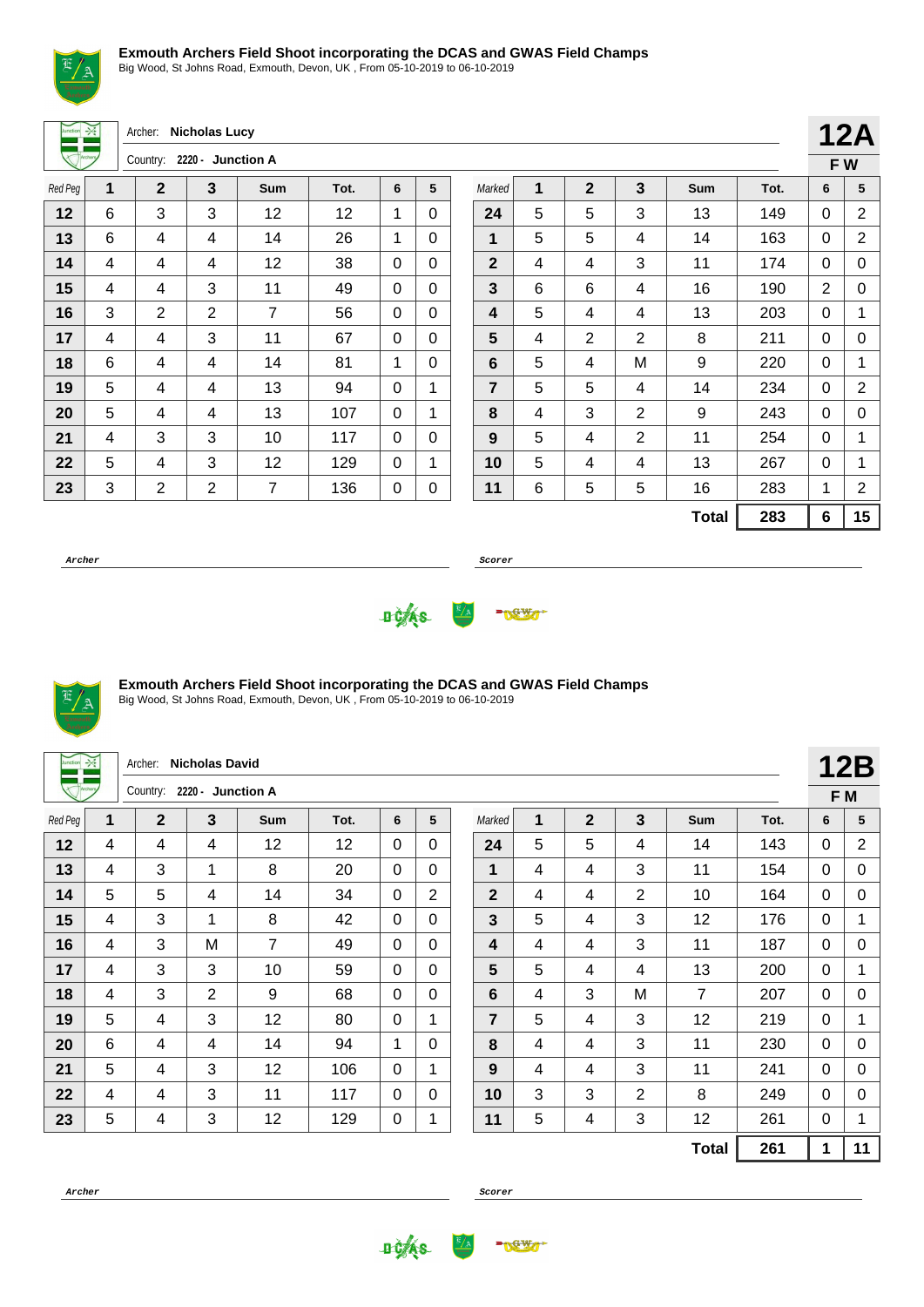**Exmouth Archers Field Shoot incorporating the DCAS and GWAS Field Champs**

Big Wood, St Johns Road, Exmouth, Devon, UK , From 05-10-2019 to 06-10-2019

Archer: **Nicholas Lucy**

Country: **2220 - Junction A**

**12A**

**F W**

| Red Peg | 1 | 2 | 3 | Sum | Tot. | 6 | 5 | Marked | 1 | 2 | 3 | Sum | Tot. | 6 | 5 |
|---|---|---|---|---|---|---|---|---|---|---|---|---|---|---|---|
| 12 | 6 | 3 | 3 | 12 | 12 | 1 | 0 | 24 | 5 | 5 | 3 | 13 | 149 | 0 | 2 |
| 13 | 6 | 4 | 4 | 14 | 26 | 1 | 0 | 1 | 5 | 5 | 4 | 14 | 163 | 0 | 2 |
| 14 | 4 | 4 | 4 | 12 | 38 | 0 | 0 | 2 | 4 | 4 | 3 | 11 | 174 | 0 | 0 |
| 15 | 4 | 4 | 3 | 11 | 49 | 0 | 0 | 3 | 6 | 6 | 4 | 16 | 190 | 2 | 0 |
| 16 | 3 | 2 | 2 | 7 | 56 | 0 | 0 | 4 | 5 | 4 | 4 | 13 | 203 | 0 | 1 |
| 17 | 4 | 4 | 3 | 11 | 67 | 0 | 0 | 5 | 4 | 2 | 2 | 8 | 211 | 0 | 0 |
| 18 | 6 | 4 | 4 | 14 | 81 | 1 | 0 | 6 | 5 | 4 | M | 9 | 220 | 0 | 1 |
| 19 | 5 | 4 | 4 | 13 | 94 | 0 | 1 | 7 | 5 | 5 | 4 | 14 | 234 | 0 | 2 |
| 20 | 5 | 4 | 4 | 13 | 107 | 0 | 1 | 8 | 4 | 3 | 2 | 9 | 243 | 0 | 0 |
| 21 | 4 | 3 | 3 | 10 | 117 | 0 | 0 | 9 | 5 | 4 | 2 | 11 | 254 | 0 | 1 |
| 22 | 5 | 4 | 3 | 12 | 129 | 0 | 1 | 10 | 5 | 4 | 4 | 13 | 267 | 0 | 1 |
| 23 | 3 | 2 | 2 | 7 | 136 | 0 | 0 | 11 | 6 | 5 | 5 | 16 | 283 | 1 | 2 |
| | | | | | | | | | | | | **Total** | **283** | **6** | **15** |

***Archer*** ______________________ ***Scorer*** ______________________

**Exmouth Archers Field Shoot incorporating the DCAS and GWAS Field Champs**

Big Wood, St Johns Road, Exmouth, Devon, UK , From 05-10-2019 to 06-10-2019

Archer: **Nicholas David**

Country: **2220 - Junction A**

**12B**

**F M**

| Red Peg | 1 | 2 | 3 | Sum | Tot. | 6 | 5 | Marked | 1 | 2 | 3 | Sum | Tot. | 6 | 5 |
|---|---|---|---|---|---|---|---|---|---|---|---|---|---|---|---|
| 12 | 4 | 4 | 4 | 12 | 12 | 0 | 0 | 24 | 5 | 5 | 4 | 14 | 143 | 0 | 2 |
| 13 | 4 | 3 | 1 | 8 | 20 | 0 | 0 | 1 | 4 | 4 | 3 | 11 | 154 | 0 | 0 |
| 14 | 5 | 5 | 4 | 14 | 34 | 0 | 2 | 2 | 4 | 4 | 2 | 10 | 164 | 0 | 0 |
| 15 | 4 | 3 | 1 | 8 | 42 | 0 | 0 | 3 | 5 | 4 | 3 | 12 | 176 | 0 | 1 |
| 16 | 4 | 3 | M | 7 | 49 | 0 | 0 | 4 | 4 | 4 | 3 | 11 | 187 | 0 | 0 |
| 17 | 4 | 3 | 3 | 10 | 59 | 0 | 0 | 5 | 5 | 4 | 4 | 13 | 200 | 0 | 1 |
| 18 | 4 | 3 | 2 | 9 | 68 | 0 | 0 | 6 | 4 | 3 | M | 7 | 207 | 0 | 0 |
| 19 | 5 | 4 | 3 | 12 | 80 | 0 | 1 | 7 | 5 | 4 | 3 | 12 | 219 | 0 | 1 |
| 20 | 6 | 4 | 4 | 14 | 94 | 1 | 0 | 8 | 4 | 4 | 3 | 11 | 230 | 0 | 0 |
| 21 | 5 | 4 | 3 | 12 | 106 | 0 | 1 | 9 | 4 | 4 | 3 | 11 | 241 | 0 | 0 |
| 22 | 4 | 4 | 3 | 11 | 117 | 0 | 0 | 10 | 3 | 3 | 2 | 8 | 249 | 0 | 0 |
| 23 | 5 | 4 | 3 | 12 | 129 | 0 | 1 | 11 | 5 | 4 | 3 | 12 | 261 | 0 | 1 |
| | | | | | | | | | | | | **Total** | **261** | **1** | **11** |

***Archer*** ______________________ ***Scorer*** ______________________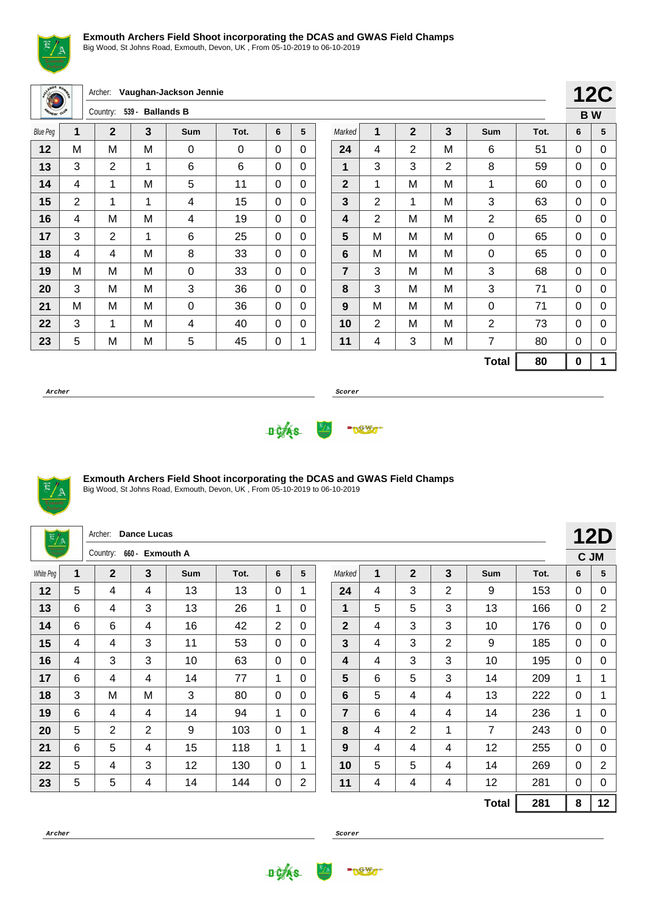### Exmouth Archers Field Shoot incorporating the DCAS and GWAS Field Champs

Big Wood, St Johns Road, Exmouth, Devon, UK , From 05-10-2019 to 06-10-2019

Archer: **Vaughan-Jackson Jennie**

Country: 539 - **Ballands B**

**12C**

**B W**

| Blue Peg | 1 | 2 | 3 | Sum | Tot. | 6 | 5 | Marked | 1 | 2 | 3 | Sum | Tot. | 6 | 5 |
|---|---|---|---|---|---|---|---|---|---|---|---|---|---|---|---|
| 12 | M | M | M | 0 | 0 | 0 | 0 | 24 | 4 | 2 | M | 6 | 51 | 0 | 0 |
| 13 | 3 | 2 | 1 | 6 | 6 | 0 | 0 | 1 | 3 | 3 | 2 | 8 | 59 | 0 | 0 |
| 14 | 4 | 1 | M | 5 | 11 | 0 | 0 | 2 | 1 | M | M | 1 | 60 | 0 | 0 |
| 15 | 2 | 1 | 1 | 4 | 15 | 0 | 0 | 3 | 2 | 1 | M | 3 | 63 | 0 | 0 |
| 16 | 4 | M | M | 4 | 19 | 0 | 0 | 4 | 2 | M | M | 2 | 65 | 0 | 0 |
| 17 | 3 | 2 | 1 | 6 | 25 | 0 | 0 | 5 | M | M | M | 0 | 65 | 0 | 0 |
| 18 | 4 | 4 | M | 8 | 33 | 0 | 0 | 6 | M | M | M | 0 | 65 | 0 | 0 |
| 19 | M | M | M | 0 | 33 | 0 | 0 | 7 | 3 | M | M | 3 | 68 | 0 | 0 |
| 20 | 3 | M | M | 3 | 36 | 0 | 0 | 8 | 3 | M | M | 3 | 71 | 0 | 0 |
| 21 | M | M | M | 0 | 36 | 0 | 0 | 9 | M | M | M | 0 | 71 | 0 | 0 |
| 22 | 3 | 1 | M | 4 | 40 | 0 | 0 | 10 | 2 | M | M | 2 | 73 | 0 | 0 |
| 23 | 5 | M | M | 5 | 45 | 0 | 1 | 11 | 4 | 3 | M | 7 | 80 | 0 | 0 |
| | | | | | | | | | | | | **Total** | **80** | **0** | **1** |

*Archer* ______________________ *Scorer* ______________________

### Exmouth Archers Field Shoot incorporating the DCAS and GWAS Field Champs

Big Wood, St Johns Road, Exmouth, Devon, UK , From 05-10-2019 to 06-10-2019

Archer: **Dance Lucas**

Country: 660 - **Exmouth A**

**12D**

**C JM**

| White Peg | 1 | 2 | 3 | Sum | Tot. | 6 | 5 | Marked | 1 | 2 | 3 | Sum | Tot. | 6 | 5 |
|---|---|---|---|---|---|---|---|---|---|---|---|---|---|---|---|
| 12 | 5 | 4 | 4 | 13 | 13 | 0 | 1 | 24 | 4 | 3 | 2 | 9 | 153 | 0 | 0 |
| 13 | 6 | 4 | 3 | 13 | 26 | 1 | 0 | 1 | 5 | 5 | 3 | 13 | 166 | 0 | 2 |
| 14 | 6 | 6 | 4 | 16 | 42 | 2 | 0 | 2 | 4 | 3 | 3 | 10 | 176 | 0 | 0 |
| 15 | 4 | 4 | 3 | 11 | 53 | 0 | 0 | 3 | 4 | 3 | 2 | 9 | 185 | 0 | 0 |
| 16 | 4 | 3 | 3 | 10 | 63 | 0 | 0 | 4 | 4 | 3 | 3 | 10 | 195 | 0 | 0 |
| 17 | 6 | 4 | 4 | 14 | 77 | 1 | 0 | 5 | 6 | 5 | 3 | 14 | 209 | 1 | 1 |
| 18 | 3 | M | M | 3 | 80 | 0 | 0 | 6 | 5 | 4 | 4 | 13 | 222 | 0 | 1 |
| 19 | 6 | 4 | 4 | 14 | 94 | 1 | 0 | 7 | 6 | 4 | 4 | 14 | 236 | 1 | 0 |
| 20 | 5 | 2 | 2 | 9 | 103 | 0 | 1 | 8 | 4 | 2 | 1 | 7 | 243 | 0 | 0 |
| 21 | 6 | 5 | 4 | 15 | 118 | 1 | 1 | 9 | 4 | 4 | 4 | 12 | 255 | 0 | 0 |
| 22 | 5 | 4 | 3 | 12 | 130 | 0 | 1 | 10 | 5 | 5 | 4 | 14 | 269 | 0 | 2 |
| 23 | 5 | 5 | 4 | 14 | 144 | 0 | 2 | 11 | 4 | 4 | 4 | 12 | 281 | 0 | 0 |
| | | | | | | | | | | | | **Total** | **281** | **8** | **12** |

*Archer* ______________________ *Scorer* ______________________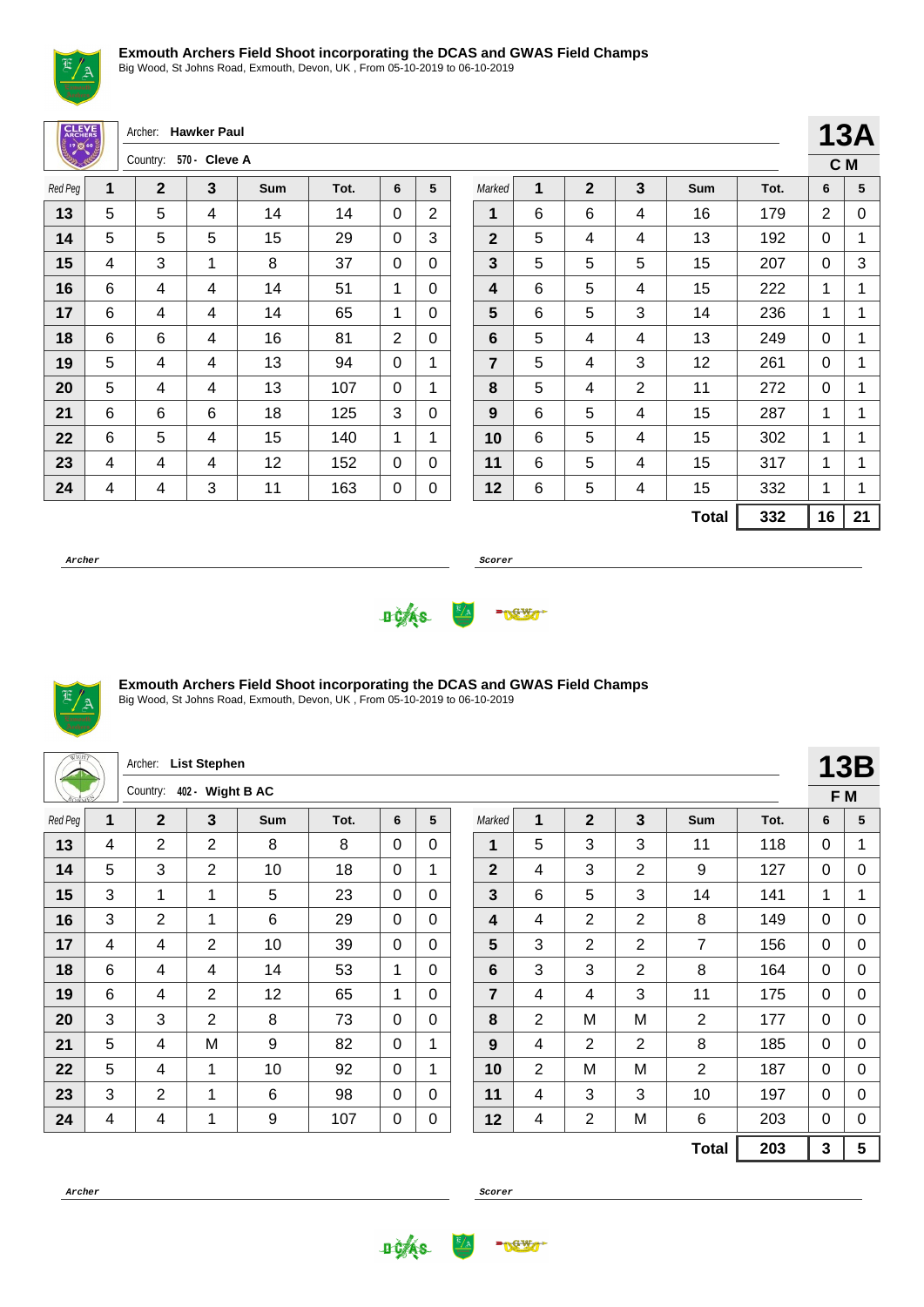### Exmouth Archers Field Shoot incorporating the DCAS and GWAS Field Champs

Big Wood, St Johns Road, Exmouth, Devon, UK , From 05-10-2019 to 06-10-2019

Archer: **Hawker Paul**

Country: **570 - Cleve A**

**13A**

**C M**

| Red Peg | 1 | 2 | 3 | Sum | Tot. | 6 | 5 | Marked | 1 | 2 | 3 | Sum | Tot. | 6 | 5 |
|---|---|---|---|---|---|---|---|---|---|---|---|---|---|---|---|
| 13 | 5 | 5 | 4 | 14 | 14 | 0 | 2 | 1 | 6 | 6 | 4 | 16 | 179 | 2 | 0 |
| 14 | 5 | 5 | 5 | 15 | 29 | 0 | 3 | 2 | 5 | 4 | 4 | 13 | 192 | 0 | 1 |
| 15 | 4 | 3 | 1 | 8 | 37 | 0 | 0 | 3 | 5 | 5 | 5 | 15 | 207 | 0 | 3 |
| 16 | 6 | 4 | 4 | 14 | 51 | 1 | 0 | 4 | 6 | 5 | 4 | 15 | 222 | 1 | 1 |
| 17 | 6 | 4 | 4 | 14 | 65 | 1 | 0 | 5 | 6 | 5 | 3 | 14 | 236 | 1 | 1 |
| 18 | 6 | 6 | 4 | 16 | 81 | 2 | 0 | 6 | 5 | 4 | 4 | 13 | 249 | 0 | 1 |
| 19 | 5 | 4 | 4 | 13 | 94 | 0 | 1 | 7 | 5 | 4 | 3 | 12 | 261 | 0 | 1 |
| 20 | 5 | 4 | 4 | 13 | 107 | 0 | 1 | 8 | 5 | 4 | 2 | 11 | 272 | 0 | 1 |
| 21 | 6 | 6 | 6 | 18 | 125 | 3 | 0 | 9 | 6 | 5 | 4 | 15 | 287 | 1 | 1 |
| 22 | 6 | 5 | 4 | 15 | 140 | 1 | 1 | 10 | 6 | 5 | 4 | 15 | 302 | 1 | 1 |
| 23 | 4 | 4 | 4 | 12 | 152 | 0 | 0 | 11 | 6 | 5 | 4 | 15 | 317 | 1 | 1 |
| 24 | 4 | 4 | 3 | 11 | 163 | 0 | 0 | 12 | 6 | 5 | 4 | 15 | 332 | 1 | 1 |
| | | | | | | | | | | | | **Total** | **332** | **16** | **21** |

**Archer** **Scorer**

### Exmouth Archers Field Shoot incorporating the DCAS and GWAS Field Champs

Big Wood, St Johns Road, Exmouth, Devon, UK , From 05-10-2019 to 06-10-2019

Archer: **List Stephen**

Country: **402 - Wight B AC**

**13B**

**F M**

| Red Peg | 1 | 2 | 3 | Sum | Tot. | 6 | 5 | Marked | 1 | 2 | 3 | Sum | Tot. | 6 | 5 |
|---|---|---|---|---|---|---|---|---|---|---|---|---|---|---|---|
| 13 | 4 | 2 | 2 | 8 | 8 | 0 | 0 | 1 | 5 | 3 | 3 | 11 | 118 | 0 | 1 |
| 14 | 5 | 3 | 2 | 10 | 18 | 0 | 1 | 2 | 4 | 3 | 2 | 9 | 127 | 0 | 0 |
| 15 | 3 | 1 | 1 | 5 | 23 | 0 | 0 | 3 | 6 | 5 | 3 | 14 | 141 | 1 | 1 |
| 16 | 3 | 2 | 1 | 6 | 29 | 0 | 0 | 4 | 4 | 2 | 2 | 8 | 149 | 0 | 0 |
| 17 | 4 | 4 | 2 | 10 | 39 | 0 | 0 | 5 | 3 | 2 | 2 | 7 | 156 | 0 | 0 |
| 18 | 6 | 4 | 4 | 14 | 53 | 1 | 0 | 6 | 3 | 3 | 2 | 8 | 164 | 0 | 0 |
| 19 | 6 | 4 | 2 | 12 | 65 | 1 | 0 | 7 | 4 | 4 | 3 | 11 | 175 | 0 | 0 |
| 20 | 3 | 3 | 2 | 8 | 73 | 0 | 0 | 8 | 2 | M | M | 2 | 177 | 0 | 0 |
| 21 | 5 | 4 | M | 9 | 82 | 0 | 1 | 9 | 4 | 2 | 2 | 8 | 185 | 0 | 0 |
| 22 | 5 | 4 | 1 | 10 | 92 | 0 | 1 | 10 | 2 | M | M | 2 | 187 | 0 | 0 |
| 23 | 3 | 2 | 1 | 6 | 98 | 0 | 0 | 11 | 4 | 3 | 3 | 10 | 197 | 0 | 0 |
| 24 | 4 | 4 | 1 | 9 | 107 | 0 | 0 | 12 | 4 | 2 | M | 6 | 203 | 0 | 0 |
| | | | | | | | | | | | | **Total** | **203** | **3** | **5** |

**Archer** **Scorer**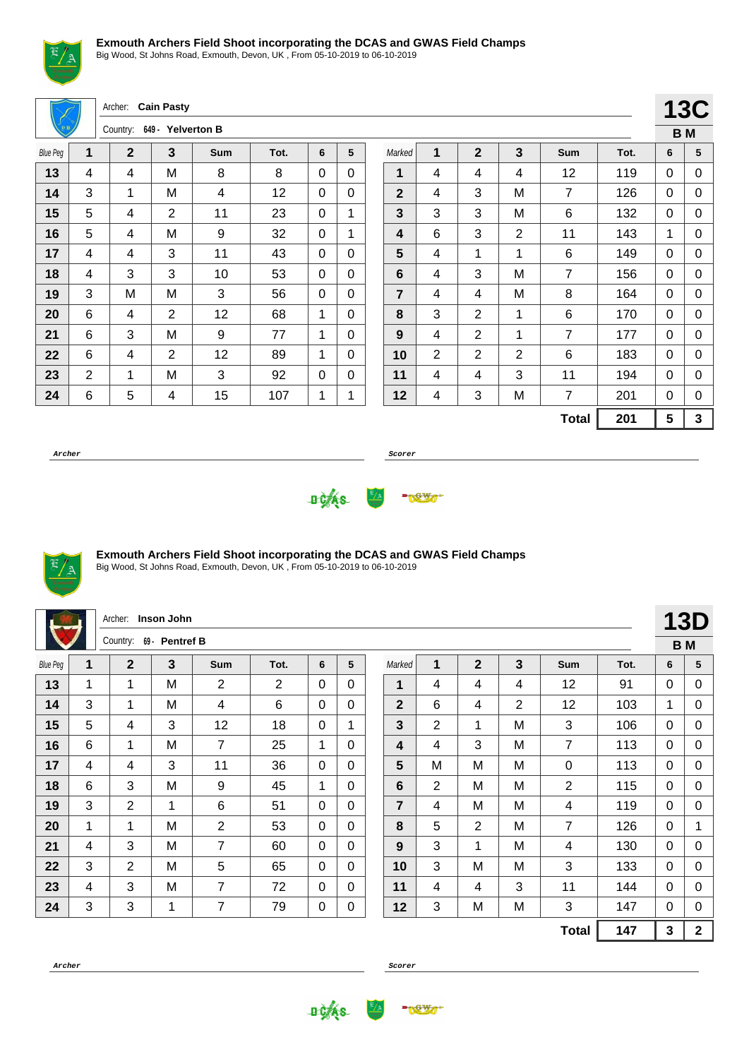## Exmouth Archers Field Shoot incorporating the DCAS and GWAS Field Champs

Big Wood, St Johns Road, Exmouth, Devon, UK , From 05-10-2019 to 06-10-2019

Archer: **Cain Pasty**

Country: **649 - Yelverton B**

**13C**

**B M**

| Blue Peg | 1 | 2 | 3 | Sum | Tot. | 6 | 5 | Marked | 1 | 2 | 3 | Sum | Tot. | 6 | 5 |
|---|---|---|---|---|---|---|---|---|---|---|---|---|---|---|---|
| **13** | 4 | 4 | M | 8 | 8 | 0 | 0 | **1** | 4 | 4 | 4 | 12 | 119 | 0 | 0 |
| **14** | 3 | 1 | M | 4 | 12 | 0 | 0 | **2** | 4 | 3 | M | 7 | 126 | 0 | 0 |
| **15** | 5 | 4 | 2 | 11 | 23 | 0 | 1 | **3** | 3 | 3 | M | 6 | 132 | 0 | 0 |
| **16** | 5 | 4 | M | 9 | 32 | 0 | 1 | **4** | 6 | 3 | 2 | 11 | 143 | 1 | 0 |
| **17** | 4 | 4 | 3 | 11 | 43 | 0 | 0 | **5** | 4 | 1 | 1 | 6 | 149 | 0 | 0 |
| **18** | 4 | 3 | 3 | 10 | 53 | 0 | 0 | **6** | 4 | 3 | M | 7 | 156 | 0 | 0 |
| **19** | 3 | M | M | 3 | 56 | 0 | 0 | **7** | 4 | 4 | M | 8 | 164 | 0 | 0 |
| **20** | 6 | 4 | 2 | 12 | 68 | 1 | 0 | **8** | 3 | 2 | 1 | 6 | 170 | 0 | 0 |
| **21** | 6 | 3 | M | 9 | 77 | 1 | 0 | **9** | 4 | 2 | 1 | 7 | 177 | 0 | 0 |
| **22** | 6 | 4 | 2 | 12 | 89 | 1 | 0 | **10** | 2 | 2 | 2 | 6 | 183 | 0 | 0 |
| **23** | 2 | 1 | M | 3 | 92 | 0 | 0 | **11** | 4 | 4 | 3 | 11 | 194 | 0 | 0 |
| **24** | 6 | 5 | 4 | 15 | 107 | 1 | 1 | **12** | 4 | 3 | M | 7 | 201 | 0 | 0 |
| | | | | | | | | | | | | **Total** | **201** | **5** | **3** |

***Archer*** ***Scorer***

## Exmouth Archers Field Shoot incorporating the DCAS and GWAS Field Champs

Big Wood, St Johns Road, Exmouth, Devon, UK , From 05-10-2019 to 06-10-2019

Archer: **Inson John**

Country: **69 - Pentref B**

**13D**

**B M**

| Blue Peg | 1 | 2 | 3 | Sum | Tot. | 6 | 5 | Marked | 1 | 2 | 3 | Sum | Tot. | 6 | 5 |
|---|---|---|---|---|---|---|---|---|---|---|---|---|---|---|---|
| **13** | 1 | 1 | M | 2 | 2 | 0 | 0 | **1** | 4 | 4 | 4 | 12 | 91 | 0 | 0 |
| **14** | 3 | 1 | M | 4 | 6 | 0 | 0 | **2** | 6 | 4 | 2 | 12 | 103 | 1 | 0 |
| **15** | 5 | 4 | 3 | 12 | 18 | 0 | 1 | **3** | 2 | 1 | M | 3 | 106 | 0 | 0 |
| **16** | 6 | 1 | M | 7 | 25 | 1 | 0 | **4** | 4 | 3 | M | 7 | 113 | 0 | 0 |
| **17** | 4 | 4 | 3 | 11 | 36 | 0 | 0 | **5** | M | M | M | 0 | 113 | 0 | 0 |
| **18** | 6 | 3 | M | 9 | 45 | 1 | 0 | **6** | 2 | M | M | 2 | 115 | 0 | 0 |
| **19** | 3 | 2 | 1 | 6 | 51 | 0 | 0 | **7** | 4 | M | M | 4 | 119 | 0 | 0 |
| **20** | 1 | 1 | M | 2 | 53 | 0 | 0 | **8** | 5 | 2 | M | 7 | 126 | 0 | 1 |
| **21** | 4 | 3 | M | 7 | 60 | 0 | 0 | **9** | 3 | 1 | M | 4 | 130 | 0 | 0 |
| **22** | 3 | 2 | M | 5 | 65 | 0 | 0 | **10** | 3 | M | M | 3 | 133 | 0 | 0 |
| **23** | 4 | 3 | M | 7 | 72 | 0 | 0 | **11** | 4 | 4 | 3 | 11 | 144 | 0 | 0 |
| **24** | 3 | 3 | 1 | 7 | 79 | 0 | 0 | **12** | 3 | M | M | 3 | 147 | 0 | 0 |
| | | | | | | | | | | | | **Total** | **147** | **3** | **2** |

***Archer*** ***Scorer***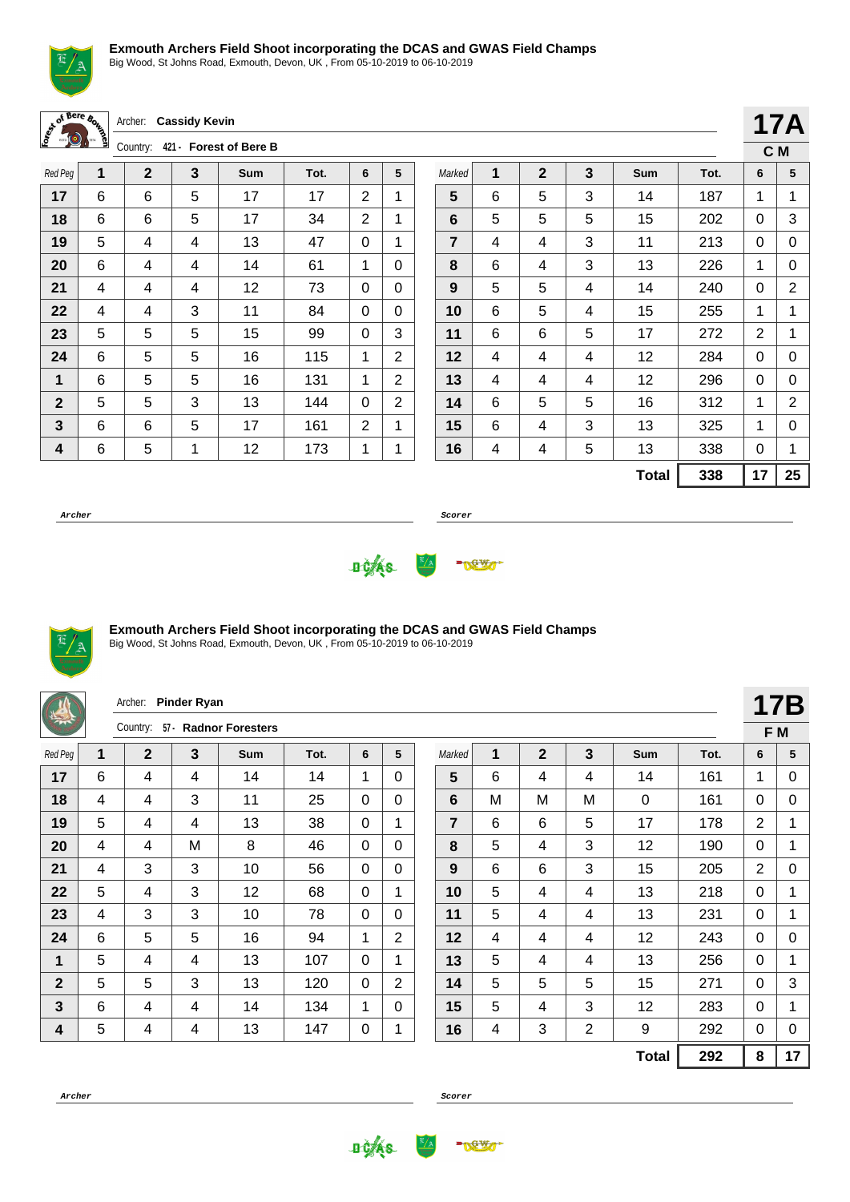## Exmouth Archers Field Shoot incorporating the DCAS and GWAS Field Champs

Big Wood, St Johns Road, Exmouth, Devon, UK , From 05-10-2019 to 06-10-2019

Archer: **Cassidy Kevin**

Country: **421 - Forest of Bere B**

**17A**

**C M**

| Red Peg | 1 | 2 | 3 | Sum | Tot. | 6 | 5 | Marked | 1 | 2 | 3 | Sum | Tot. | 6 | 5 |
|---|---|---|---|---|---|---|---|---|---|---|---|---|---|---|---|
| 17 | 6 | 6 | 5 | 17 | 17 | 2 | 1 | 5 | 6 | 5 | 3 | 14 | 187 | 1 | 1 |
| 18 | 6 | 6 | 5 | 17 | 34 | 2 | 1 | 6 | 5 | 5 | 5 | 15 | 202 | 0 | 3 |
| 19 | 5 | 4 | 4 | 13 | 47 | 0 | 1 | 7 | 4 | 4 | 3 | 11 | 213 | 0 | 0 |
| 20 | 6 | 4 | 4 | 14 | 61 | 1 | 0 | 8 | 6 | 4 | 3 | 13 | 226 | 1 | 0 |
| 21 | 4 | 4 | 4 | 12 | 73 | 0 | 0 | 9 | 5 | 5 | 4 | 14 | 240 | 0 | 2 |
| 22 | 4 | 4 | 3 | 11 | 84 | 0 | 0 | 10 | 6 | 5 | 4 | 15 | 255 | 1 | 1 |
| 23 | 5 | 5 | 5 | 15 | 99 | 0 | 3 | 11 | 6 | 6 | 5 | 17 | 272 | 2 | 1 |
| 24 | 6 | 5 | 5 | 16 | 115 | 1 | 2 | 12 | 4 | 4 | 4 | 12 | 284 | 0 | 0 |
| 1 | 6 | 5 | 5 | 16 | 131 | 1 | 2 | 13 | 4 | 4 | 4 | 12 | 296 | 0 | 0 |
| 2 | 5 | 5 | 3 | 13 | 144 | 0 | 2 | 14 | 6 | 5 | 5 | 16 | 312 | 1 | 2 |
| 3 | 6 | 6 | 5 | 17 | 161 | 2 | 1 | 15 | 6 | 4 | 3 | 13 | 325 | 1 | 0 |
| 4 | 6 | 5 | 1 | 12 | 173 | 1 | 1 | 16 | 4 | 4 | 5 | 13 | 338 | 0 | 1 |
| | | | | | | | | | | | | **Total** | **338** | **17** | **25** |

***Archer*** ***Scorer***

## Exmouth Archers Field Shoot incorporating the DCAS and GWAS Field Champs

Big Wood, St Johns Road, Exmouth, Devon, UK , From 05-10-2019 to 06-10-2019

Archer: **Pinder Ryan**

Country: **57 - Radnor Foresters**

**17B**

**F M**

| Red Peg | 1 | 2 | 3 | Sum | Tot. | 6 | 5 | Marked | 1 | 2 | 3 | Sum | Tot. | 6 | 5 |
|---|---|---|---|---|---|---|---|---|---|---|---|---|---|---|---|
| 17 | 6 | 4 | 4 | 14 | 14 | 1 | 0 | 5 | 6 | 4 | 4 | 14 | 161 | 1 | 0 |
| 18 | 4 | 4 | 3 | 11 | 25 | 0 | 0 | 6 | M | M | M | 0 | 161 | 0 | 0 |
| 19 | 5 | 4 | 4 | 13 | 38 | 0 | 1 | 7 | 6 | 6 | 5 | 17 | 178 | 2 | 1 |
| 20 | 4 | 4 | M | 8 | 46 | 0 | 0 | 8 | 5 | 4 | 3 | 12 | 190 | 0 | 1 |
| 21 | 4 | 3 | 3 | 10 | 56 | 0 | 0 | 9 | 6 | 6 | 3 | 15 | 205 | 2 | 0 |
| 22 | 5 | 4 | 3 | 12 | 68 | 0 | 1 | 10 | 5 | 4 | 4 | 13 | 218 | 0 | 1 |
| 23 | 4 | 3 | 3 | 10 | 78 | 0 | 0 | 11 | 5 | 4 | 4 | 13 | 231 | 0 | 1 |
| 24 | 6 | 5 | 5 | 16 | 94 | 1 | 2 | 12 | 4 | 4 | 4 | 12 | 243 | 0 | 0 |
| 1 | 5 | 4 | 4 | 13 | 107 | 0 | 1 | 13 | 5 | 4 | 4 | 13 | 256 | 0 | 1 |
| 2 | 5 | 5 | 3 | 13 | 120 | 0 | 2 | 14 | 5 | 5 | 5 | 15 | 271 | 0 | 3 |
| 3 | 6 | 4 | 4 | 14 | 134 | 1 | 0 | 15 | 5 | 4 | 3 | 12 | 283 | 0 | 1 |
| 4 | 5 | 4 | 4 | 13 | 147 | 0 | 1 | 16 | 4 | 3 | 2 | 9 | 292 | 0 | 0 |
| | | | | | | | | | | | | **Total** | **292** | **8** | **17** |

***Archer*** ***Scorer***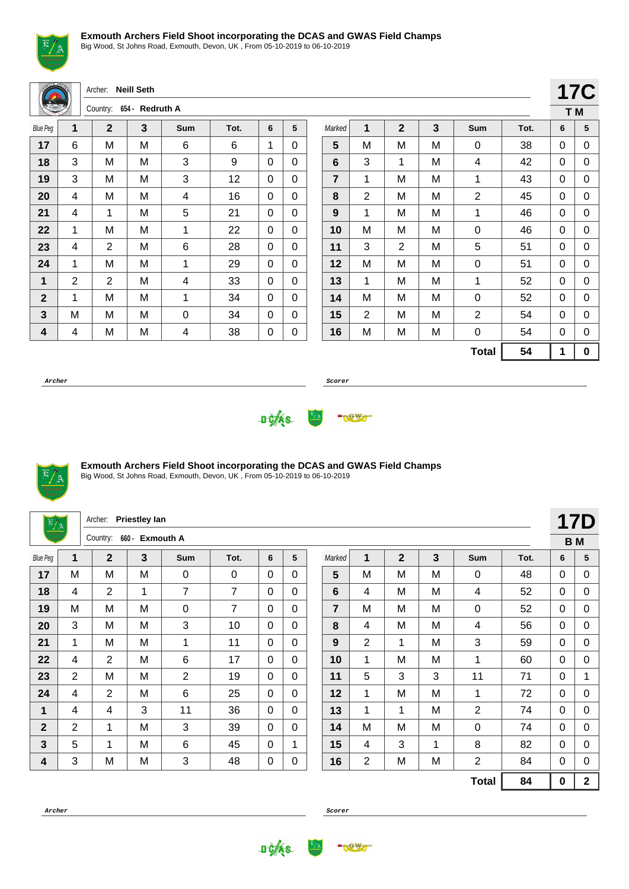**Exmouth Archers Field Shoot incorporating the DCAS and GWAS Field Champs**
Big Wood, St Johns Road, Exmouth, Devon, UK , From 05-10-2019 to 06-10-2019

Archer: **Neill Seth**
Country: 654 - **Redruth A**

**17C**
**T M**

| Blue Peg | 1 | 2 | 3 | Sum | Tot. | 6 | 5 | Marked | 1 | 2 | 3 | Sum | Tot. | 6 | 5 |
|---|---|---|---|---|---|---|---|---|---|---|---|---|---|---|---|
| 17 | 6 | M | M | 6 | 6 | 1 | 0 | 5 | M | M | M | 0 | 38 | 0 | 0 |
| 18 | 3 | M | M | 3 | 9 | 0 | 0 | 6 | 3 | 1 | M | 4 | 42 | 0 | 0 |
| 19 | 3 | M | M | 3 | 12 | 0 | 0 | 7 | 1 | M | M | 1 | 43 | 0 | 0 |
| 20 | 4 | M | M | 4 | 16 | 0 | 0 | 8 | 2 | M | M | 2 | 45 | 0 | 0 |
| 21 | 4 | 1 | M | 5 | 21 | 0 | 0 | 9 | 1 | M | M | 1 | 46 | 0 | 0 |
| 22 | 1 | M | M | 1 | 22 | 0 | 0 | 10 | M | M | M | 0 | 46 | 0 | 0 |
| 23 | 4 | 2 | M | 6 | 28 | 0 | 0 | 11 | 3 | 2 | M | 5 | 51 | 0 | 0 |
| 24 | 1 | M | M | 1 | 29 | 0 | 0 | 12 | M | M | M | 0 | 51 | 0 | 0 |
| 1 | 2 | 2 | M | 4 | 33 | 0 | 0 | 13 | 1 | M | M | 1 | 52 | 0 | 0 |
| 2 | 1 | M | M | 1 | 34 | 0 | 0 | 14 | M | M | M | 0 | 52 | 0 | 0 |
| 3 | M | M | M | 0 | 34 | 0 | 0 | 15 | 2 | M | M | 2 | 54 | 0 | 0 |
| 4 | 4 | M | M | 4 | 38 | 0 | 0 | 16 | M | M | M | 0 | 54 | 0 | 0 |
| | | | | | | | | | | | | **Total** | **54** | **1** | **0** |

*Archer* ______________________ *Scorer* ______________________

**Exmouth Archers Field Shoot incorporating the DCAS and GWAS Field Champs**
Big Wood, St Johns Road, Exmouth, Devon, UK , From 05-10-2019 to 06-10-2019

Archer: **Priestley Ian**
Country: 660 - **Exmouth A**

**17D**
**B M**

| Blue Peg | 1 | 2 | 3 | Sum | Tot. | 6 | 5 | Marked | 1 | 2 | 3 | Sum | Tot. | 6 | 5 |
|---|---|---|---|---|---|---|---|---|---|---|---|---|---|---|---|
| 17 | M | M | M | 0 | 0 | 0 | 0 | 5 | M | M | M | 0 | 48 | 0 | 0 |
| 18 | 4 | 2 | 1 | 7 | 7 | 0 | 0 | 6 | 4 | M | M | 4 | 52 | 0 | 0 |
| 19 | M | M | M | 0 | 7 | 0 | 0 | 7 | M | M | M | 0 | 52 | 0 | 0 |
| 20 | 3 | M | M | 3 | 10 | 0 | 0 | 8 | 4 | M | M | 4 | 56 | 0 | 0 |
| 21 | 1 | M | M | 1 | 11 | 0 | 0 | 9 | 2 | 1 | M | 3 | 59 | 0 | 0 |
| 22 | 4 | 2 | M | 6 | 17 | 0 | 0 | 10 | 1 | M | M | 1 | 60 | 0 | 0 |
| 23 | 2 | M | M | 2 | 19 | 0 | 0 | 11 | 5 | 3 | 3 | 11 | 71 | 0 | 1 |
| 24 | 4 | 2 | M | 6 | 25 | 0 | 0 | 12 | 1 | M | M | 1 | 72 | 0 | 0 |
| 1 | 4 | 4 | 3 | 11 | 36 | 0 | 0 | 13 | 1 | 1 | M | 2 | 74 | 0 | 0 |
| 2 | 2 | 1 | M | 3 | 39 | 0 | 0 | 14 | M | M | M | 0 | 74 | 0 | 0 |
| 3 | 5 | 1 | M | 6 | 45 | 0 | 1 | 15 | 4 | 3 | 1 | 8 | 82 | 0 | 0 |
| 4 | 3 | M | M | 3 | 48 | 0 | 0 | 16 | 2 | M | M | 2 | 84 | 0 | 0 |
| | | | | | | | | | | | | **Total** | **84** | **0** | **2** |

*Archer* ______________________ *Scorer* ______________________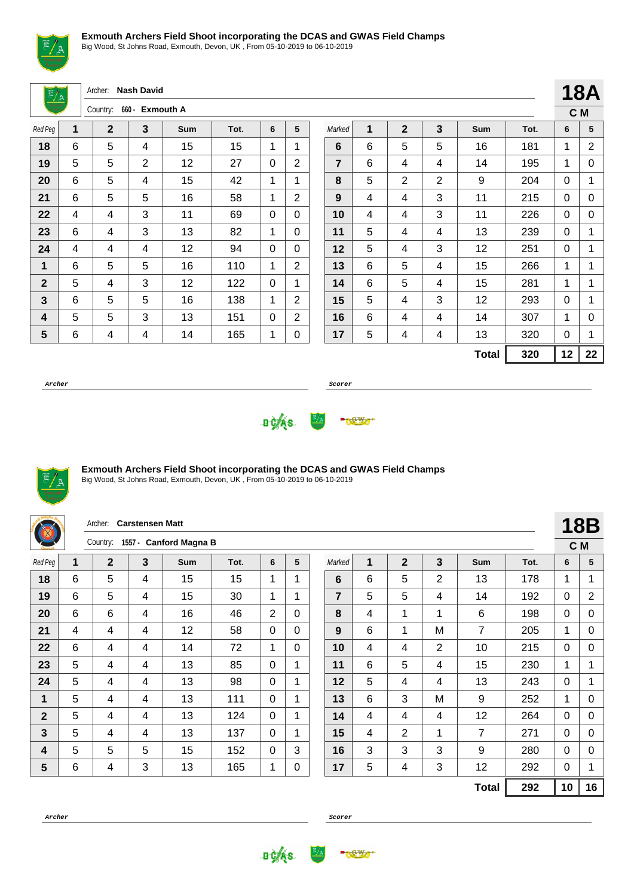## Exmouth Archers Field Shoot incorporating the DCAS and GWAS Field Champs

Big Wood, St Johns Road, Exmouth, Devon, UK , From 05-10-2019 to 06-10-2019

Archer: **Nash David**

Country: **660 - Exmouth A**

**18A**

**C M**

| Red Peg | 1 | 2 | 3 | Sum | Tot. | 6 | 5 | Marked | 1 | 2 | 3 | Sum | Tot. | 6 | 5 |
|---|---|---|---|---|---|---|---|---|---|---|---|---|---|---|---|
| **18** | 6 | 5 | 4 | 15 | 15 | 1 | 1 | **6** | 6 | 5 | 5 | 16 | 181 | 1 | 2 |
| **19** | 5 | 5 | 2 | 12 | 27 | 0 | 2 | **7** | 6 | 4 | 4 | 14 | 195 | 1 | 0 |
| **20** | 6 | 5 | 4 | 15 | 42 | 1 | 1 | **8** | 5 | 2 | 2 | 9 | 204 | 0 | 1 |
| **21** | 6 | 5 | 5 | 16 | 58 | 1 | 2 | **9** | 4 | 4 | 3 | 11 | 215 | 0 | 0 |
| **22** | 4 | 4 | 3 | 11 | 69 | 0 | 0 | **10** | 4 | 4 | 3 | 11 | 226 | 0 | 0 |
| **23** | 6 | 4 | 3 | 13 | 82 | 1 | 0 | **11** | 5 | 4 | 4 | 13 | 239 | 0 | 1 |
| **24** | 4 | 4 | 4 | 12 | 94 | 0 | 0 | **12** | 5 | 4 | 3 | 12 | 251 | 0 | 1 |
| **1** | 6 | 5 | 5 | 16 | 110 | 1 | 2 | **13** | 6 | 5 | 4 | 15 | 266 | 1 | 1 |
| **2** | 5 | 4 | 3 | 12 | 122 | 0 | 1 | **14** | 6 | 5 | 4 | 15 | 281 | 1 | 1 |
| **3** | 6 | 5 | 5 | 16 | 138 | 1 | 2 | **15** | 5 | 4 | 3 | 12 | 293 | 0 | 1 |
| **4** | 5 | 5 | 3 | 13 | 151 | 0 | 2 | **16** | 6 | 4 | 4 | 14 | 307 | 1 | 0 |
| **5** | 6 | 4 | 4 | 14 | 165 | 1 | 0 | **17** | 5 | 4 | 4 | 13 | 320 | 0 | 1 |
| | | | | | | | | | | | | **Total** | **320** | **12** | **22** |

*Archer* *Scorer*

## Exmouth Archers Field Shoot incorporating the DCAS and GWAS Field Champs

Big Wood, St Johns Road, Exmouth, Devon, UK , From 05-10-2019 to 06-10-2019

Archer: **Carstensen Matt**

Country: **1557 - Canford Magna B**

**18B**

**C M**

| Red Peg | 1 | 2 | 3 | Sum | Tot. | 6 | 5 | Marked | 1 | 2 | 3 | Sum | Tot. | 6 | 5 |
|---|---|---|---|---|---|---|---|---|---|---|---|---|---|---|---|
| **18** | 6 | 5 | 4 | 15 | 15 | 1 | 1 | **6** | 6 | 5 | 2 | 13 | 178 | 1 | 1 |
| **19** | 6 | 5 | 4 | 15 | 30 | 1 | 1 | **7** | 5 | 5 | 4 | 14 | 192 | 0 | 2 |
| **20** | 6 | 6 | 4 | 16 | 46 | 2 | 0 | **8** | 4 | 1 | 1 | 6 | 198 | 0 | 0 |
| **21** | 4 | 4 | 4 | 12 | 58 | 0 | 0 | **9** | 6 | 1 | M | 7 | 205 | 1 | 0 |
| **22** | 6 | 4 | 4 | 14 | 72 | 1 | 0 | **10** | 4 | 4 | 2 | 10 | 215 | 0 | 0 |
| **23** | 5 | 4 | 4 | 13 | 85 | 0 | 1 | **11** | 6 | 5 | 4 | 15 | 230 | 1 | 1 |
| **24** | 5 | 4 | 4 | 13 | 98 | 0 | 1 | **12** | 5 | 4 | 4 | 13 | 243 | 0 | 1 |
| **1** | 5 | 4 | 4 | 13 | 111 | 0 | 1 | **13** | 6 | 3 | M | 9 | 252 | 1 | 0 |
| **2** | 5 | 4 | 4 | 13 | 124 | 0 | 1 | **14** | 4 | 4 | 4 | 12 | 264 | 0 | 0 |
| **3** | 5 | 4 | 4 | 13 | 137 | 0 | 1 | **15** | 4 | 2 | 1 | 7 | 271 | 0 | 0 |
| **4** | 5 | 5 | 5 | 15 | 152 | 0 | 3 | **16** | 3 | 3 | 3 | 9 | 280 | 0 | 0 |
| **5** | 6 | 4 | 3 | 13 | 165 | 1 | 0 | **17** | 5 | 4 | 3 | 12 | 292 | 0 | 1 |
| | | | | | | | | | | | | **Total** | **292** | **10** | **16** |

*Archer* *Scorer*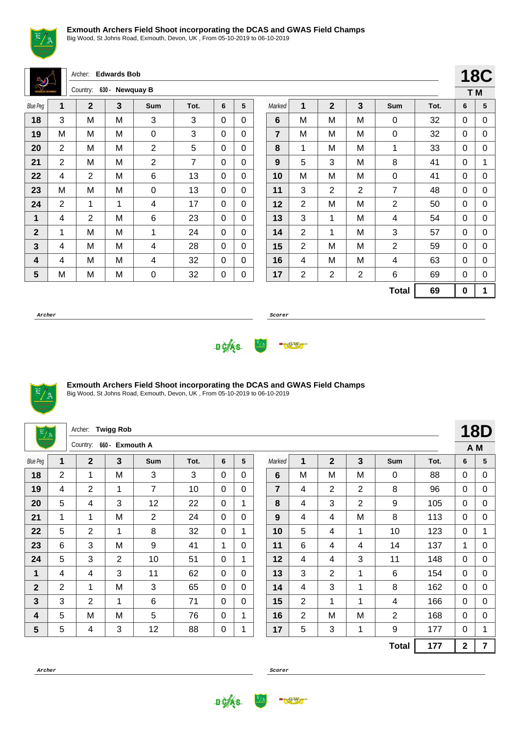**Exmouth Archers Field Shoot incorporating the DCAS and GWAS Field Champs**

Big Wood, St Johns Road, Exmouth, Devon, UK , From 05-10-2019 to 06-10-2019

Archer: **Edwards Bob**

Country: 630 - **Newquay B**

**18C**

**T M**

| Blue Peg | 1 | 2 | 3 | Sum | Tot. | 6 | 5 | Marked | 1 | 2 | 3 | Sum | Tot. | 6 | 5 |
|---|---|---|---|---|---|---|---|---|---|---|---|---|---|---|---|
| **18** | 3 | M | M | 3 | 3 | 0 | 0 | **6** | M | M | M | 0 | 32 | 0 | 0 |
| **19** | M | M | M | 0 | 3 | 0 | 0 | **7** | M | M | M | 0 | 32 | 0 | 0 |
| **20** | 2 | M | M | 2 | 5 | 0 | 0 | **8** | 1 | M | M | 1 | 33 | 0 | 0 |
| **21** | 2 | M | M | 2 | 7 | 0 | 0 | **9** | 5 | 3 | M | 8 | 41 | 0 | 1 |
| **22** | 4 | 2 | M | 6 | 13 | 0 | 0 | **10** | M | M | M | 0 | 41 | 0 | 0 |
| **23** | M | M | M | 0 | 13 | 0 | 0 | **11** | 3 | 2 | 2 | 7 | 48 | 0 | 0 |
| **24** | 2 | 1 | 1 | 4 | 17 | 0 | 0 | **12** | 2 | M | M | 2 | 50 | 0 | 0 |
| **1** | 4 | 2 | M | 6 | 23 | 0 | 0 | **13** | 3 | 1 | M | 4 | 54 | 0 | 0 |
| **2** | 1 | M | M | 1 | 24 | 0 | 0 | **14** | 2 | 1 | M | 3 | 57 | 0 | 0 |
| **3** | 4 | M | M | 4 | 28 | 0 | 0 | **15** | 2 | M | M | 2 | 59 | 0 | 0 |
| **4** | 4 | M | M | 4 | 32 | 0 | 0 | **16** | 4 | M | M | 4 | 63 | 0 | 0 |
| **5** | M | M | M | 0 | 32 | 0 | 0 | **17** | 2 | 2 | 2 | 6 | 69 | 0 | 0 |
| | | | | | | | | | | | | **Total** | **69** | **0** | **1** |

***Archer*** ______________________ ***Scorer*** ______________________

**Exmouth Archers Field Shoot incorporating the DCAS and GWAS Field Champs**

Big Wood, St Johns Road, Exmouth, Devon, UK , From 05-10-2019 to 06-10-2019

Archer: **Twigg Rob**

Country: 660 - **Exmouth A**

**18D**

**A M**

| Blue Peg | 1 | 2 | 3 | Sum | Tot. | 6 | 5 | Marked | 1 | 2 | 3 | Sum | Tot. | 6 | 5 |
|---|---|---|---|---|---|---|---|---|---|---|---|---|---|---|---|
| **18** | 2 | 1 | M | 3 | 3 | 0 | 0 | **6** | M | M | M | 0 | 88 | 0 | 0 |
| **19** | 4 | 2 | 1 | 7 | 10 | 0 | 0 | **7** | 4 | 2 | 2 | 8 | 96 | 0 | 0 |
| **20** | 5 | 4 | 3 | 12 | 22 | 0 | 1 | **8** | 4 | 3 | 2 | 9 | 105 | 0 | 0 |
| **21** | 1 | 1 | M | 2 | 24 | 0 | 0 | **9** | 4 | 4 | M | 8 | 113 | 0 | 0 |
| **22** | 5 | 2 | 1 | 8 | 32 | 0 | 1 | **10** | 5 | 4 | 1 | 10 | 123 | 0 | 1 |
| **23** | 6 | 3 | M | 9 | 41 | 1 | 0 | **11** | 6 | 4 | 4 | 14 | 137 | 1 | 0 |
| **24** | 5 | 3 | 2 | 10 | 51 | 0 | 1 | **12** | 4 | 4 | 3 | 11 | 148 | 0 | 0 |
| **1** | 4 | 4 | 3 | 11 | 62 | 0 | 0 | **13** | 3 | 2 | 1 | 6 | 154 | 0 | 0 |
| **2** | 2 | 1 | M | 3 | 65 | 0 | 0 | **14** | 4 | 3 | 1 | 8 | 162 | 0 | 0 |
| **3** | 3 | 2 | 1 | 6 | 71 | 0 | 0 | **15** | 2 | 1 | 1 | 4 | 166 | 0 | 0 |
| **4** | 5 | M | M | 5 | 76 | 0 | 1 | **16** | 2 | M | M | 2 | 168 | 0 | 0 |
| **5** | 5 | 4 | 3 | 12 | 88 | 0 | 1 | **17** | 5 | 3 | 1 | 9 | 177 | 0 | 1 |
| | | | | | | | | | | | | **Total** | **177** | **2** | **7** |

***Archer*** ______________________ ***Scorer*** ______________________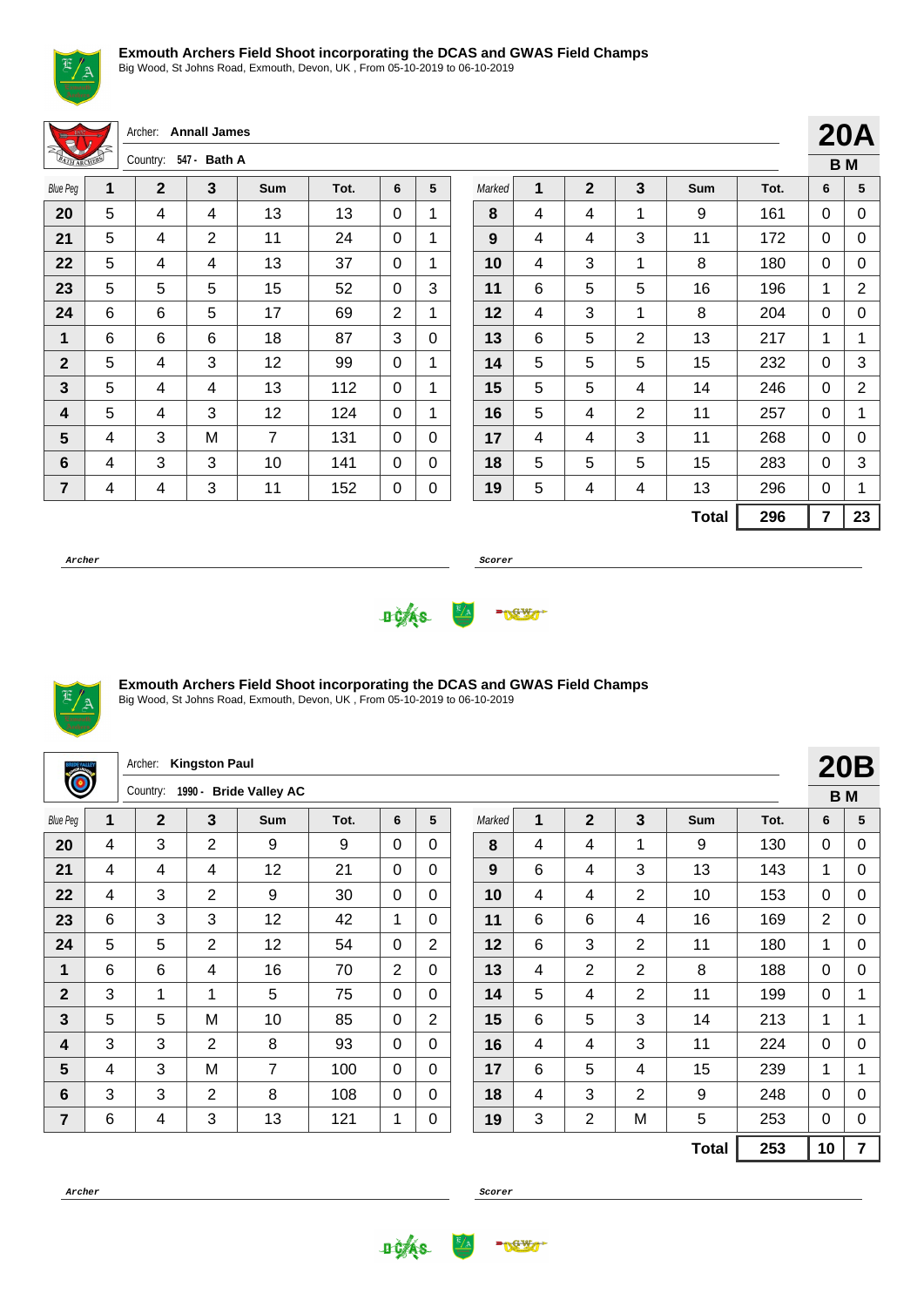**Exmouth Archers Field Shoot incorporating the DCAS and GWAS Field Champs**
Big Wood, St Johns Road, Exmouth, Devon, UK , From 05-10-2019 to 06-10-2019

Archer: **Annall James**
Country: 547 - **Bath A**

**20A**
**B M**

| Blue Peg | 1 | 2 | 3 | Sum | Tot. | 6 | 5 | Marked | 1 | 2 | 3 | Sum | Tot. | 6 | 5 |
|---|---|---|---|---|---|---|---|---|---|---|---|---|---|---|---|
| **20** | 5 | 4 | 4 | 13 | 13 | 0 | 1 | **8** | 4 | 4 | 1 | 9 | 161 | 0 | 0 |
| **21** | 5 | 4 | 2 | 11 | 24 | 0 | 1 | **9** | 4 | 4 | 3 | 11 | 172 | 0 | 0 |
| **22** | 5 | 4 | 4 | 13 | 37 | 0 | 1 | **10** | 4 | 3 | 1 | 8 | 180 | 0 | 0 |
| **23** | 5 | 5 | 5 | 15 | 52 | 0 | 3 | **11** | 6 | 5 | 5 | 16 | 196 | 1 | 2 |
| **24** | 6 | 6 | 5 | 17 | 69 | 2 | 1 | **12** | 4 | 3 | 1 | 8 | 204 | 0 | 0 |
| **1** | 6 | 6 | 6 | 18 | 87 | 3 | 0 | **13** | 6 | 5 | 2 | 13 | 217 | 1 | 1 |
| **2** | 5 | 4 | 3 | 12 | 99 | 0 | 1 | **14** | 5 | 5 | 5 | 15 | 232 | 0 | 3 |
| **3** | 5 | 4 | 4 | 13 | 112 | 0 | 1 | **15** | 5 | 5 | 4 | 14 | 246 | 0 | 2 |
| **4** | 5 | 4 | 3 | 12 | 124 | 0 | 1 | **16** | 5 | 4 | 2 | 11 | 257 | 0 | 1 |
| **5** | 4 | 3 | M | 7 | 131 | 0 | 0 | **17** | 4 | 4 | 3 | 11 | 268 | 0 | 0 |
| **6** | 4 | 3 | 3 | 10 | 141 | 0 | 0 | **18** | 5 | 5 | 5 | 15 | 283 | 0 | 3 |
| **7** | 4 | 4 | 3 | 11 | 152 | 0 | 0 | **19** | 5 | 4 | 4 | 13 | 296 | 0 | 1 |
| | | | | | | | | | | | | **Total** | **296** | **7** | **23** |

*Archer* *Scorer*

**Exmouth Archers Field Shoot incorporating the DCAS and GWAS Field Champs**
Big Wood, St Johns Road, Exmouth, Devon, UK , From 05-10-2019 to 06-10-2019

Archer: **Kingston Paul**
Country: 1990 - **Bride Valley AC**

**20B**
**B M**

| Blue Peg | 1 | 2 | 3 | Sum | Tot. | 6 | 5 | Marked | 1 | 2 | 3 | Sum | Tot. | 6 | 5 |
|---|---|---|---|---|---|---|---|---|---|---|---|---|---|---|---|
| **20** | 4 | 3 | 2 | 9 | 9 | 0 | 0 | **8** | 4 | 4 | 1 | 9 | 130 | 0 | 0 |
| **21** | 4 | 4 | 4 | 12 | 21 | 0 | 0 | **9** | 6 | 4 | 3 | 13 | 143 | 1 | 0 |
| **22** | 4 | 3 | 2 | 9 | 30 | 0 | 0 | **10** | 4 | 4 | 2 | 10 | 153 | 0 | 0 |
| **23** | 6 | 3 | 3 | 12 | 42 | 1 | 0 | **11** | 6 | 6 | 4 | 16 | 169 | 2 | 0 |
| **24** | 5 | 5 | 2 | 12 | 54 | 0 | 2 | **12** | 6 | 3 | 2 | 11 | 180 | 1 | 0 |
| **1** | 6 | 6 | 4 | 16 | 70 | 2 | 0 | **13** | 4 | 2 | 2 | 8 | 188 | 0 | 0 |
| **2** | 3 | 1 | 1 | 5 | 75 | 0 | 0 | **14** | 5 | 4 | 2 | 11 | 199 | 0 | 1 |
| **3** | 5 | 5 | M | 10 | 85 | 0 | 2 | **15** | 6 | 5 | 3 | 14 | 213 | 1 | 1 |
| **4** | 3 | 3 | 2 | 8 | 93 | 0 | 0 | **16** | 4 | 4 | 3 | 11 | 224 | 0 | 0 |
| **5** | 4 | 3 | M | 7 | 100 | 0 | 0 | **17** | 6 | 5 | 4 | 15 | 239 | 1 | 1 |
| **6** | 3 | 3 | 2 | 8 | 108 | 0 | 0 | **18** | 4 | 3 | 2 | 9 | 248 | 0 | 0 |
| **7** | 6 | 4 | 3 | 13 | 121 | 1 | 0 | **19** | 3 | 2 | M | 5 | 253 | 0 | 0 |
| | | | | | | | | | | | | **Total** | **253** | **10** | **7** |

*Archer* *Scorer*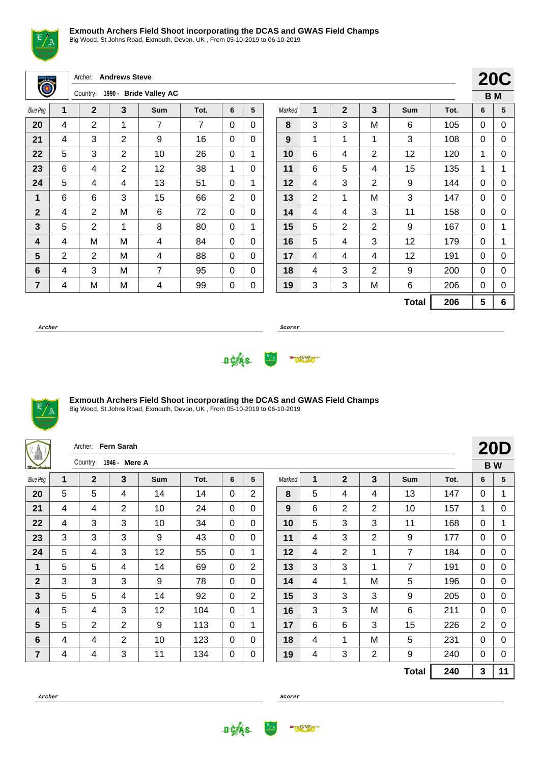**Exmouth Archers Field Shoot incorporating the DCAS and GWAS Field Champs**
Big Wood, St Johns Road, Exmouth, Devon, UK , From 05-10-2019 to 06-10-2019

Archer: **Andrews Steve**

Country: **1990 - Bride Valley AC**

**20C**
**B M**

| Blue Peg | 1 | 2 | 3 | Sum | Tot. | 6 | 5 | Marked | 1 | 2 | 3 | Sum | Tot. | 6 | 5 |
|---|---|---|---|---|---|---|---|---|---|---|---|---|---|---|---|
| **20** | 4 | 2 | 1 | 7 | 7 | 0 | 0 | **8** | 3 | 3 | M | 6 | 105 | 0 | 0 |
| **21** | 4 | 3 | 2 | 9 | 16 | 0 | 0 | **9** | 1 | 1 | 1 | 3 | 108 | 0 | 0 |
| **22** | 5 | 3 | 2 | 10 | 26 | 0 | 1 | **10** | 6 | 4 | 2 | 12 | 120 | 1 | 0 |
| **23** | 6 | 4 | 2 | 12 | 38 | 1 | 0 | **11** | 6 | 5 | 4 | 15 | 135 | 1 | 1 |
| **24** | 5 | 4 | 4 | 13 | 51 | 0 | 1 | **12** | 4 | 3 | 2 | 9 | 144 | 0 | 0 |
| **1** | 6 | 6 | 3 | 15 | 66 | 2 | 0 | **13** | 2 | 1 | M | 3 | 147 | 0 | 0 |
| **2** | 4 | 2 | M | 6 | 72 | 0 | 0 | **14** | 4 | 4 | 3 | 11 | 158 | 0 | 0 |
| **3** | 5 | 2 | 1 | 8 | 80 | 0 | 1 | **15** | 5 | 2 | 2 | 9 | 167 | 0 | 1 |
| **4** | 4 | M | M | 4 | 84 | 0 | 0 | **16** | 5 | 4 | 3 | 12 | 179 | 0 | 1 |
| **5** | 2 | 2 | M | 4 | 88 | 0 | 0 | **17** | 4 | 4 | 4 | 12 | 191 | 0 | 0 |
| **6** | 4 | 3 | M | 7 | 95 | 0 | 0 | **18** | 4 | 3 | 2 | 9 | 200 | 0 | 0 |
| **7** | 4 | M | M | 4 | 99 | 0 | 0 | **19** | 3 | 3 | M | 6 | 206 | 0 | 0 |
| | | | | | | | | | | | | **Total** | **206** | **5** | **6** |

*Archer* ______________________ *Scorer* ______________________

**Exmouth Archers Field Shoot incorporating the DCAS and GWAS Field Champs**
Big Wood, St Johns Road, Exmouth, Devon, UK , From 05-10-2019 to 06-10-2019

Archer: **Fern Sarah**

Country: **1946 - Mere A**

**20D**
**B W**

| Blue Peg | 1 | 2 | 3 | Sum | Tot. | 6 | 5 | Marked | 1 | 2 | 3 | Sum | Tot. | 6 | 5 |
|---|---|---|---|---|---|---|---|---|---|---|---|---|---|---|---|
| **20** | 5 | 5 | 4 | 14 | 14 | 0 | 2 | **8** | 5 | 4 | 4 | 13 | 147 | 0 | 1 |
| **21** | 4 | 4 | 2 | 10 | 24 | 0 | 0 | **9** | 6 | 2 | 2 | 10 | 157 | 1 | 0 |
| **22** | 4 | 3 | 3 | 10 | 34 | 0 | 0 | **10** | 5 | 3 | 3 | 11 | 168 | 0 | 1 |
| **23** | 3 | 3 | 3 | 9 | 43 | 0 | 0 | **11** | 4 | 3 | 2 | 9 | 177 | 0 | 0 |
| **24** | 5 | 4 | 3 | 12 | 55 | 0 | 1 | **12** | 4 | 2 | 1 | 7 | 184 | 0 | 0 |
| **1** | 5 | 5 | 4 | 14 | 69 | 0 | 2 | **13** | 3 | 3 | 1 | 7 | 191 | 0 | 0 |
| **2** | 3 | 3 | 3 | 9 | 78 | 0 | 0 | **14** | 4 | 1 | M | 5 | 196 | 0 | 0 |
| **3** | 5 | 5 | 4 | 14 | 92 | 0 | 2 | **15** | 3 | 3 | 3 | 9 | 205 | 0 | 0 |
| **4** | 5 | 4 | 3 | 12 | 104 | 0 | 1 | **16** | 3 | 3 | M | 6 | 211 | 0 | 0 |
| **5** | 5 | 2 | 2 | 9 | 113 | 0 | 1 | **17** | 6 | 6 | 3 | 15 | 226 | 2 | 0 |
| **6** | 4 | 4 | 2 | 10 | 123 | 0 | 0 | **18** | 4 | 1 | M | 5 | 231 | 0 | 0 |
| **7** | 4 | 4 | 3 | 11 | 134 | 0 | 0 | **19** | 4 | 3 | 2 | 9 | 240 | 0 | 0 |
| | | | | | | | | | | | | **Total** | **240** | **3** | **11** |

*Archer* ______________________ *Scorer* ______________________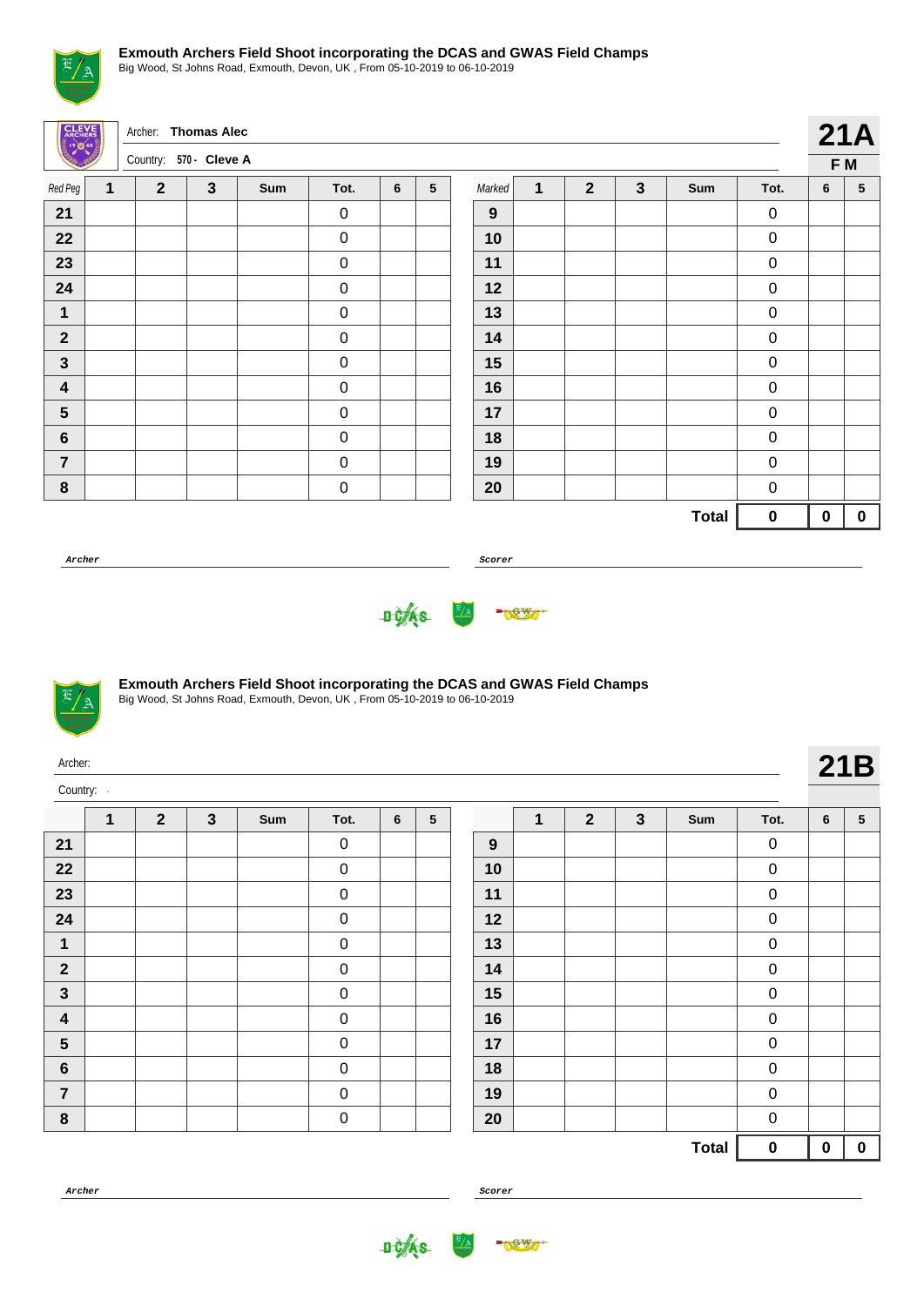## Exmouth Archers Field Shoot incorporating the DCAS and GWAS Field Champs

Big Wood, St Johns Road, Exmouth, Devon, UK , From 05-10-2019 to 06-10-2019

Archer: **Thomas Alec**

Country: **570 - Cleve A**

**21A**

**F M**

| Red Peg | 1 | 2 | 3 | Sum | Tot. | 6 | 5 | Marked | 1 | 2 | 3 | Sum | Tot. | 6 | 5 |
|---|---|---|---|---|---|---|---|---|---|---|---|---|---|---|---|
| **21** | | | | | 0 | | | **9** | | | | | 0 | | |
| **22** | | | | | 0 | | | **10** | | | | | 0 | | |
| **23** | | | | | 0 | | | **11** | | | | | 0 | | |
| **24** | | | | | 0 | | | **12** | | | | | 0 | | |
| **1** | | | | | 0 | | | **13** | | | | | 0 | | |
| **2** | | | | | 0 | | | **14** | | | | | 0 | | |
| **3** | | | | | 0 | | | **15** | | | | | 0 | | |
| **4** | | | | | 0 | | | **16** | | | | | 0 | | |
| **5** | | | | | 0 | | | **17** | | | | | 0 | | |
| **6** | | | | | 0 | | | **18** | | | | | 0 | | |
| **7** | | | | | 0 | | | **19** | | | | | 0 | | |
| **8** | | | | | 0 | | | **20** | | | | | 0 | | |
| | | | | | | | | | | | | **Total** | **0** | **0** | **0** |

*Archer* ______________________ *Scorer* ______________________

## Exmouth Archers Field Shoot incorporating the DCAS and GWAS Field Champs

Big Wood, St Johns Road, Exmouth, Devon, UK , From 05-10-2019 to 06-10-2019

Archer:

Country: -

**21B**

| | 1 | 2 | 3 | Sum | Tot. | 6 | 5 | | 1 | 2 | 3 | Sum | Tot. | 6 | 5 |
|---|---|---|---|---|---|---|---|---|---|---|---|---|---|---|---|
| **21** | | | | | 0 | | | **9** | | | | | 0 | | |
| **22** | | | | | 0 | | | **10** | | | | | 0 | | |
| **23** | | | | | 0 | | | **11** | | | | | 0 | | |
| **24** | | | | | 0 | | | **12** | | | | | 0 | | |
| **1** | | | | | 0 | | | **13** | | | | | 0 | | |
| **2** | | | | | 0 | | | **14** | | | | | 0 | | |
| **3** | | | | | 0 | | | **15** | | | | | 0 | | |
| **4** | | | | | 0 | | | **16** | | | | | 0 | | |
| **5** | | | | | 0 | | | **17** | | | | | 0 | | |
| **6** | | | | | 0 | | | **18** | | | | | 0 | | |
| **7** | | | | | 0 | | | **19** | | | | | 0 | | |
| **8** | | | | | 0 | | | **20** | | | | | 0 | | |
| | | | | | | | | | | | | **Total** | **0** | **0** | **0** |

*Archer* ______________________ *Scorer* ______________________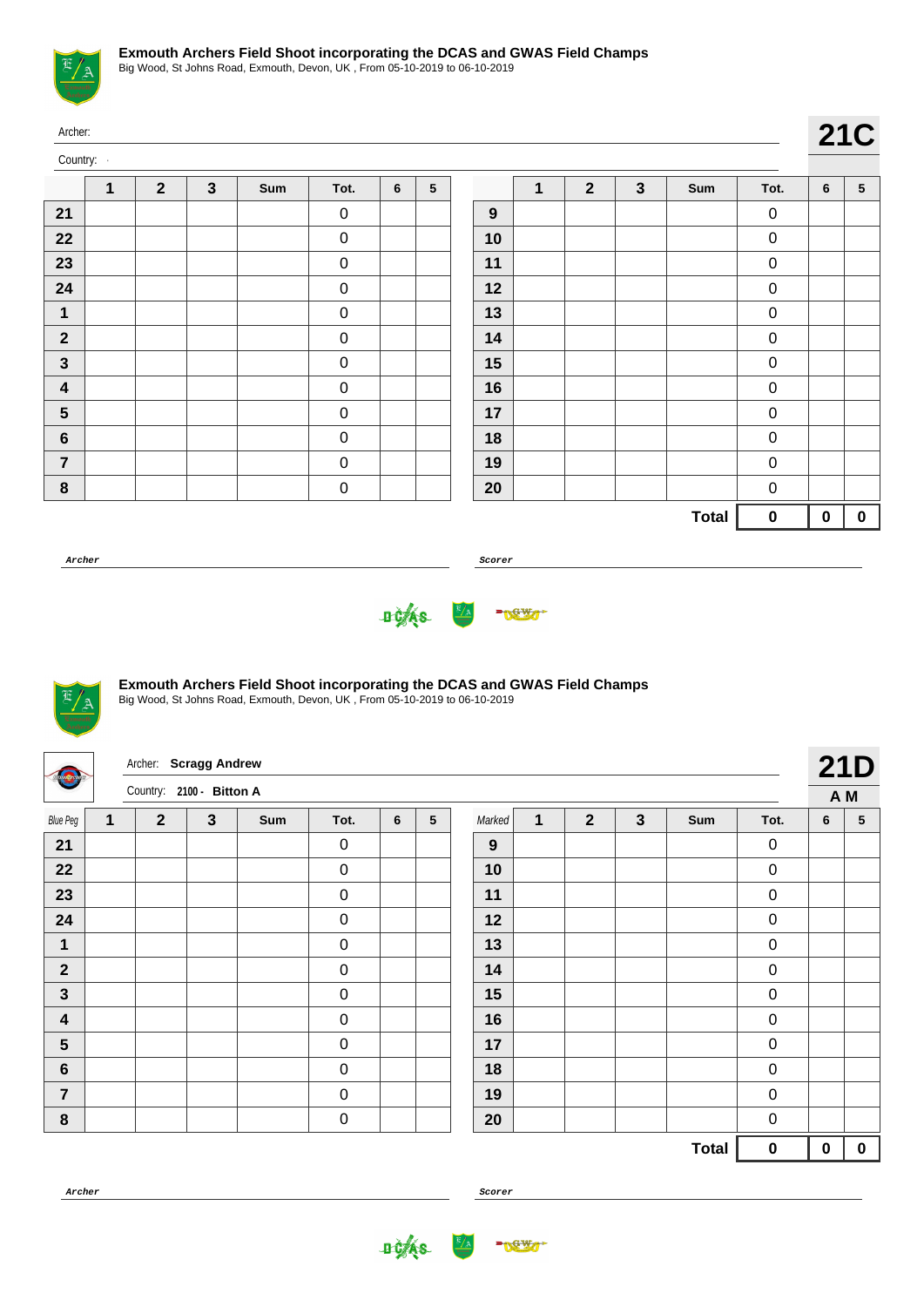## Exmouth Archers Field Shoot incorporating the DCAS and GWAS Field Champs

Big Wood, St Johns Road, Exmouth, Devon, UK , From 05-10-2019 to 06-10-2019

Archer:

Country: -

**21C**

| | 1 | 2 | 3 | Sum | Tot. | 6 | 5 | | 1 | 2 | 3 | Sum | Tot. | 6 | 5 |
|---|---|---|---|---|---|---|---|---|---|---|---|---|---|---|---|
| **21** | | | | | 0 | | | **9** | | | | | 0 | | |
| **22** | | | | | 0 | | | **10** | | | | | 0 | | |
| **23** | | | | | 0 | | | **11** | | | | | 0 | | |
| **24** | | | | | 0 | | | **12** | | | | | 0 | | |
| **1** | | | | | 0 | | | **13** | | | | | 0 | | |
| **2** | | | | | 0 | | | **14** | | | | | 0 | | |
| **3** | | | | | 0 | | | **15** | | | | | 0 | | |
| **4** | | | | | 0 | | | **16** | | | | | 0 | | |
| **5** | | | | | 0 | | | **17** | | | | | 0 | | |
| **6** | | | | | 0 | | | **18** | | | | | 0 | | |
| **7** | | | | | 0 | | | **19** | | | | | 0 | | |
| **8** | | | | | 0 | | | **20** | | | | | 0 | | |
| | | | | | | | | | | | | **Total** | **0** | **0** | **0** |

**Archer** 

**Scorer**

## Exmouth Archers Field Shoot incorporating the DCAS and GWAS Field Champs

Big Wood, St Johns Road, Exmouth, Devon, UK , From 05-10-2019 to 06-10-2019

Archer: **Scragg Andrew**

Country: **2100 - Bitton A**

**21D**

**A M**

| Blue Peg | 1 | 2 | 3 | Sum | Tot. | 6 | 5 | Marked | 1 | 2 | 3 | Sum | Tot. | 6 | 5 |
|---|---|---|---|---|---|---|---|---|---|---|---|---|---|---|---|
| **21** | | | | | 0 | | | **9** | | | | | 0 | | |
| **22** | | | | | 0 | | | **10** | | | | | 0 | | |
| **23** | | | | | 0 | | | **11** | | | | | 0 | | |
| **24** | | | | | 0 | | | **12** | | | | | 0 | | |
| **1** | | | | | 0 | | | **13** | | | | | 0 | | |
| **2** | | | | | 0 | | | **14** | | | | | 0 | | |
| **3** | | | | | 0 | | | **15** | | | | | 0 | | |
| **4** | | | | | 0 | | | **16** | | | | | 0 | | |
| **5** | | | | | 0 | | | **17** | | | | | 0 | | |
| **6** | | | | | 0 | | | **18** | | | | | 0 | | |
| **7** | | | | | 0 | | | **19** | | | | | 0 | | |
| **8** | | | | | 0 | | | **20** | | | | | 0 | | |
| | | | | | | | | | | | | **Total** | **0** | **0** | **0** |

**Archer** 

**Scorer**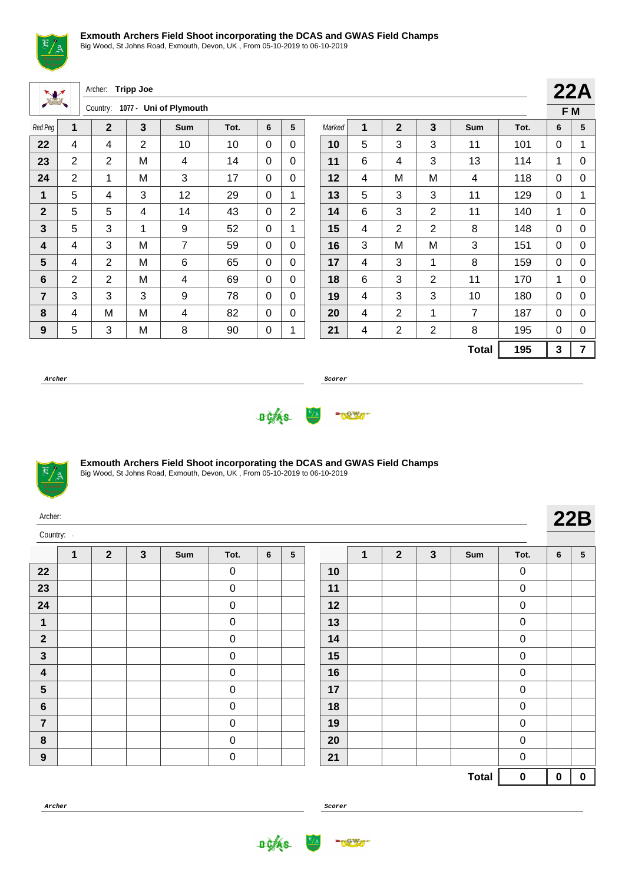## Exmouth Archers Field Shoot incorporating the DCAS and GWAS Field Champs

Big Wood, St Johns Road, Exmouth, Devon, UK , From 05-10-2019 to 06-10-2019

Archer: **Tripp Joe**

Country: 1077 - **Uni of Plymouth**

**22A**

**F M**

| Red Peg | 1 | 2 | 3 | Sum | Tot. | 6 | 5 | Marked | 1 | 2 | 3 | Sum | Tot. | 6 | 5 |
|---|---|---|---|---|---|---|---|---|---|---|---|---|---|---|---|
| **22** | 4 | 4 | 2 | 10 | 10 | 0 | 0 | **10** | 5 | 3 | 3 | 11 | 101 | 0 | 1 |
| **23** | 2 | 2 | M | 4 | 14 | 0 | 0 | **11** | 6 | 4 | 3 | 13 | 114 | 1 | 0 |
| **24** | 2 | 1 | M | 3 | 17 | 0 | 0 | **12** | 4 | M | M | 4 | 118 | 0 | 0 |
| **1** | 5 | 4 | 3 | 12 | 29 | 0 | 1 | **13** | 5 | 3 | 3 | 11 | 129 | 0 | 1 |
| **2** | 5 | 5 | 4 | 14 | 43 | 0 | 2 | **14** | 6 | 3 | 2 | 11 | 140 | 1 | 0 |
| **3** | 5 | 3 | 1 | 9 | 52 | 0 | 1 | **15** | 4 | 2 | 2 | 8 | 148 | 0 | 0 |
| **4** | 4 | 3 | M | 7 | 59 | 0 | 0 | **16** | 3 | M | M | 3 | 151 | 0 | 0 |
| **5** | 4 | 2 | M | 6 | 65 | 0 | 0 | **17** | 4 | 3 | 1 | 8 | 159 | 0 | 0 |
| **6** | 2 | 2 | M | 4 | 69 | 0 | 0 | **18** | 6 | 3 | 2 | 11 | 170 | 1 | 0 |
| **7** | 3 | 3 | 3 | 9 | 78 | 0 | 0 | **19** | 4 | 3 | 3 | 10 | 180 | 0 | 0 |
| **8** | 4 | M | M | 4 | 82 | 0 | 0 | **20** | 4 | 2 | 1 | 7 | 187 | 0 | 0 |
| **9** | 5 | 3 | M | 8 | 90 | 0 | 1 | **21** | 4 | 2 | 2 | 8 | 195 | 0 | 0 |
| | | | | | | | | | | | | **Total** | **195** | **3** | **7** |

*Archer* ______________________ *Scorer* ______________________

## Exmouth Archers Field Shoot incorporating the DCAS and GWAS Field Champs

Big Wood, St Johns Road, Exmouth, Devon, UK , From 05-10-2019 to 06-10-2019

Archer:

Country: -

**22B**

| | 1 | 2 | 3 | Sum | Tot. | 6 | 5 | | 1 | 2 | 3 | Sum | Tot. | 6 | 5 |
|---|---|---|---|---|---|---|---|---|---|---|---|---|---|---|---|
| **22** | | | | | 0 | | | **10** | | | | | 0 | | |
| **23** | | | | | 0 | | | **11** | | | | | 0 | | |
| **24** | | | | | 0 | | | **12** | | | | | 0 | | |
| **1** | | | | | 0 | | | **13** | | | | | 0 | | |
| **2** | | | | | 0 | | | **14** | | | | | 0 | | |
| **3** | | | | | 0 | | | **15** | | | | | 0 | | |
| **4** | | | | | 0 | | | **16** | | | | | 0 | | |
| **5** | | | | | 0 | | | **17** | | | | | 0 | | |
| **6** | | | | | 0 | | | **18** | | | | | 0 | | |
| **7** | | | | | 0 | | | **19** | | | | | 0 | | |
| **8** | | | | | 0 | | | **20** | | | | | 0 | | |
| **9** | | | | | 0 | | | **21** | | | | | 0 | | |
| | | | | | | | | | | | | **Total** | **0** | **0** | **0** |

*Archer* ______________________ *Scorer* ______________________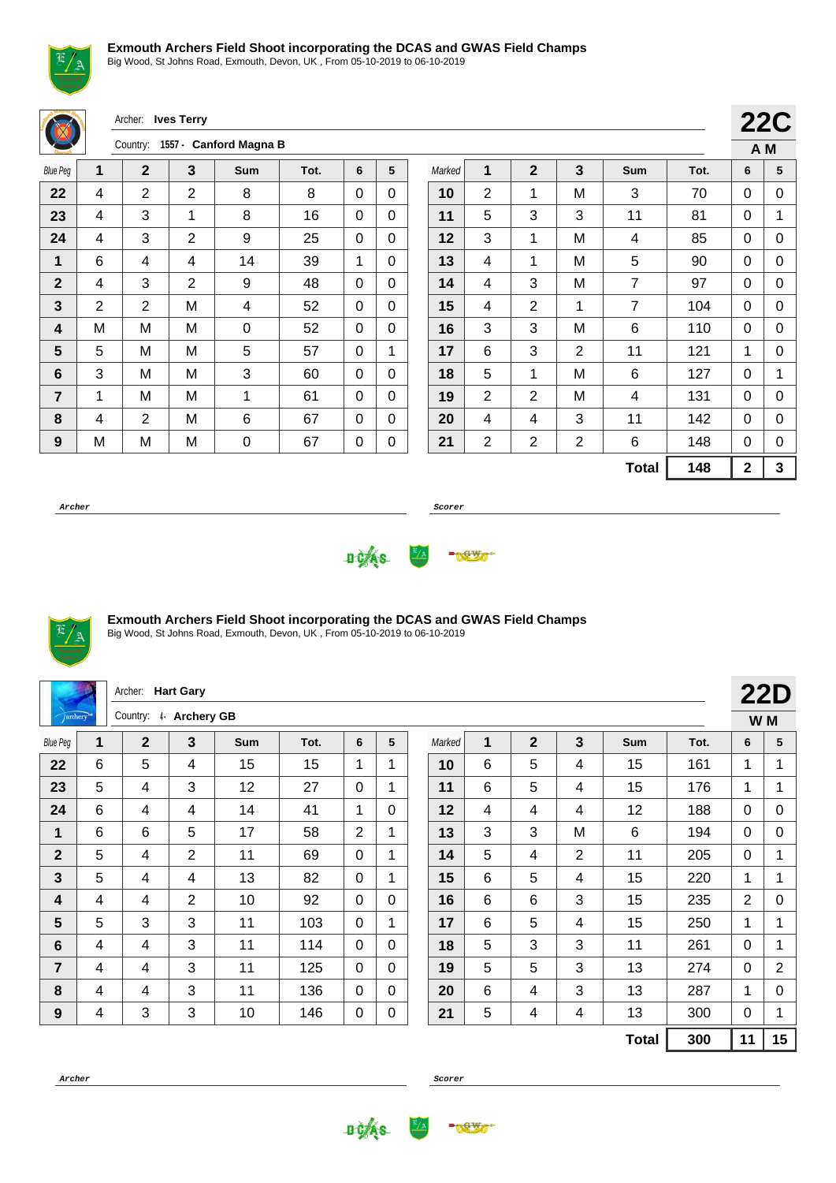**Exmouth Archers Field Shoot incorporating the DCAS and GWAS Field Champs**
Big Wood, St Johns Road, Exmouth, Devon, UK , From 05-10-2019 to 06-10-2019

Archer: **Ives Terry**
Country: 1557 - **Canford Magna B**

**22C**
**A M**

| Blue Peg | 1 | 2 | 3 | Sum | Tot. | 6 | 5 | Marked | 1 | 2 | 3 | Sum | Tot. | 6 | 5 |
|---|---|---|---|---|---|---|---|---|---|---|---|---|---|---|---|
| 22 | 4 | 2 | 2 | 8 | 8 | 0 | 0 | 10 | 2 | 1 | M | 3 | 70 | 0 | 0 |
| 23 | 4 | 3 | 1 | 8 | 16 | 0 | 0 | 11 | 5 | 3 | 3 | 11 | 81 | 0 | 1 |
| 24 | 4 | 3 | 2 | 9 | 25 | 0 | 0 | 12 | 3 | 1 | M | 4 | 85 | 0 | 0 |
| 1 | 6 | 4 | 4 | 14 | 39 | 1 | 0 | 13 | 4 | 1 | M | 5 | 90 | 0 | 0 |
| 2 | 4 | 3 | 2 | 9 | 48 | 0 | 0 | 14 | 4 | 3 | M | 7 | 97 | 0 | 0 |
| 3 | 2 | 2 | M | 4 | 52 | 0 | 0 | 15 | 4 | 2 | 1 | 7 | 104 | 0 | 0 |
| 4 | M | M | M | 0 | 52 | 0 | 0 | 16 | 3 | 3 | M | 6 | 110 | 0 | 0 |
| 5 | 5 | M | M | 5 | 57 | 0 | 1 | 17 | 6 | 3 | 2 | 11 | 121 | 1 | 0 |
| 6 | 3 | M | M | 3 | 60 | 0 | 0 | 18 | 5 | 1 | M | 6 | 127 | 0 | 1 |
| 7 | 1 | M | M | 1 | 61 | 0 | 0 | 19 | 2 | 2 | M | 4 | 131 | 0 | 0 |
| 8 | 4 | 2 | M | 6 | 67 | 0 | 0 | 20 | 4 | 4 | 3 | 11 | 142 | 0 | 0 |
| 9 | M | M | M | 0 | 67 | 0 | 0 | 21 | 2 | 2 | 2 | 6 | 148 | 0 | 0 |
| | | | | | | | | | | | | **Total** | **148** | **2** | **3** |

**Archer** **Scorer**

**Exmouth Archers Field Shoot incorporating the DCAS and GWAS Field Champs**
Big Wood, St Johns Road, Exmouth, Devon, UK , From 05-10-2019 to 06-10-2019

Archer: **Hart Gary**
Country: 4 - **Archery GB**

**22D**
**W M**

| Blue Peg | 1 | 2 | 3 | Sum | Tot. | 6 | 5 | Marked | 1 | 2 | 3 | Sum | Tot. | 6 | 5 |
|---|---|---|---|---|---|---|---|---|---|---|---|---|---|---|---|
| 22 | 6 | 5 | 4 | 15 | 15 | 1 | 1 | 10 | 6 | 5 | 4 | 15 | 161 | 1 | 1 |
| 23 | 5 | 4 | 3 | 12 | 27 | 0 | 1 | 11 | 6 | 5 | 4 | 15 | 176 | 1 | 1 |
| 24 | 6 | 4 | 4 | 14 | 41 | 1 | 0 | 12 | 4 | 4 | 4 | 12 | 188 | 0 | 0 |
| 1 | 6 | 6 | 5 | 17 | 58 | 2 | 1 | 13 | 3 | 3 | M | 6 | 194 | 0 | 0 |
| 2 | 5 | 4 | 2 | 11 | 69 | 0 | 1 | 14 | 5 | 4 | 2 | 11 | 205 | 0 | 1 |
| 3 | 5 | 4 | 4 | 13 | 82 | 0 | 1 | 15 | 6 | 5 | 4 | 15 | 220 | 1 | 1 |
| 4 | 4 | 4 | 2 | 10 | 92 | 0 | 0 | 16 | 6 | 6 | 3 | 15 | 235 | 2 | 0 |
| 5 | 5 | 3 | 3 | 11 | 103 | 0 | 1 | 17 | 6 | 5 | 4 | 15 | 250 | 1 | 1 |
| 6 | 4 | 4 | 3 | 11 | 114 | 0 | 0 | 18 | 5 | 3 | 3 | 11 | 261 | 0 | 1 |
| 7 | 4 | 4 | 3 | 11 | 125 | 0 | 0 | 19 | 5 | 5 | 3 | 13 | 274 | 0 | 2 |
| 8 | 4 | 4 | 3 | 11 | 136 | 0 | 0 | 20 | 6 | 4 | 3 | 13 | 287 | 1 | 0 |
| 9 | 4 | 3 | 3 | 10 | 146 | 0 | 0 | 21 | 5 | 4 | 4 | 13 | 300 | 0 | 1 |
| | | | | | | | | | | | | **Total** | **300** | **11** | **15** |

**Archer** **Scorer**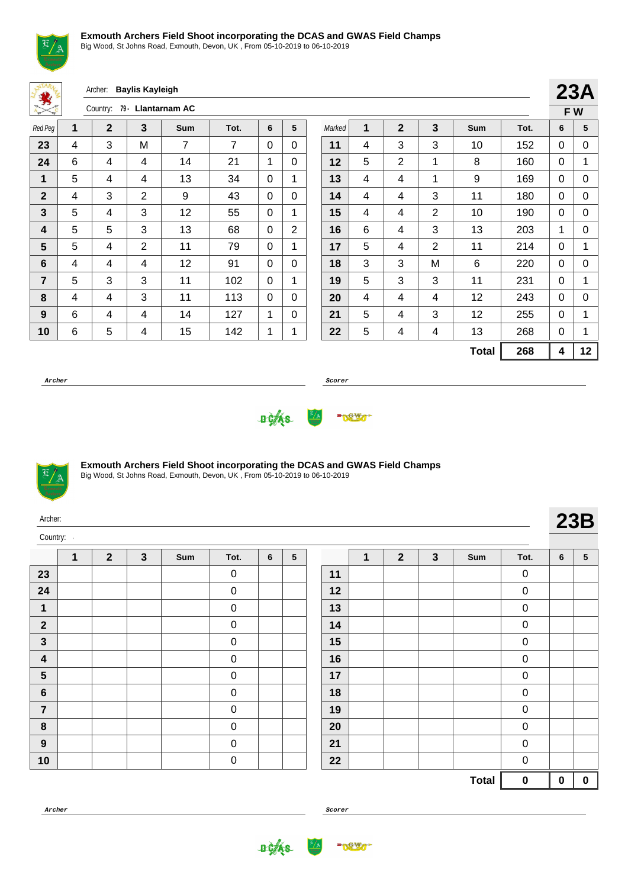**Exmouth Archers Field Shoot incorporating the DCAS and GWAS Field Champs**
Big Wood, St Johns Road, Exmouth, Devon, UK , From 05-10-2019 to 06-10-2019

Archer: **Baylis Kayleigh**

Country: 79 - **Llantarnam AC**

**23A**
**F W**

| Red Peg | 1 | 2 | 3 | Sum | Tot. | 6 | 5 | Marked | 1 | 2 | 3 | Sum | Tot. | 6 | 5 |
|---|---|---|---|---|---|---|---|---|---|---|---|---|---|---|---|
| 23 | 4 | 3 | M | 7 | 7 | 0 | 0 | 11 | 4 | 3 | 3 | 10 | 152 | 0 | 0 |
| 24 | 6 | 4 | 4 | 14 | 21 | 1 | 0 | 12 | 5 | 2 | 1 | 8 | 160 | 0 | 1 |
| 1 | 5 | 4 | 4 | 13 | 34 | 0 | 1 | 13 | 4 | 4 | 1 | 9 | 169 | 0 | 0 |
| 2 | 4 | 3 | 2 | 9 | 43 | 0 | 0 | 14 | 4 | 4 | 3 | 11 | 180 | 0 | 0 |
| 3 | 5 | 4 | 3 | 12 | 55 | 0 | 1 | 15 | 4 | 4 | 2 | 10 | 190 | 0 | 0 |
| 4 | 5 | 5 | 3 | 13 | 68 | 0 | 2 | 16 | 6 | 4 | 3 | 13 | 203 | 1 | 0 |
| 5 | 5 | 4 | 2 | 11 | 79 | 0 | 1 | 17 | 5 | 4 | 2 | 11 | 214 | 0 | 1 |
| 6 | 4 | 4 | 4 | 12 | 91 | 0 | 0 | 18 | 3 | 3 | M | 6 | 220 | 0 | 0 |
| 7 | 5 | 3 | 3 | 11 | 102 | 0 | 1 | 19 | 5 | 3 | 3 | 11 | 231 | 0 | 1 |
| 8 | 4 | 4 | 3 | 11 | 113 | 0 | 0 | 20 | 4 | 4 | 4 | 12 | 243 | 0 | 0 |
| 9 | 6 | 4 | 4 | 14 | 127 | 1 | 0 | 21 | 5 | 4 | 3 | 12 | 255 | 0 | 1 |
| 10 | 6 | 5 | 4 | 15 | 142 | 1 | 1 | 22 | 5 | 4 | 4 | 13 | 268 | 0 | 1 |
| | | | | | | | | | | | | **Total** | **268** | **4** | **12** |

***Archer*** ______________________ ***Scorer*** ______________________

**Exmouth Archers Field Shoot incorporating the DCAS and GWAS Field Champs**
Big Wood, St Johns Road, Exmouth, Devon, UK , From 05-10-2019 to 06-10-2019

Archer:

Country: -

**23B**

| | 1 | 2 | 3 | Sum | Tot. | 6 | 5 | | 1 | 2 | 3 | Sum | Tot. | 6 | 5 |
|---|---|---|---|---|---|---|---|---|---|---|---|---|---|---|---|
| 23 | | | | | 0 | | | 11 | | | | | 0 | | |
| 24 | | | | | 0 | | | 12 | | | | | 0 | | |
| 1 | | | | | 0 | | | 13 | | | | | 0 | | |
| 2 | | | | | 0 | | | 14 | | | | | 0 | | |
| 3 | | | | | 0 | | | 15 | | | | | 0 | | |
| 4 | | | | | 0 | | | 16 | | | | | 0 | | |
| 5 | | | | | 0 | | | 17 | | | | | 0 | | |
| 6 | | | | | 0 | | | 18 | | | | | 0 | | |
| 7 | | | | | 0 | | | 19 | | | | | 0 | | |
| 8 | | | | | 0 | | | 20 | | | | | 0 | | |
| 9 | | | | | 0 | | | 21 | | | | | 0 | | |
| 10 | | | | | 0 | | | 22 | | | | | 0 | | |
| | | | | | | | | | | | | **Total** | **0** | **0** | **0** |

***Archer*** ______________________ ***Scorer*** ______________________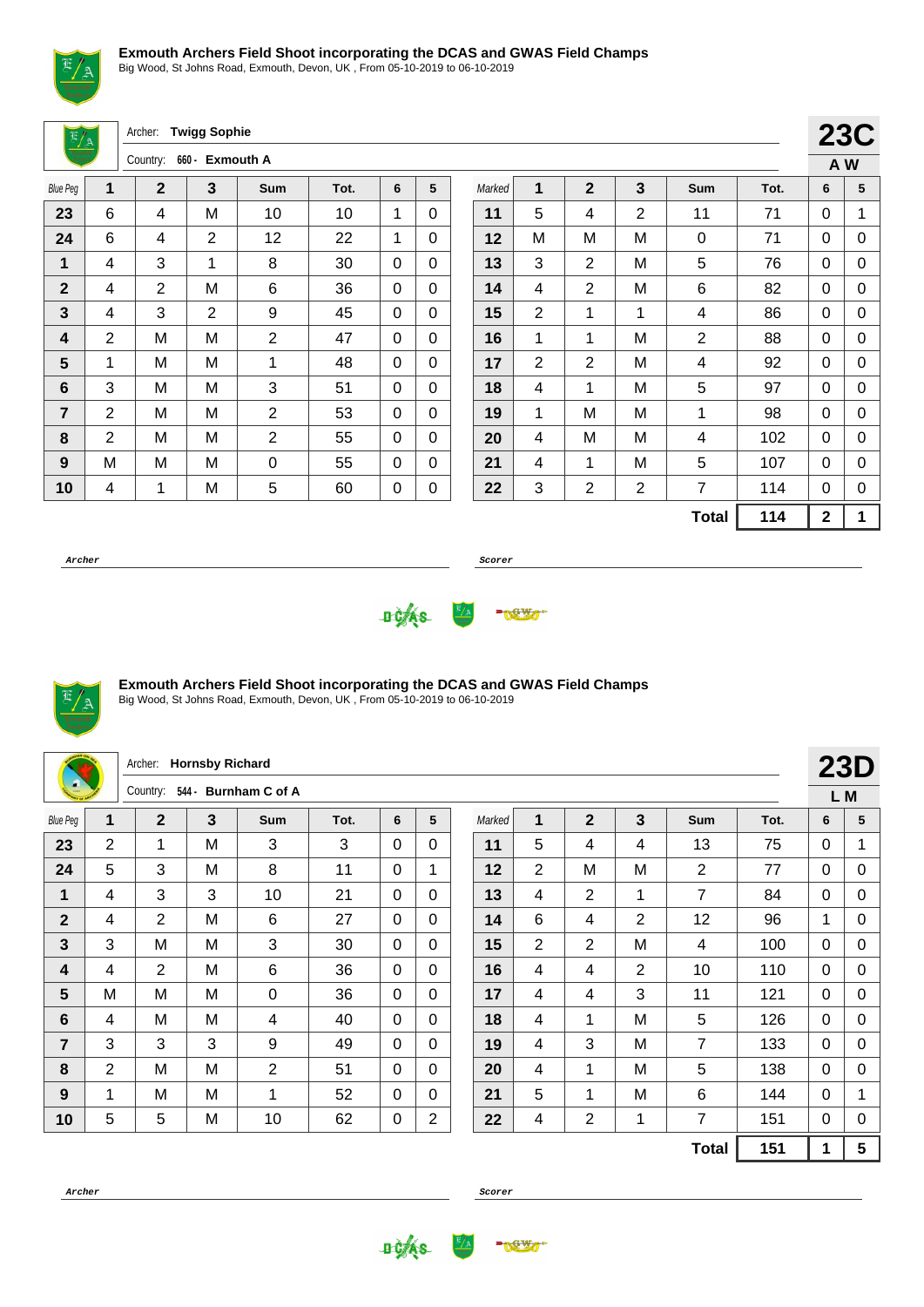### Exmouth Archers Field Shoot incorporating the DCAS and GWAS Field Champs

Big Wood, St Johns Road, Exmouth, Devon, UK , From 05-10-2019 to 06-10-2019

Archer: **Twigg Sophie**

Country: 660 - **Exmouth A**

**23C**

**A W**

| Blue Peg | 1 | 2 | 3 | Sum | Tot. | 6 | 5 | Marked | 1 | 2 | 3 | Sum | Tot. | 6 | 5 |
|---|---|---|---|---|---|---|---|---|---|---|---|---|---|---|---|
| **23** | 6 | 4 | M | 10 | 10 | 1 | 0 | **11** | 5 | 4 | 2 | 11 | 71 | 0 | 1 |
| **24** | 6 | 4 | 2 | 12 | 22 | 1 | 0 | **12** | M | M | M | 0 | 71 | 0 | 0 |
| **1** | 4 | 3 | 1 | 8 | 30 | 0 | 0 | **13** | 3 | 2 | M | 5 | 76 | 0 | 0 |
| **2** | 4 | 2 | M | 6 | 36 | 0 | 0 | **14** | 4 | 2 | M | 6 | 82 | 0 | 0 |
| **3** | 4 | 3 | 2 | 9 | 45 | 0 | 0 | **15** | 2 | 1 | 1 | 4 | 86 | 0 | 0 |
| **4** | 2 | M | M | 2 | 47 | 0 | 0 | **16** | 1 | 1 | M | 2 | 88 | 0 | 0 |
| **5** | 1 | M | M | 1 | 48 | 0 | 0 | **17** | 2 | 2 | M | 4 | 92 | 0 | 0 |
| **6** | 3 | M | M | 3 | 51 | 0 | 0 | **18** | 4 | 1 | M | 5 | 97 | 0 | 0 |
| **7** | 2 | M | M | 2 | 53 | 0 | 0 | **19** | 1 | M | M | 1 | 98 | 0 | 0 |
| **8** | 2 | M | M | 2 | 55 | 0 | 0 | **20** | 4 | M | M | 4 | 102 | 0 | 0 |
| **9** | M | M | M | 0 | 55 | 0 | 0 | **21** | 4 | 1 | M | 5 | 107 | 0 | 0 |
| **10** | 4 | 1 | M | 5 | 60 | 0 | 0 | **22** | 3 | 2 | 2 | 7 | 114 | 0 | 0 |
| | | | | | | | | | | | | **Total** | **114** | **2** | **1** |

*Archer* ______________________ *Scorer* ______________________

### Exmouth Archers Field Shoot incorporating the DCAS and GWAS Field Champs

Big Wood, St Johns Road, Exmouth, Devon, UK , From 05-10-2019 to 06-10-2019

Archer: **Hornsby Richard**

Country: 544 - **Burnham C of A**

**23D**

**L M**

| Blue Peg | 1 | 2 | 3 | Sum | Tot. | 6 | 5 | Marked | 1 | 2 | 3 | Sum | Tot. | 6 | 5 |
|---|---|---|---|---|---|---|---|---|---|---|---|---|---|---|---|
| **23** | 2 | 1 | M | 3 | 3 | 0 | 0 | **11** | 5 | 4 | 4 | 13 | 75 | 0 | 1 |
| **24** | 5 | 3 | M | 8 | 11 | 0 | 1 | **12** | 2 | M | M | 2 | 77 | 0 | 0 |
| **1** | 4 | 3 | 3 | 10 | 21 | 0 | 0 | **13** | 4 | 2 | 1 | 7 | 84 | 0 | 0 |
| **2** | 4 | 2 | M | 6 | 27 | 0 | 0 | **14** | 6 | 4 | 2 | 12 | 96 | 1 | 0 |
| **3** | 3 | M | M | 3 | 30 | 0 | 0 | **15** | 2 | 2 | M | 4 | 100 | 0 | 0 |
| **4** | 4 | 2 | M | 6 | 36 | 0 | 0 | **16** | 4 | 4 | 2 | 10 | 110 | 0 | 0 |
| **5** | M | M | M | 0 | 36 | 0 | 0 | **17** | 4 | 4 | 3 | 11 | 121 | 0 | 0 |
| **6** | 4 | M | M | 4 | 40 | 0 | 0 | **18** | 4 | 1 | M | 5 | 126 | 0 | 0 |
| **7** | 3 | 3 | 3 | 9 | 49 | 0 | 0 | **19** | 4 | 3 | M | 7 | 133 | 0 | 0 |
| **8** | 2 | M | M | 2 | 51 | 0 | 0 | **20** | 4 | 1 | M | 5 | 138 | 0 | 0 |
| **9** | 1 | M | M | 1 | 52 | 0 | 0 | **21** | 5 | 1 | M | 6 | 144 | 0 | 1 |
| **10** | 5 | 5 | M | 10 | 62 | 0 | 2 | **22** | 4 | 2 | 1 | 7 | 151 | 0 | 0 |
| | | | | | | | | | | | | **Total** | **151** | **1** | **5** |

*Archer* ______________________ *Scorer* ______________________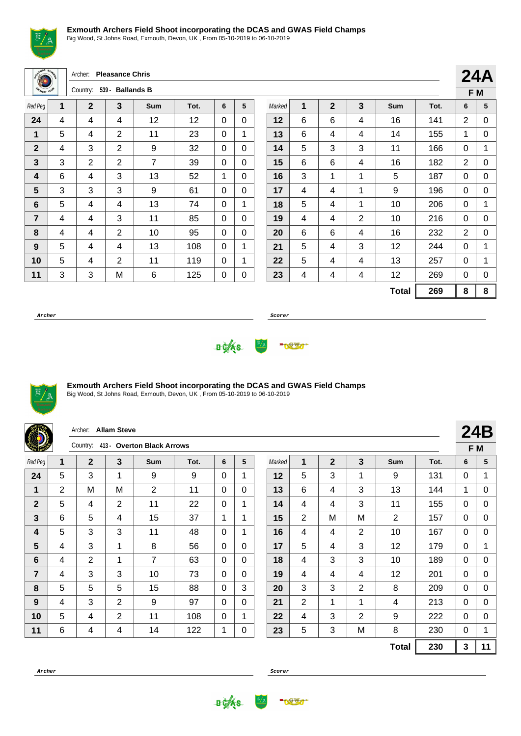**Exmouth Archers Field Shoot incorporating the DCAS and GWAS Field Champs**
Big Wood, St Johns Road, Exmouth, Devon, UK , From 05-10-2019 to 06-10-2019

Archer: **Pleasance Chris**
Country: 539 - **Ballands B**

**24A**
**F M**

| Red Peg | 1 | 2 | 3 | Sum | Tot. | 6 | 5 |
|---|---|---|---|---|---|---|---|
| 24 | 4 | 4 | 4 | 12 | 12 | 0 | 0 |
| 1 | 5 | 4 | 2 | 11 | 23 | 0 | 1 |
| 2 | 4 | 3 | 2 | 9 | 32 | 0 | 0 |
| 3 | 3 | 2 | 2 | 7 | 39 | 0 | 0 |
| 4 | 6 | 4 | 3 | 13 | 52 | 1 | 0 |
| 5 | 3 | 3 | 3 | 9 | 61 | 0 | 0 |
| 6 | 5 | 4 | 4 | 13 | 74 | 0 | 1 |
| 7 | 4 | 4 | 3 | 11 | 85 | 0 | 0 |
| 8 | 4 | 4 | 2 | 10 | 95 | 0 | 0 |
| 9 | 5 | 4 | 4 | 13 | 108 | 0 | 1 |
| 10 | 5 | 4 | 2 | 11 | 119 | 0 | 1 |
| 11 | 3 | 3 | M | 6 | 125 | 0 | 0 |

| Marked | 1 | 2 | 3 | Sum | Tot. | 6 | 5 |
|---|---|---|---|---|---|---|---|
| 12 | 6 | 6 | 4 | 16 | 141 | 2 | 0 |
| 13 | 6 | 4 | 4 | 14 | 155 | 1 | 0 |
| 14 | 5 | 3 | 3 | 11 | 166 | 0 | 1 |
| 15 | 6 | 6 | 4 | 16 | 182 | 2 | 0 |
| 16 | 3 | 1 | 1 | 5 | 187 | 0 | 0 |
| 17 | 4 | 4 | 1 | 9 | 196 | 0 | 0 |
| 18 | 5 | 4 | 1 | 10 | 206 | 0 | 1 |
| 19 | 4 | 4 | 2 | 10 | 216 | 0 | 0 |
| 20 | 6 | 6 | 4 | 16 | 232 | 2 | 0 |
| 21 | 5 | 4 | 3 | 12 | 244 | 0 | 1 |
| 22 | 5 | 4 | 4 | 13 | 257 | 0 | 1 |
| 23 | 4 | 4 | 4 | 12 | 269 | 0 | 0 |
| | | | | **Total** | **269** | **8** | **8** |

*Archer* ______________________ *Scorer* ______________________

**Exmouth Archers Field Shoot incorporating the DCAS and GWAS Field Champs**
Big Wood, St Johns Road, Exmouth, Devon, UK , From 05-10-2019 to 06-10-2019

Archer: **Allam Steve**
Country: 413 - **Overton Black Arrows**

**24B**
**F M**

| Red Peg | 1 | 2 | 3 | Sum | Tot. | 6 | 5 |
|---|---|---|---|---|---|---|---|
| 24 | 5 | 3 | 1 | 9 | 9 | 0 | 1 |
| 1 | 2 | M | M | 2 | 11 | 0 | 0 |
| 2 | 5 | 4 | 2 | 11 | 22 | 0 | 1 |
| 3 | 6 | 5 | 4 | 15 | 37 | 1 | 1 |
| 4 | 5 | 3 | 3 | 11 | 48 | 0 | 1 |
| 5 | 4 | 3 | 1 | 8 | 56 | 0 | 0 |
| 6 | 4 | 2 | 1 | 7 | 63 | 0 | 0 |
| 7 | 4 | 3 | 3 | 10 | 73 | 0 | 0 |
| 8 | 5 | 5 | 5 | 15 | 88 | 0 | 3 |
| 9 | 4 | 3 | 2 | 9 | 97 | 0 | 0 |
| 10 | 5 | 4 | 2 | 11 | 108 | 0 | 1 |
| 11 | 6 | 4 | 4 | 14 | 122 | 1 | 0 |

| Marked | 1 | 2 | 3 | Sum | Tot. | 6 | 5 |
|---|---|---|---|---|---|---|---|
| 12 | 5 | 3 | 1 | 9 | 131 | 0 | 1 |
| 13 | 6 | 4 | 3 | 13 | 144 | 1 | 0 |
| 14 | 4 | 4 | 3 | 11 | 155 | 0 | 0 |
| 15 | 2 | M | M | 2 | 157 | 0 | 0 |
| 16 | 4 | 4 | 2 | 10 | 167 | 0 | 0 |
| 17 | 5 | 4 | 3 | 12 | 179 | 0 | 1 |
| 18 | 4 | 3 | 3 | 10 | 189 | 0 | 0 |
| 19 | 4 | 4 | 4 | 12 | 201 | 0 | 0 |
| 20 | 3 | 3 | 2 | 8 | 209 | 0 | 0 |
| 21 | 2 | 1 | 1 | 4 | 213 | 0 | 0 |
| 22 | 4 | 3 | 2 | 9 | 222 | 0 | 0 |
| 23 | 5 | 3 | M | 8 | 230 | 0 | 1 |
| | | | | **Total** | **230** | **3** | **11** |

*Archer* ______________________ *Scorer* ______________________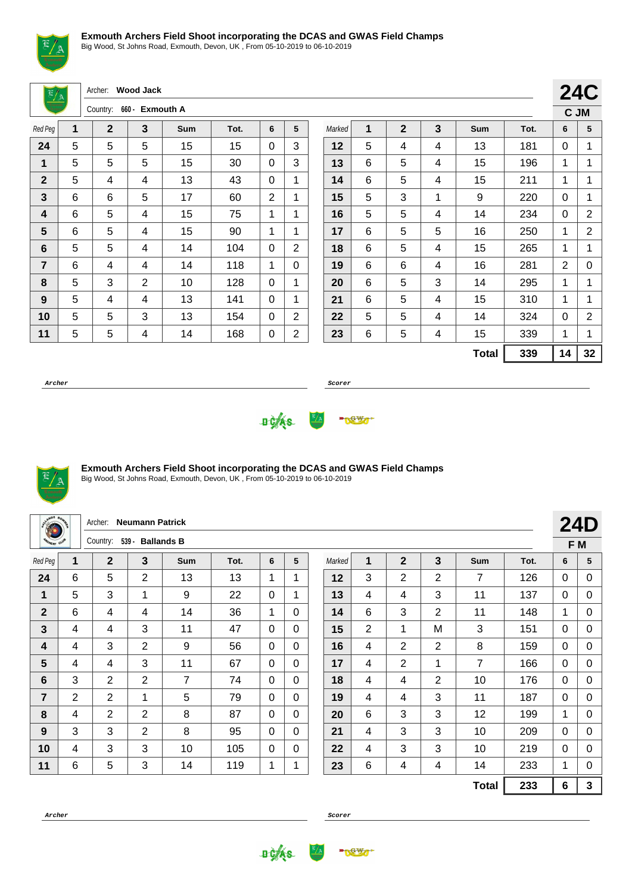**Exmouth Archers Field Shoot incorporating the DCAS and GWAS Field Champs**
Big Wood, St Johns Road, Exmouth, Devon, UK , From 05-10-2019 to 06-10-2019

Archer: **Wood Jack**
Country: 660 - **Exmouth A**

**24C**
**C JM**

| Red Peg | 1 | 2 | 3 | Sum | Tot. | 6 | 5 | Marked | 1 | 2 | 3 | Sum | Tot. | 6 | 5 |
|---|---|---|---|---|---|---|---|---|---|---|---|---|---|---|---|
| 24 | 5 | 5 | 5 | 15 | 15 | 0 | 3 | 12 | 5 | 4 | 4 | 13 | 181 | 0 | 1 |
| 1 | 5 | 5 | 5 | 15 | 30 | 0 | 3 | 13 | 6 | 5 | 4 | 15 | 196 | 1 | 1 |
| 2 | 5 | 4 | 4 | 13 | 43 | 0 | 1 | 14 | 6 | 5 | 4 | 15 | 211 | 1 | 1 |
| 3 | 6 | 6 | 5 | 17 | 60 | 2 | 1 | 15 | 5 | 3 | 1 | 9 | 220 | 0 | 1 |
| 4 | 6 | 5 | 4 | 15 | 75 | 1 | 1 | 16 | 5 | 5 | 4 | 14 | 234 | 0 | 2 |
| 5 | 6 | 5 | 4 | 15 | 90 | 1 | 1 | 17 | 6 | 5 | 5 | 16 | 250 | 1 | 2 |
| 6 | 5 | 5 | 4 | 14 | 104 | 0 | 2 | 18 | 6 | 5 | 4 | 15 | 265 | 1 | 1 |
| 7 | 6 | 4 | 4 | 14 | 118 | 1 | 0 | 19 | 6 | 6 | 4 | 16 | 281 | 2 | 0 |
| 8 | 5 | 3 | 2 | 10 | 128 | 0 | 1 | 20 | 6 | 5 | 3 | 14 | 295 | 1 | 1 |
| 9 | 5 | 4 | 4 | 13 | 141 | 0 | 1 | 21 | 6 | 5 | 4 | 15 | 310 | 1 | 1 |
| 10 | 5 | 5 | 3 | 13 | 154 | 0 | 2 | 22 | 5 | 5 | 4 | 14 | 324 | 0 | 2 |
| 11 | 5 | 5 | 4 | 14 | 168 | 0 | 2 | 23 | 6 | 5 | 4 | 15 | 339 | 1 | 1 |
| | | | | | | | | | | | | Total | 339 | 14 | 32 |

*Archer* *Scorer*

**Exmouth Archers Field Shoot incorporating the DCAS and GWAS Field Champs**
Big Wood, St Johns Road, Exmouth, Devon, UK , From 05-10-2019 to 06-10-2019

Archer: **Neumann Patrick**
Country: 539 - **Ballands B**

**24D**
**F M**

| Red Peg | 1 | 2 | 3 | Sum | Tot. | 6 | 5 | Marked | 1 | 2 | 3 | Sum | Tot. | 6 | 5 |
|---|---|---|---|---|---|---|---|---|---|---|---|---|---|---|---|
| 24 | 6 | 5 | 2 | 13 | 13 | 1 | 1 | 12 | 3 | 2 | 2 | 7 | 126 | 0 | 0 |
| 1 | 5 | 3 | 1 | 9 | 22 | 0 | 1 | 13 | 4 | 4 | 3 | 11 | 137 | 0 | 0 |
| 2 | 6 | 4 | 4 | 14 | 36 | 1 | 0 | 14 | 6 | 3 | 2 | 11 | 148 | 1 | 0 |
| 3 | 4 | 4 | 3 | 11 | 47 | 0 | 0 | 15 | 2 | 1 | M | 3 | 151 | 0 | 0 |
| 4 | 4 | 3 | 2 | 9 | 56 | 0 | 0 | 16 | 4 | 2 | 2 | 8 | 159 | 0 | 0 |
| 5 | 4 | 4 | 3 | 11 | 67 | 0 | 0 | 17 | 4 | 2 | 1 | 7 | 166 | 0 | 0 |
| 6 | 3 | 2 | 2 | 7 | 74 | 0 | 0 | 18 | 4 | 4 | 2 | 10 | 176 | 0 | 0 |
| 7 | 2 | 2 | 1 | 5 | 79 | 0 | 0 | 19 | 4 | 4 | 3 | 11 | 187 | 0 | 0 |
| 8 | 4 | 2 | 2 | 8 | 87 | 0 | 0 | 20 | 6 | 3 | 3 | 12 | 199 | 1 | 0 |
| 9 | 3 | 3 | 2 | 8 | 95 | 0 | 0 | 21 | 4 | 3 | 3 | 10 | 209 | 0 | 0 |
| 10 | 4 | 3 | 3 | 10 | 105 | 0 | 0 | 22 | 4 | 3 | 3 | 10 | 219 | 0 | 0 |
| 11 | 6 | 5 | 3 | 14 | 119 | 1 | 1 | 23 | 6 | 4 | 4 | 14 | 233 | 1 | 0 |
| | | | | | | | | | | | | Total | 233 | 6 | 3 |

*Archer* *Scorer*